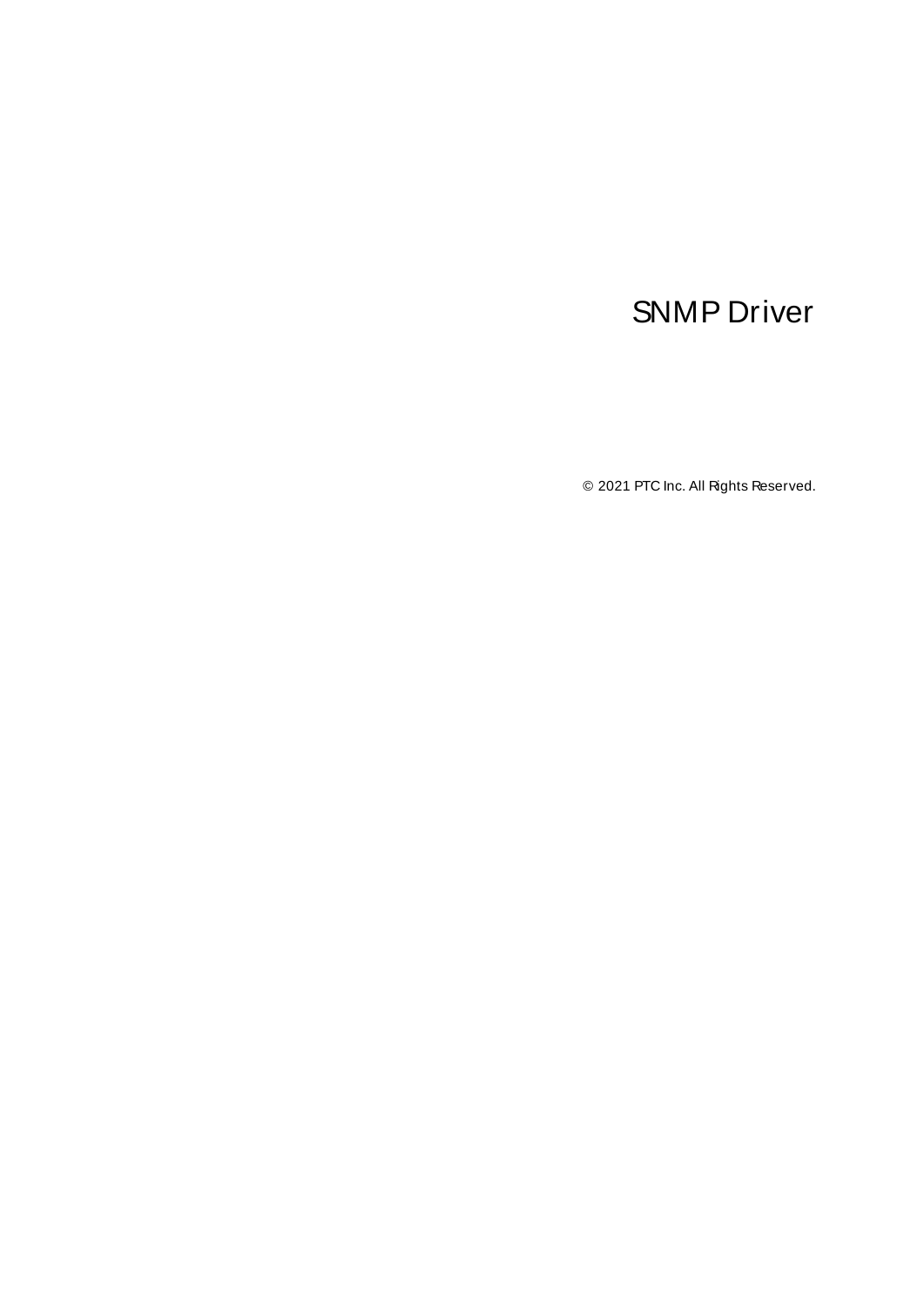# SNMP Driver

© 2021 PTC Inc. All Rights Reserved.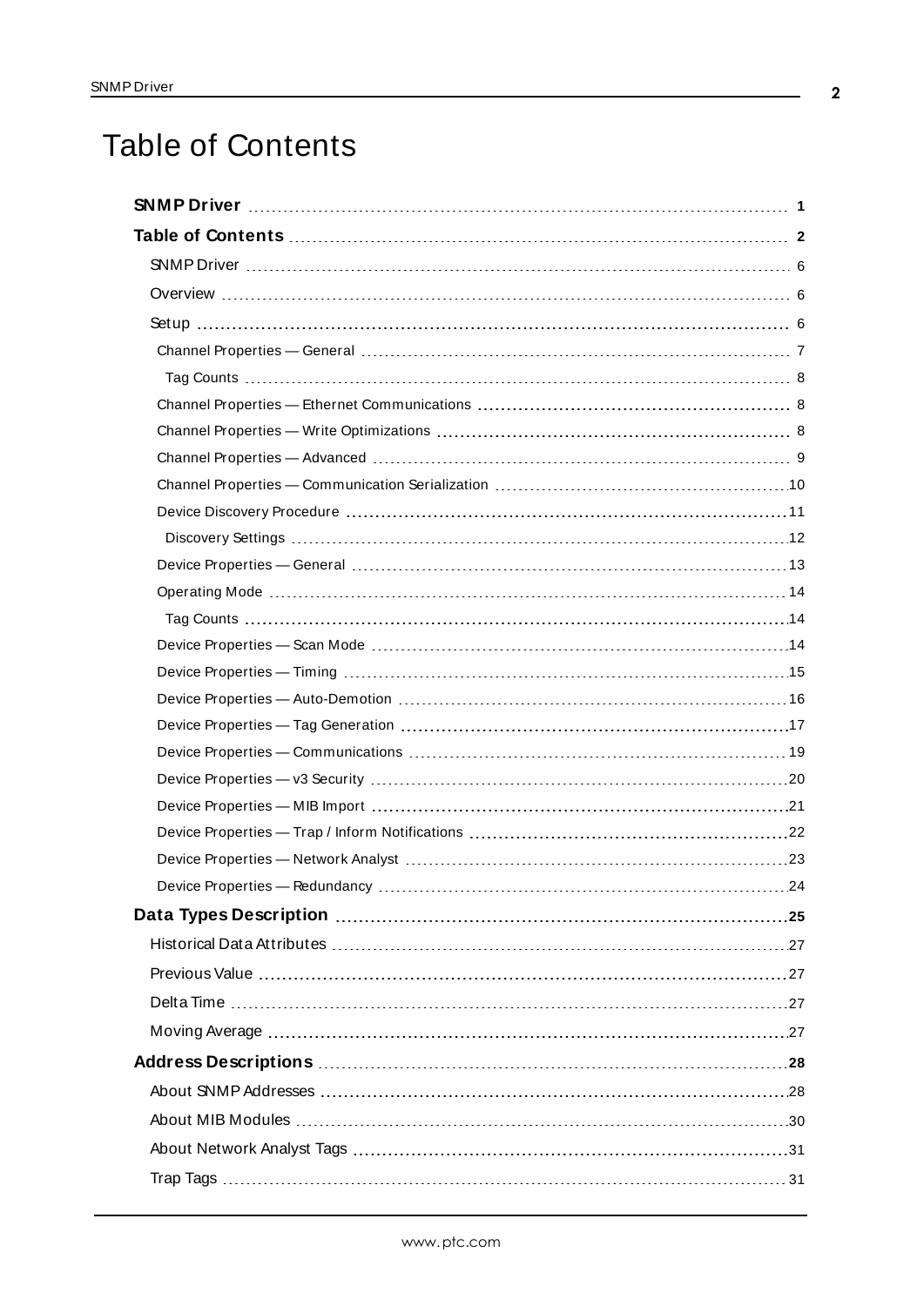# Table of Contents

**SNMP Driver** 1

**Table of Contents** 2

- SNMP Driver 6
- Overview 6
- Setup 6
  - Channel Properties — General 7
    - Tag Counts 8
  - Channel Properties — Ethernet Communications 8
  - Channel Properties — Write Optimizations 8
  - Channel Properties — Advanced 9
  - Channel Properties — Communication Serialization 10
  - Device Discovery Procedure 11
    - Discovery Settings 12
  - Device Properties — General 13
  - Operating Mode 14
    - Tag Counts 14
  - Device Properties — Scan Mode 14
  - Device Properties — Timing 15
  - Device Properties — Auto-Demotion 16
  - Device Properties — Tag Generation 17
  - Device Properties — Communications 19
  - Device Properties — v3 Security 20
  - Device Properties — MIB Import 21
  - Device Properties — Trap / Inform Notifications 22
  - Device Properties — Network Analyst 23
  - Device Properties — Redundancy 24

**Data Types Description** 25

- Historical Data Attributes 27
- Previous Value 27
- Delta Time 27
- Moving Average 27

**Address Descriptions** 28

- About SNMP Addresses 28
- About MIB Modules 30
- About Network Analyst Tags 31
- Trap Tags 31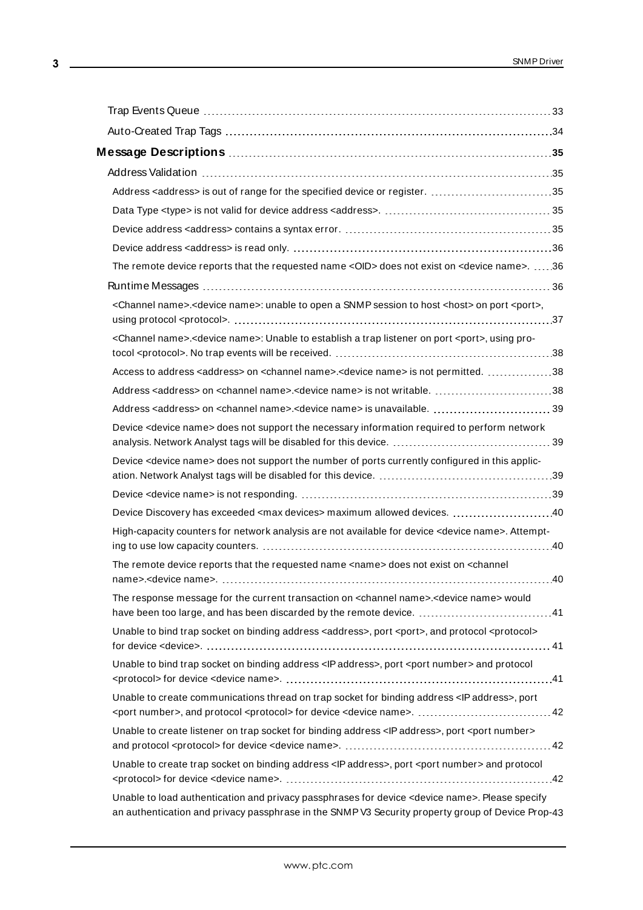Trap Events Queue 33

Auto-Created Trap Tags 34

**Message Descriptions 35**

Address Validation 35

Address <address> is out of range for the specified device or register. 35

Data Type <type> is not valid for device address <address>. 35

Device address <address> contains a syntax error. 35

Device address <address> is read only. 36

The remote device reports that the requested name <OID> does not exist on <device name>. 36

Runtime Messages 36

<Channel name>.<device name>: unable to open a SNMP session to host <host> on port <port>, using protocol <protocol>. 37

<Channel name>.<device name>: Unable to establish a trap listener on port <port>, using protocol <protocol>. No trap events will be received. 38

Access to address <address> on <channel name>.<device name> is not permitted. 38

Address <address> on <channel name>.<device name> is not writable. 38

Address <address> on <channel name>.<device name> is unavailable. 39

Device <device name> does not support the necessary information required to perform network analysis. Network Analyst tags will be disabled for this device. 39

Device <device name> does not support the number of ports currently configured in this application. Network Analyst tags will be disabled for this device. 39

Device <device name> is not responding. 39

Device Discovery has exceeded <max devices> maximum allowed devices. 40

High-capacity counters for network analysis are not available for device <device name>. Attempting to use low capacity counters. 40

The remote device reports that the requested name <name> does not exist on <channel name>.<device name>. 40

The response message for the current transaction on <channel name>.<device name> would have been too large, and has been discarded by the remote device. 41

Unable to bind trap socket on binding address <address>, port <port>, and protocol <protocol> for device <device>. 41

Unable to bind trap socket on binding address <IP address>, port <port number> and protocol <protocol> for device <device name>. 41

Unable to create communications thread on trap socket for binding address <IP address>, port <port number>, and protocol <protocol> for device <device name>. 42

Unable to create listener on trap socket for binding address <IP address>, port <port number> and protocol <protocol> for device <device name>. 42

Unable to create trap socket on binding address <IP address>, port <port number> and protocol <protocol> for device <device name>. 42

Unable to load authentication and privacy passphrases for device <device name>. Please specify an authentication and privacy passphrase in the SNMP V3 Security property group of Device Prop- 43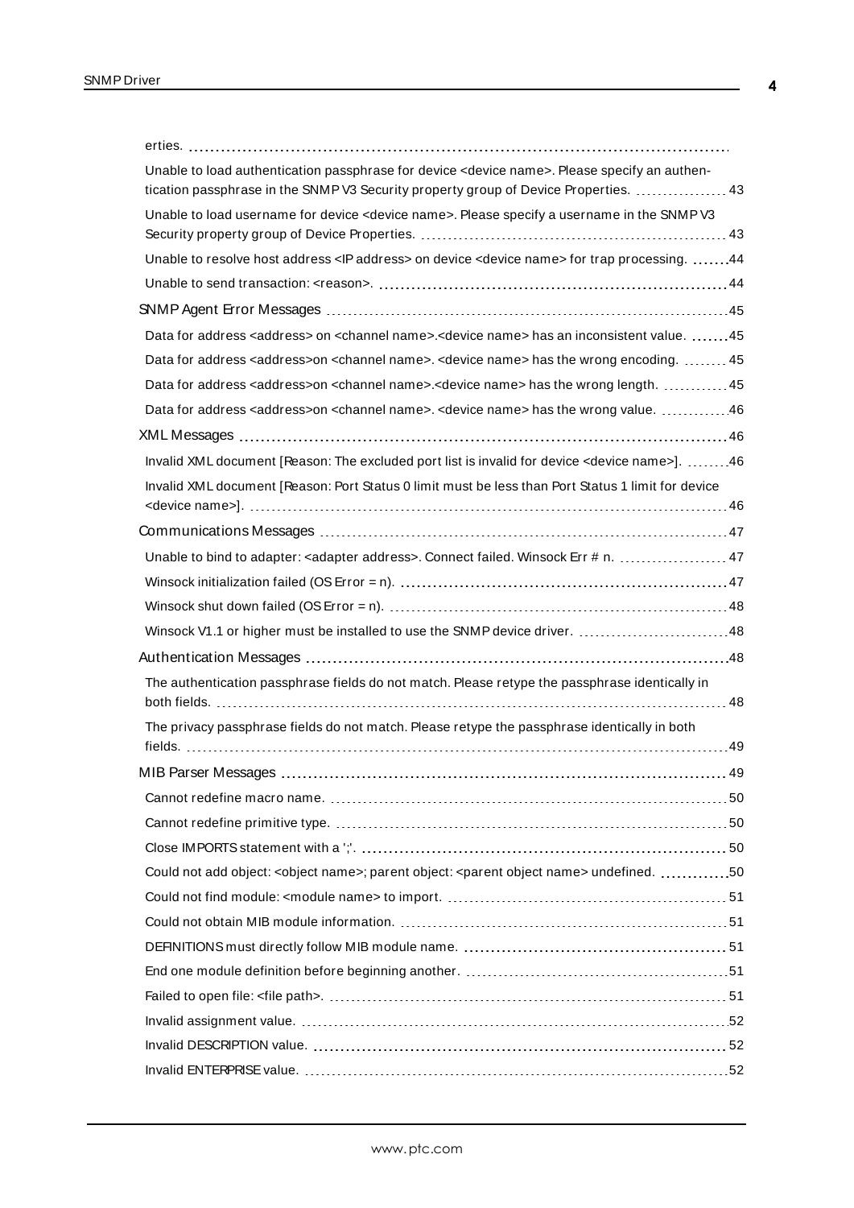erties.

Unable to load authentication passphrase for device <device name>. Please specify an authentication passphrase in the SNMP V3 Security property group of Device Properties. 43

Unable to load username for device <device name>. Please specify a username in the SNMP V3 Security property group of Device Properties. 43

Unable to resolve host address <IP address> on device <device name> for trap processing. 44

Unable to send transaction: <reason>. 44

SNMP Agent Error Messages 45

Data for address <address> on <channel name>.<device name> has an inconsistent value. 45

Data for address <address>on <channel name>. <device name> has the wrong encoding. 45

Data for address <address>on <channel name>.<device name> has the wrong length. 45

Data for address <address>on <channel name>. <device name> has the wrong value. 46

XML Messages 46

Invalid XML document [Reason: The excluded port list is invalid for device <device name>]. 46

Invalid XML document [Reason: Port Status 0 limit must be less than Port Status 1 limit for device <device name>]. 46

Communications Messages 47

Unable to bind to adapter: <adapter address>. Connect failed. Winsock Err # n. 47

Winsock initialization failed (OS Error = n). 47

Winsock shut down failed (OS Error = n). 48

Winsock V1.1 or higher must be installed to use the SNMP device driver. 48

Authentication Messages 48

The authentication passphrase fields do not match. Please retype the passphrase identically in both fields. 48

The privacy passphrase fields do not match. Please retype the passphrase identically in both fields. 49

MIB Parser Messages 49

Cannot redefine macro name. 50

Cannot redefine primitive type. 50

Close IMPORTS statement with a ';'. 50

Could not add object: <object name>; parent object: <parent object name> undefined. 50

Could not find module: <module name> to import. 51

Could not obtain MIB module information. 51

DEFINITIONS must directly follow MIB module name. 51

End one module definition before beginning another. 51

Failed to open file: <file path>. 51

Invalid assignment value. 52

Invalid DESCRIPTION value. 52

Invalid ENTERPRISE value. 52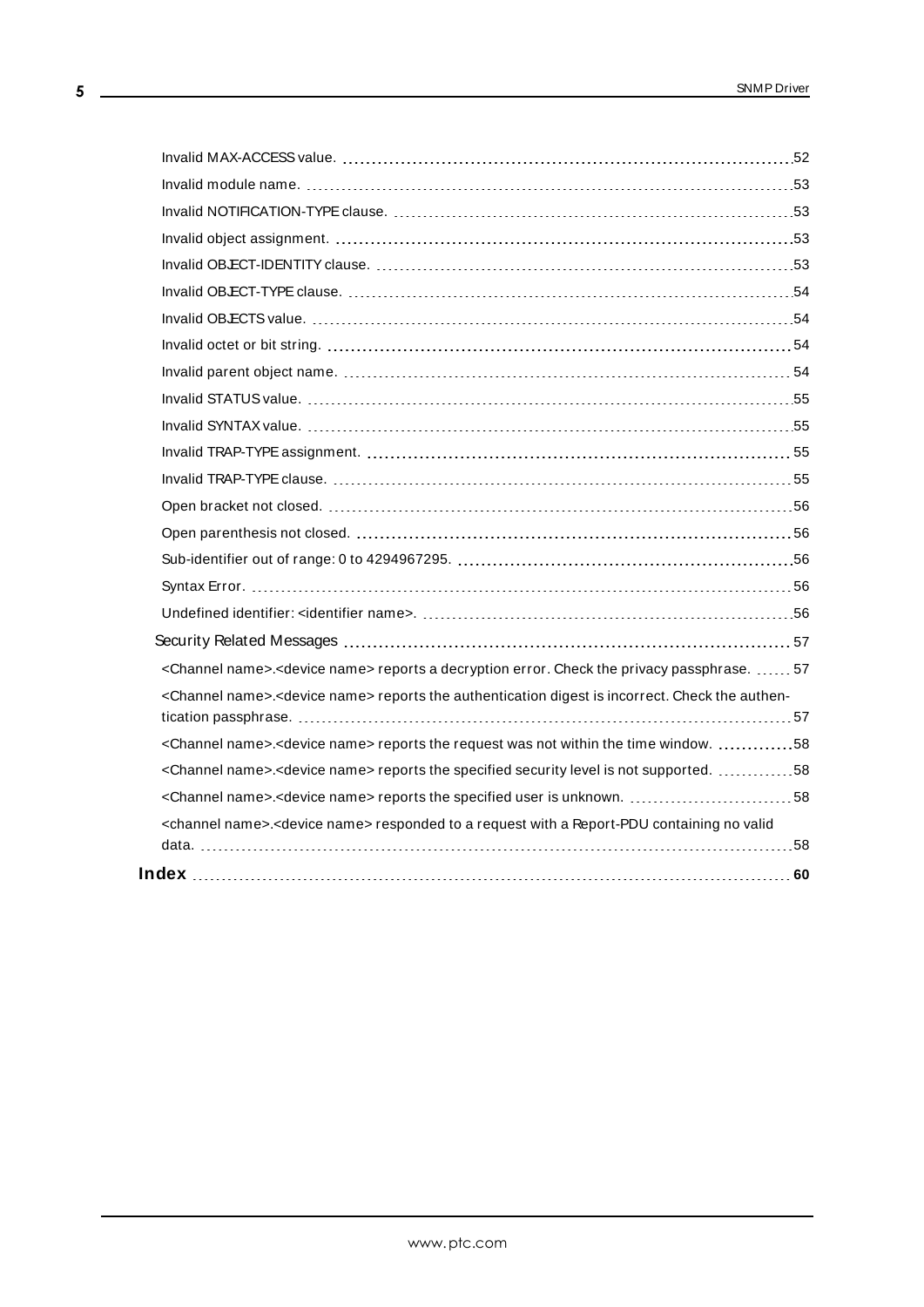Invalid MAX-ACCESS value. 52
Invalid module name. 53
Invalid NOTIFICATION-TYPE clause. 53
Invalid object assignment. 53
Invalid OBJECT-IDENTITY clause. 53
Invalid OBJECT-TYPE clause. 54
Invalid OBJECTS value. 54
Invalid octet or bit string. 54
Invalid parent object name. 54
Invalid STATUS value. 55
Invalid SYNTAX value. 55
Invalid TRAP-TYPE assignment. 55
Invalid TRAP-TYPE clause. 55
Open bracket not closed. 56
Open parenthesis not closed. 56
Sub-identifier out of range: 0 to 4294967295. 56
Syntax Error. 56
Undefined identifier: <identifier name>. 56

Security Related Messages 57

<Channel name>.<device name> reports a decryption error. Check the privacy passphrase. 57
<Channel name>.<device name> reports the authentication digest is incorrect. Check the authentication passphrase. 57
<Channel name>.<device name> reports the request was not within the time window. 58
<Channel name>.<device name> reports the specified security level is not supported. 58
<Channel name>.<device name> reports the specified user is unknown. 58
<channel name>.<device name> responded to a request with a Report-PDU containing no valid data. 58

**Index 60**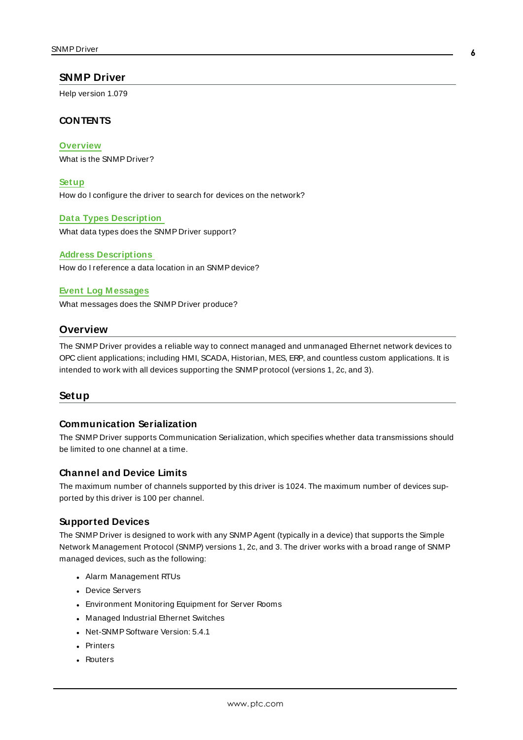# SNMP Driver

Help version 1.079

### CONTENTS

**Overview**
What is the SNMP Driver?

**Setup**
How do I configure the driver to search for devices on the network?

**Data Types Description**
What data types does the SNMP Driver support?

**Address Descriptions**
How do I reference a data location in an SNMP device?

**Event Log Messages**
What messages does the SNMP Driver produce?

## Overview

The SNMP Driver provides a reliable way to connect managed and unmanaged Ethernet network devices to OPC client applications; including HMI, SCADA, Historian, MES, ERP, and countless custom applications. It is intended to work with all devices supporting the SNMP protocol (versions 1, 2c, and 3).

## Setup

### Communication Serialization

The SNMP Driver supports Communication Serialization, which specifies whether data transmissions should be limited to one channel at a time.

### Channel and Device Limits

The maximum number of channels supported by this driver is 1024. The maximum number of devices supported by this driver is 100 per channel.

### Supported Devices

The SNMP Driver is designed to work with any SNMP Agent (typically in a device) that supports the Simple Network Management Protocol (SNMP) versions 1, 2c, and 3. The driver works with a broad range of SNMP managed devices, such as the following:

- Alarm Management RTUs
- Device Servers
- Environment Monitoring Equipment for Server Rooms
- Managed Industrial Ethernet Switches
- Net-SNMP Software Version: 5.4.1
- Printers
- Routers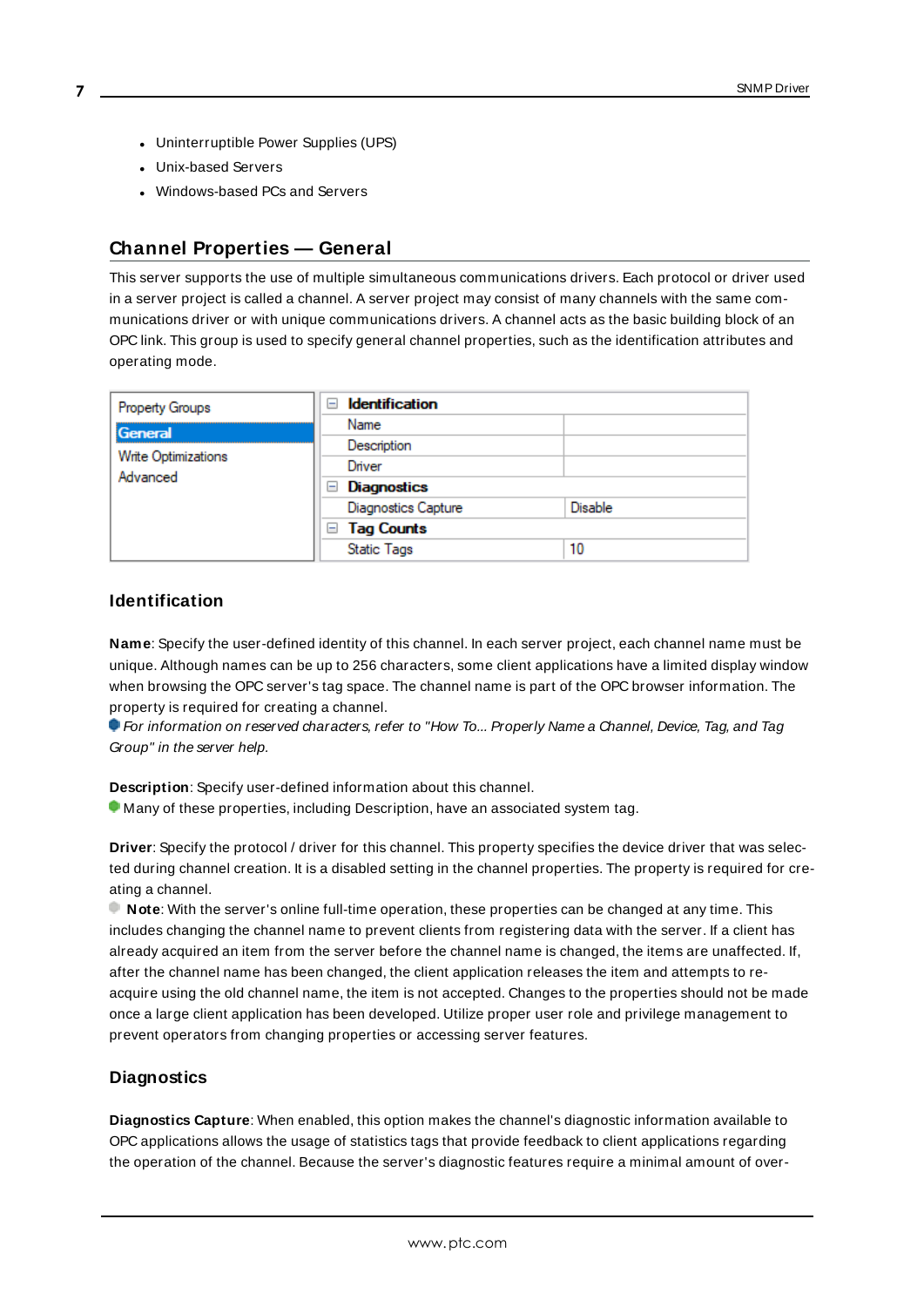- Uninterruptible Power Supplies (UPS)
- Unix-based Servers
- Windows-based PCs and Servers

## Channel Properties — General

This server supports the use of multiple simultaneous communications drivers. Each protocol or driver used in a server project is called a channel. A server project may consist of many channels with the same communications driver or with unique communications drivers. A channel acts as the basic building block of an OPC link. This group is used to specify general channel properties, such as the identification attributes and operating mode.

| Property Groups | | |
|---|---|---|
| **General** | **Identification** | |
| Write Optimizations | Name | |
| Advanced | Description | |
| | Driver | |
| | **Diagnostics** | |
| | Diagnostics Capture | Disable |
| | **Tag Counts** | |
| | Static Tags | 10 |

### Identification

**Name**: Specify the user-defined identity of this channel. In each server project, each channel name must be unique. Although names can be up to 256 characters, some client applications have a limited display window when browsing the OPC server's tag space. The channel name is part of the OPC browser information. The property is required for creating a channel.

*For information on reserved characters, refer to "How To... Properly Name a Channel, Device, Tag, and Tag Group" in the server help.*

**Description**: Specify user-defined information about this channel.

Many of these properties, including Description, have an associated system tag.

**Driver**: Specify the protocol / driver for this channel. This property specifies the device driver that was selected during channel creation. It is a disabled setting in the channel properties. The property is required for creating a channel.

**Note**: With the server's online full-time operation, these properties can be changed at any time. This includes changing the channel name to prevent clients from registering data with the server. If a client has already acquired an item from the server before the channel name is changed, the items are unaffected. If, after the channel name has been changed, the client application releases the item and attempts to re-acquire using the old channel name, the item is not accepted. Changes to the properties should not be made once a large client application has been developed. Utilize proper user role and privilege management to prevent operators from changing properties or accessing server features.

### Diagnostics

**Diagnostics Capture**: When enabled, this option makes the channel's diagnostic information available to OPC applications allows the usage of statistics tags that provide feedback to client applications regarding the operation of the channel. Because the server's diagnostic features require a minimal amount of over-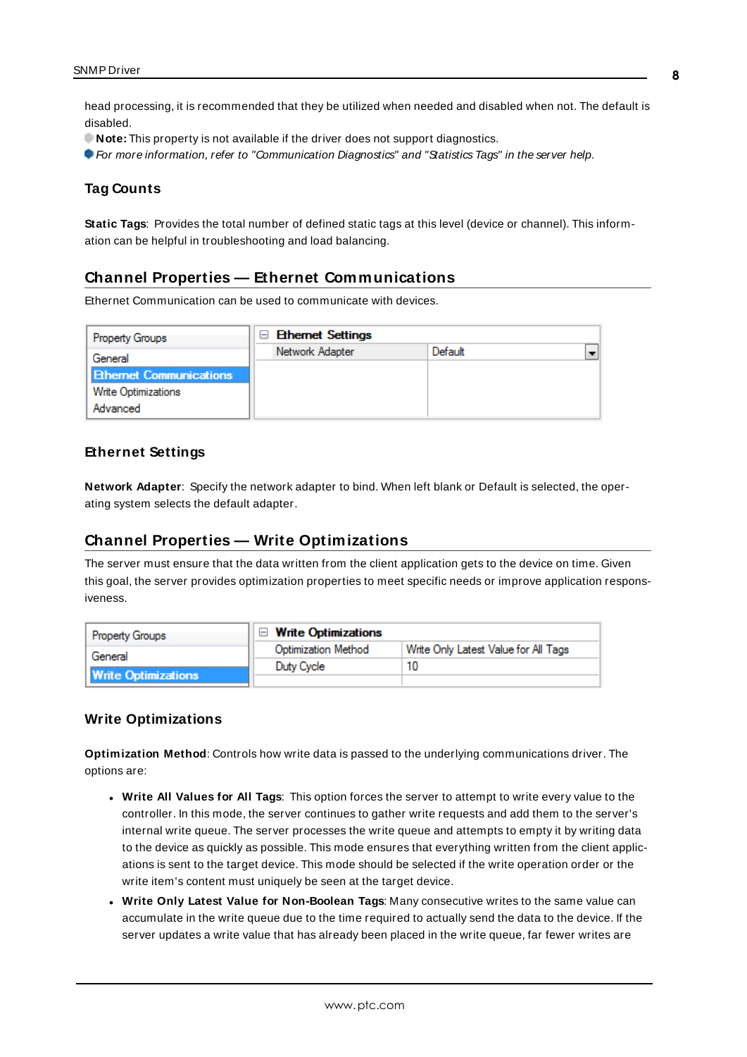head processing, it is recommended that they be utilized when needed and disabled when not. The default is disabled.

**Note:** This property is not available if the driver does not support diagnostics.

*For more information, refer to "Communication Diagnostics" and "Statistics Tags" in the server help.*

### Tag Counts

**Static Tags**: Provides the total number of defined static tags at this level (device or channel). This information can be helpful in troubleshooting and load balancing.

## Channel Properties — Ethernet Communications

Ethernet Communication can be used to communicate with devices.

| Property Groups | Ethernet Settings | |
|---|---|---|
| General | Network Adapter | Default |
| Ethernet Communications | | |
| Write Optimizations | | |
| Advanced | | |

### Ethernet Settings

**Network Adapter**: Specify the network adapter to bind. When left blank or Default is selected, the operating system selects the default adapter.

## Channel Properties — Write Optimizations

The server must ensure that the data written from the client application gets to the device on time. Given this goal, the server provides optimization properties to meet specific needs or improve application responsiveness.

| Property Groups | Write Optimizations | |
|---|---|---|
| General | Optimization Method | Write Only Latest Value for All Tags |
| Write Optimizations | Duty Cycle | 10 |

### Write Optimizations

**Optimization Method**: Controls how write data is passed to the underlying communications driver. The options are:

- **Write All Values for All Tags**: This option forces the server to attempt to write every value to the controller. In this mode, the server continues to gather write requests and add them to the server's internal write queue. The server processes the write queue and attempts to empty it by writing data to the device as quickly as possible. This mode ensures that everything written from the client applications is sent to the target device. This mode should be selected if the write operation order or the write item's content must uniquely be seen at the target device.
- **Write Only Latest Value for Non-Boolean Tags**: Many consecutive writes to the same value can accumulate in the write queue due to the time required to actually send the data to the device. If the server updates a write value that has already been placed in the write queue, far fewer writes are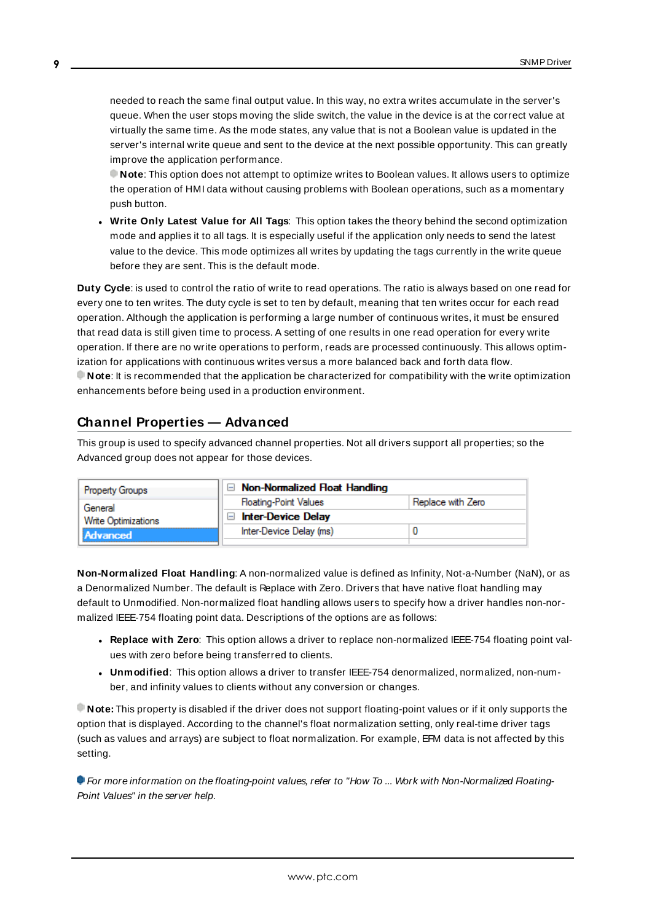needed to reach the same final output value. In this way, no extra writes accumulate in the server's queue. When the user stops moving the slide switch, the value in the device is at the correct value at virtually the same time. As the mode states, any value that is not a Boolean value is updated in the server's internal write queue and sent to the device at the next possible opportunity. This can greatly improve the application performance.

**Note**: This option does not attempt to optimize writes to Boolean values. It allows users to optimize the operation of HMI data without causing problems with Boolean operations, such as a momentary push button.

- **Write Only Latest Value for All Tags**: This option takes the theory behind the second optimization mode and applies it to all tags. It is especially useful if the application only needs to send the latest value to the device. This mode optimizes all writes by updating the tags currently in the write queue before they are sent. This is the default mode.

**Duty Cycle**: is used to control the ratio of write to read operations. The ratio is always based on one read for every one to ten writes. The duty cycle is set to ten by default, meaning that ten writes occur for each read operation. Although the application is performing a large number of continuous writes, it must be ensured that read data is still given time to process. A setting of one results in one read operation for every write operation. If there are no write operations to perform, reads are processed continuously. This allows optimization for applications with continuous writes versus a more balanced back and forth data flow.

**Note**: It is recommended that the application be characterized for compatibility with the write optimization enhancements before being used in a production environment.

## Channel Properties — Advanced

This group is used to specify advanced channel properties. Not all drivers support all properties; so the Advanced group does not appear for those devices.

| Property Groups | Non-Normalized Float Handling | |
|---|---|---|
| General | Floating-Point Values | Replace with Zero |
| Write Optimizations | Inter-Device Delay | |
| **Advanced** | Inter-Device Delay (ms) | 0 |

**Non-Normalized Float Handling**: A non-normalized value is defined as Infinity, Not-a-Number (NaN), or as a Denormalized Number. The default is Replace with Zero. Drivers that have native float handling may default to Unmodified. Non-normalized float handling allows users to specify how a driver handles non-normalized IEEE-754 floating point data. Descriptions of the options are as follows:

- **Replace with Zero**: This option allows a driver to replace non-normalized IEEE-754 floating point values with zero before being transferred to clients.
- **Unmodified**: This option allows a driver to transfer IEEE-754 denormalized, normalized, non-number, and infinity values to clients without any conversion or changes.

**Note:** This property is disabled if the driver does not support floating-point values or if it only supports the option that is displayed. According to the channel's float normalization setting, only real-time driver tags (such as values and arrays) are subject to float normalization. For example, EFM data is not affected by this setting.

*For more information on the floating-point values, refer to "How To ... Work with Non-Normalized Floating-Point Values" in the server help.*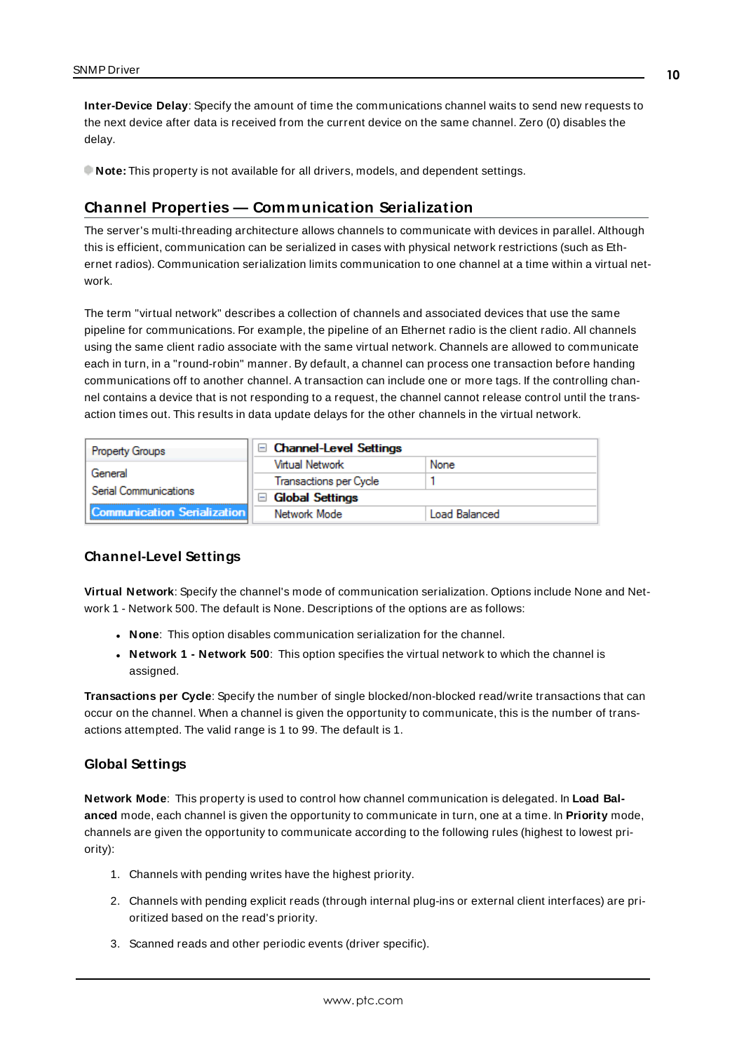**Inter-Device Delay**: Specify the amount of time the communications channel waits to send new requests to the next device after data is received from the current device on the same channel. Zero (0) disables the delay.

**Note:** This property is not available for all drivers, models, and dependent settings.

## Channel Properties — Communication Serialization

The server's multi-threading architecture allows channels to communicate with devices in parallel. Although this is efficient, communication can be serialized in cases with physical network restrictions (such as Ethernet radios). Communication serialization limits communication to one channel at a time within a virtual network.

The term "virtual network" describes a collection of channels and associated devices that use the same pipeline for communications. For example, the pipeline of an Ethernet radio is the client radio. All channels using the same client radio associate with the same virtual network. Channels are allowed to communicate each in turn, in a "round-robin" manner. By default, a channel can process one transaction before handing communications off to another channel. A transaction can include one or more tags. If the controlling channel contains a device that is not responding to a request, the channel cannot release control until the transaction times out. This results in data update delays for the other channels in the virtual network.

| Property Groups | Channel-Level Settings | |
|---|---|---|
| General | Virtual Network | None |
| Serial Communications | Transactions per Cycle | 1 |
| Communication Serialization | **Global Settings** | |
| | Network Mode | Load Balanced |

### Channel-Level Settings

**Virtual Network**: Specify the channel's mode of communication serialization. Options include None and Network 1 - Network 500. The default is None. Descriptions of the options are as follows:

- **None**: This option disables communication serialization for the channel.
- **Network 1 - Network 500**: This option specifies the virtual network to which the channel is assigned.

**Transactions per Cycle**: Specify the number of single blocked/non-blocked read/write transactions that can occur on the channel. When a channel is given the opportunity to communicate, this is the number of transactions attempted. The valid range is 1 to 99. The default is 1.

### Global Settings

**Network Mode**: This property is used to control how channel communication is delegated. In **Load Balanced** mode, each channel is given the opportunity to communicate in turn, one at a time. In **Priority** mode, channels are given the opportunity to communicate according to the following rules (highest to lowest priority):

1. Channels with pending writes have the highest priority.
2. Channels with pending explicit reads (through internal plug-ins or external client interfaces) are prioritized based on the read's priority.
3. Scanned reads and other periodic events (driver specific).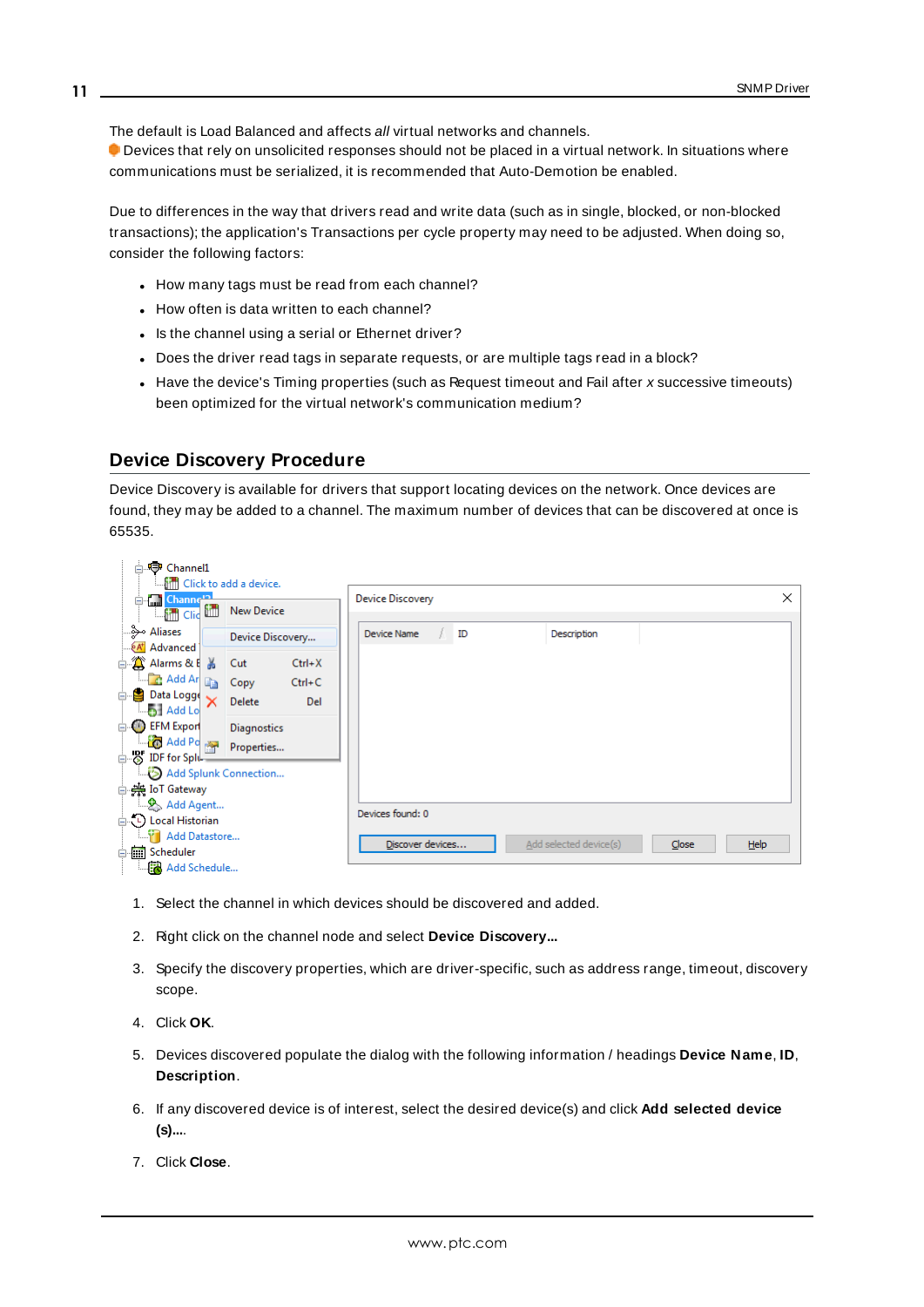The default is Load Balanced and affects *all* virtual networks and channels.

Devices that rely on unsolicited responses should not be placed in a virtual network. In situations where communications must be serialized, it is recommended that Auto-Demotion be enabled.

Due to differences in the way that drivers read and write data (such as in single, blocked, or non-blocked transactions); the application's Transactions per cycle property may need to be adjusted. When doing so, consider the following factors:

- How many tags must be read from each channel?
- How often is data written to each channel?
- Is the channel using a serial or Ethernet driver?
- Does the driver read tags in separate requests, or are multiple tags read in a block?
- Have the device's Timing properties (such as Request timeout and Fail after *x* successive timeouts) been optimized for the virtual network's communication medium?

## Device Discovery Procedure

Device Discovery is available for drivers that support locating devices on the network. Once devices are found, they may be added to a channel. The maximum number of devices that can be discovered at once is 65535.

1. Select the channel in which devices should be discovered and added.
2. Right click on the channel node and select **Device Discovery...**
3. Specify the discovery properties, which are driver-specific, such as address range, timeout, discovery scope.
4. Click **OK**.
5. Devices discovered populate the dialog with the following information / headings **Device Name**, **ID**, **Description**.
6. If any discovered device is of interest, select the desired device(s) and click **Add selected device (s)...**.
7. Click **Close**.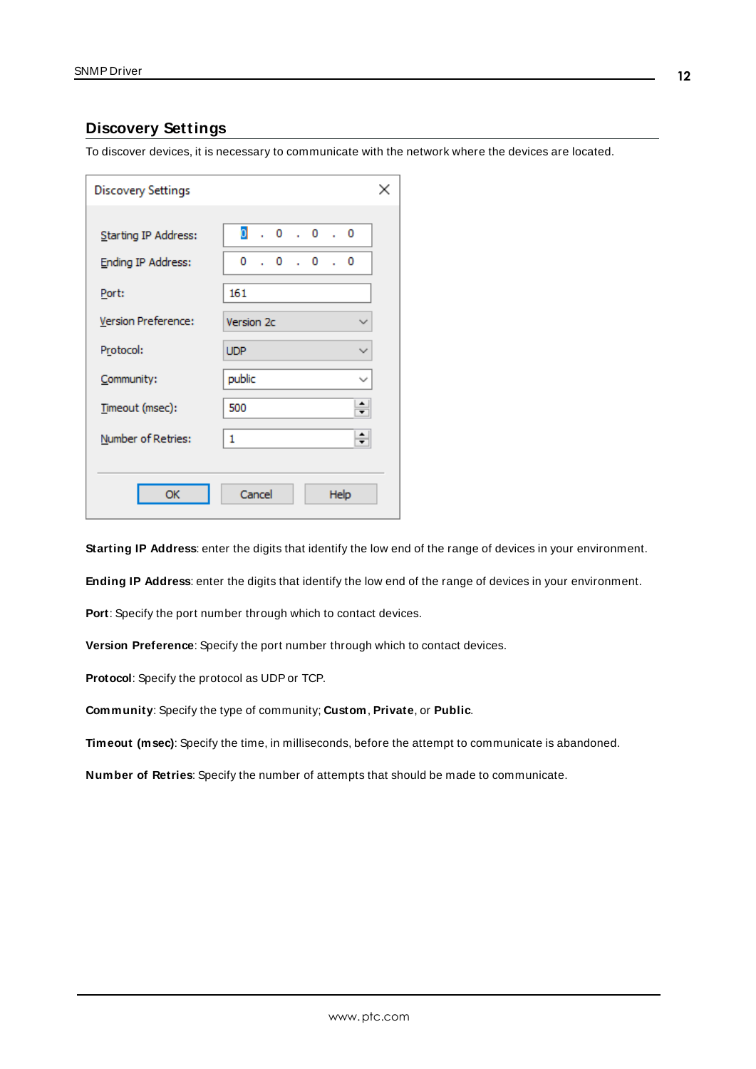## Discovery Settings

To discover devices, it is necessary to communicate with the network where the devices are located.

**Starting IP Address**: enter the digits that identify the low end of the range of devices in your environment.

**Ending IP Address**: enter the digits that identify the low end of the range of devices in your environment.

**Port**: Specify the port number through which to contact devices.

**Version Preference**: Specify the port number through which to contact devices.

**Protocol**: Specify the protocol as UDP or TCP.

**Community**: Specify the type of community; **Custom**, **Private**, or **Public**.

**Timeout (msec)**: Specify the time, in milliseconds, before the attempt to communicate is abandoned.

**Number of Retries**: Specify the number of attempts that should be made to communicate.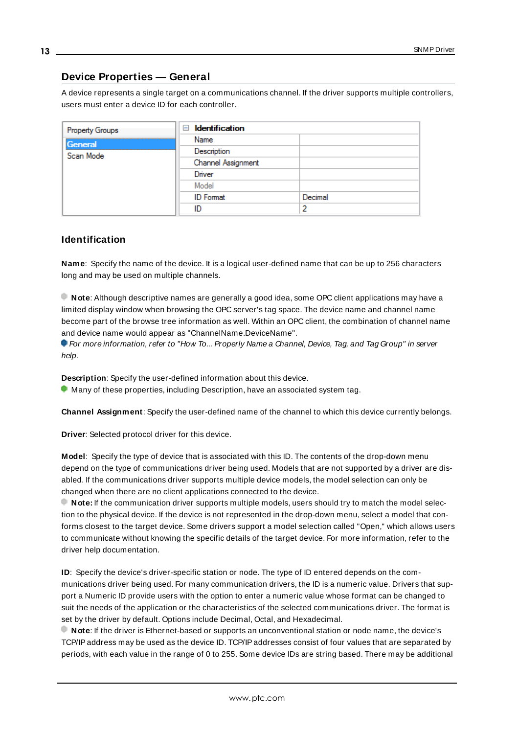## Device Properties — General

A device represents a single target on a communications channel. If the driver supports multiple controllers, users must enter a device ID for each controller.

| Property Groups | Identification | |
|---|---|---|
| General | Name | |
| Scan Mode | Description | |
| | Channel Assignment | |
| | Driver | |
| | Model | |
| | ID Format | Decimal |
| | ID | 2 |

### Identification

**Name**: Specify the name of the device. It is a logical user-defined name that can be up to 256 characters long and may be used on multiple channels.

**Note**: Although descriptive names are generally a good idea, some OPC client applications may have a limited display window when browsing the OPC server's tag space. The device name and channel name become part of the browse tree information as well. Within an OPC client, the combination of channel name and device name would appear as "ChannelName.DeviceName".

*For more information, refer to "How To... Properly Name a Channel, Device, Tag, and Tag Group" in server help.*

**Description**: Specify the user-defined information about this device.

Many of these properties, including Description, have an associated system tag.

**Channel Assignment**: Specify the user-defined name of the channel to which this device currently belongs.

**Driver**: Selected protocol driver for this device.

**Model**: Specify the type of device that is associated with this ID. The contents of the drop-down menu depend on the type of communications driver being used. Models that are not supported by a driver are disabled. If the communications driver supports multiple device models, the model selection can only be changed when there are no client applications connected to the device.

**Note:** If the communication driver supports multiple models, users should try to match the model selection to the physical device. If the device is not represented in the drop-down menu, select a model that conforms closest to the target device. Some drivers support a model selection called "Open," which allows users to communicate without knowing the specific details of the target device. For more information, refer to the driver help documentation.

**ID**: Specify the device's driver-specific station or node. The type of ID entered depends on the communications driver being used. For many communication drivers, the ID is a numeric value. Drivers that support a Numeric ID provide users with the option to enter a numeric value whose format can be changed to suit the needs of the application or the characteristics of the selected communications driver. The format is set by the driver by default. Options include Decimal, Octal, and Hexadecimal.

**Note**: If the driver is Ethernet-based or supports an unconventional station or node name, the device's TCP/IP address may be used as the device ID. TCP/IP addresses consist of four values that are separated by periods, with each value in the range of 0 to 255. Some device IDs are string based. There may be additional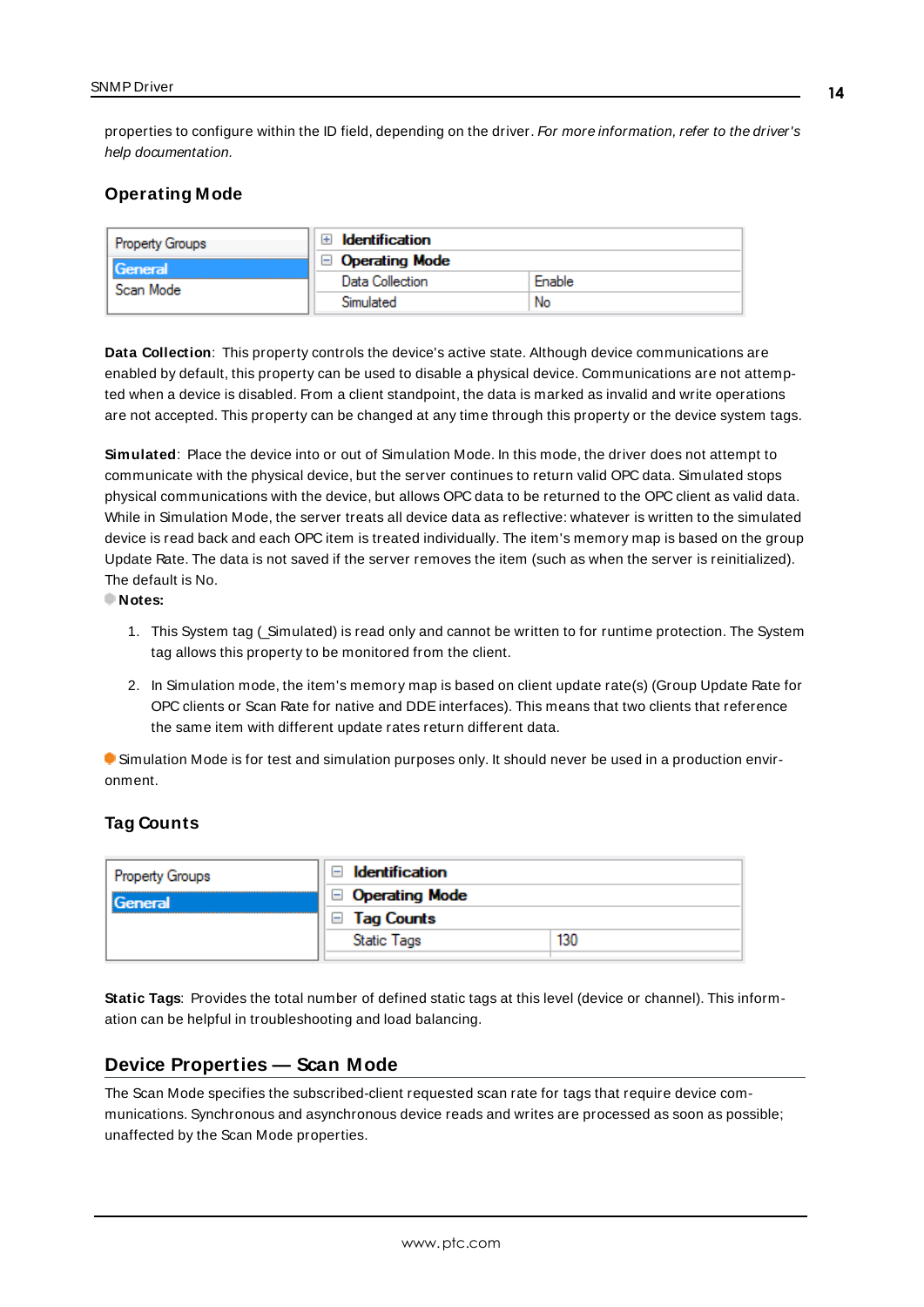properties to configure within the ID field, depending on the driver. *For more information, refer to the driver's help documentation.*

### Operating Mode

| Property Groups | | |
|---|---|---|
| General | ⊞ **Identification** | |
| Scan Mode | ⊟ **Operating Mode** | |
| | Data Collection | Enable |
| | Simulated | No |

**Data Collection**: This property controls the device's active state. Although device communications are enabled by default, this property can be used to disable a physical device. Communications are not attempted when a device is disabled. From a client standpoint, the data is marked as invalid and write operations are not accepted. This property can be changed at any time through this property or the device system tags.

**Simulated**: Place the device into or out of Simulation Mode. In this mode, the driver does not attempt to communicate with the physical device, but the server continues to return valid OPC data. Simulated stops physical communications with the device, but allows OPC data to be returned to the OPC client as valid data. While in Simulation Mode, the server treats all device data as reflective: whatever is written to the simulated device is read back and each OPC item is treated individually. The item's memory map is based on the group Update Rate. The data is not saved if the server removes the item (such as when the server is reinitialized). The default is No.

**Notes:**

1. This System tag (_Simulated) is read only and cannot be written to for runtime protection. The System tag allows this property to be monitored from the client.

2. In Simulation mode, the item's memory map is based on client update rate(s) (Group Update Rate for OPC clients or Scan Rate for native and DDE interfaces). This means that two clients that reference the same item with different update rates return different data.

Simulation Mode is for test and simulation purposes only. It should never be used in a production environment.

### Tag Counts

| Property Groups | | |
|---|---|---|
| General | ⊟ **Identification** | |
| | ⊟ **Operating Mode** | |
| | ⊟ **Tag Counts** | |
| | Static Tags | 130 |

**Static Tags**: Provides the total number of defined static tags at this level (device or channel). This information can be helpful in troubleshooting and load balancing.

## Device Properties — Scan Mode

The Scan Mode specifies the subscribed-client requested scan rate for tags that require device communications. Synchronous and asynchronous device reads and writes are processed as soon as possible; unaffected by the Scan Mode properties.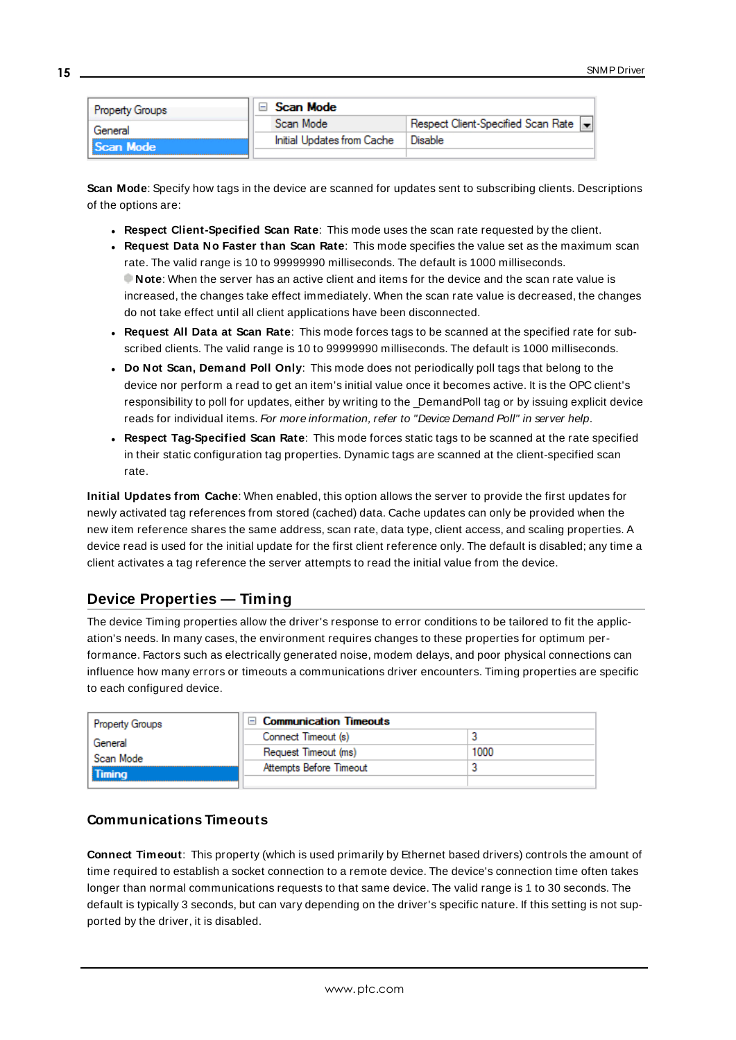| Property Groups | Scan Mode | |
|---|---|---|
| General | Scan Mode | Respect Client-Specified Scan Rate |
| Scan Mode | Initial Updates from Cache | Disable |

**Scan Mode**: Specify how tags in the device are scanned for updates sent to subscribing clients. Descriptions of the options are:

- **Respect Client-Specified Scan Rate**: This mode uses the scan rate requested by the client.
- **Request Data No Faster than Scan Rate**: This mode specifies the value set as the maximum scan rate. The valid range is 10 to 99999990 milliseconds. The default is 1000 milliseconds.
  **Note**: When the server has an active client and items for the device and the scan rate value is increased, the changes take effect immediately. When the scan rate value is decreased, the changes do not take effect until all client applications have been disconnected.
- **Request All Data at Scan Rate**: This mode forces tags to be scanned at the specified rate for subscribed clients. The valid range is 10 to 99999990 milliseconds. The default is 1000 milliseconds.
- **Do Not Scan, Demand Poll Only**: This mode does not periodically poll tags that belong to the device nor perform a read to get an item's initial value once it becomes active. It is the OPC client's responsibility to poll for updates, either by writing to the _DemandPoll tag or by issuing explicit device reads for individual items. *For more information, refer to "Device Demand Poll" in server help*.
- **Respect Tag-Specified Scan Rate**: This mode forces static tags to be scanned at the rate specified in their static configuration tag properties. Dynamic tags are scanned at the client-specified scan rate.

**Initial Updates from Cache**: When enabled, this option allows the server to provide the first updates for newly activated tag references from stored (cached) data. Cache updates can only be provided when the new item reference shares the same address, scan rate, data type, client access, and scaling properties. A device read is used for the initial update for the first client reference only. The default is disabled; any time a client activates a tag reference the server attempts to read the initial value from the device.

## Device Properties — Timing

The device Timing properties allow the driver's response to error conditions to be tailored to fit the application's needs. In many cases, the environment requires changes to these properties for optimum performance. Factors such as electrically generated noise, modem delays, and poor physical connections can influence how many errors or timeouts a communications driver encounters. Timing properties are specific to each configured device.

| Property Groups | Communication Timeouts | |
|---|---|---|
| General | Connect Timeout (s) | 3 |
| Scan Mode | Request Timeout (ms) | 1000 |
| Timing | Attempts Before Timeout | 3 |

### Communications Timeouts

**Connect Timeout**: This property (which is used primarily by Ethernet based drivers) controls the amount of time required to establish a socket connection to a remote device. The device's connection time often takes longer than normal communications requests to that same device. The valid range is 1 to 30 seconds. The default is typically 3 seconds, but can vary depending on the driver's specific nature. If this setting is not supported by the driver, it is disabled.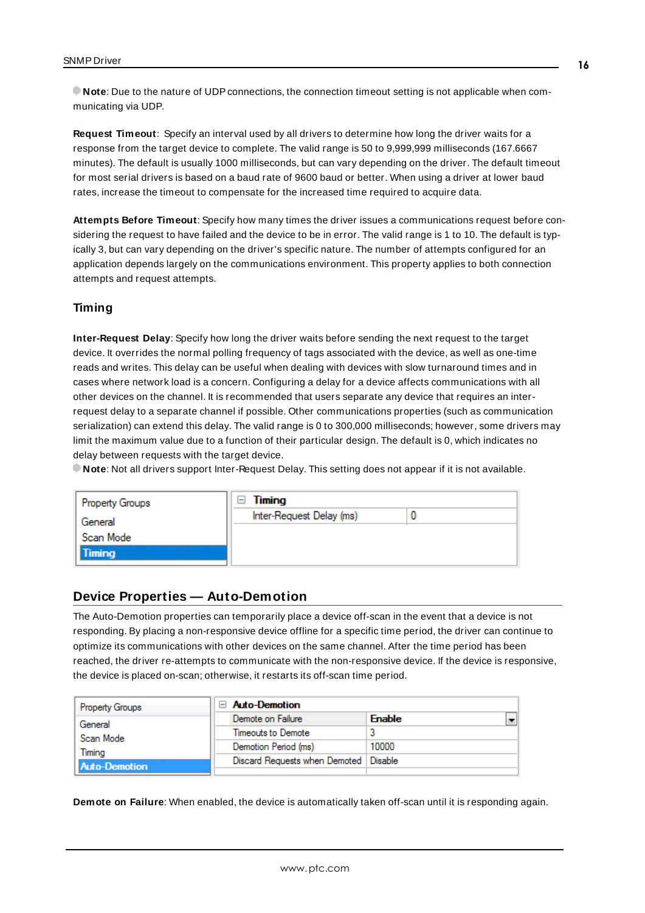**Note**: Due to the nature of UDP connections, the connection timeout setting is not applicable when communicating via UDP.

**Request Timeout**: Specify an interval used by all drivers to determine how long the driver waits for a response from the target device to complete. The valid range is 50 to 9,999,999 milliseconds (167.6667 minutes). The default is usually 1000 milliseconds, but can vary depending on the driver. The default timeout for most serial drivers is based on a baud rate of 9600 baud or better. When using a driver at lower baud rates, increase the timeout to compensate for the increased time required to acquire data.

**Attempts Before Timeout**: Specify how many times the driver issues a communications request before considering the request to have failed and the device to be in error. The valid range is 1 to 10. The default is typically 3, but can vary depending on the driver's specific nature. The number of attempts configured for an application depends largely on the communications environment. This property applies to both connection attempts and request attempts.

### Timing

**Inter-Request Delay**: Specify how long the driver waits before sending the next request to the target device. It overrides the normal polling frequency of tags associated with the device, as well as one-time reads and writes. This delay can be useful when dealing with devices with slow turnaround times and in cases where network load is a concern. Configuring a delay for a device affects communications with all other devices on the channel. It is recommended that users separate any device that requires an inter-request delay to a separate channel if possible. Other communications properties (such as communication serialization) can extend this delay. The valid range is 0 to 300,000 milliseconds; however, some drivers may limit the maximum value due to a function of their particular design. The default is 0, which indicates no delay between requests with the target device.

**Note**: Not all drivers support Inter-Request Delay. This setting does not appear if it is not available.

| Property Groups | Timing | |
|---|---|---|
| General | Inter-Request Delay (ms) | 0 |
| Scan Mode | | |
| **Timing** | | |

## Device Properties — Auto-Demotion

The Auto-Demotion properties can temporarily place a device off-scan in the event that a device is not responding. By placing a non-responsive device offline for a specific time period, the driver can continue to optimize its communications with other devices on the same channel. After the time period has been reached, the driver re-attempts to communicate with the non-responsive device. If the device is responsive, the device is placed on-scan; otherwise, it restarts its off-scan time period.

| Property Groups | Auto-Demotion | |
|---|---|---|
| General | Demote on Failure | Enable |
| Scan Mode | Timeouts to Demote | 3 |
| Timing | Demotion Period (ms) | 10000 |
| **Auto-Demotion** | Discard Requests when Demoted | Disable |

**Demote on Failure**: When enabled, the device is automatically taken off-scan until it is responding again.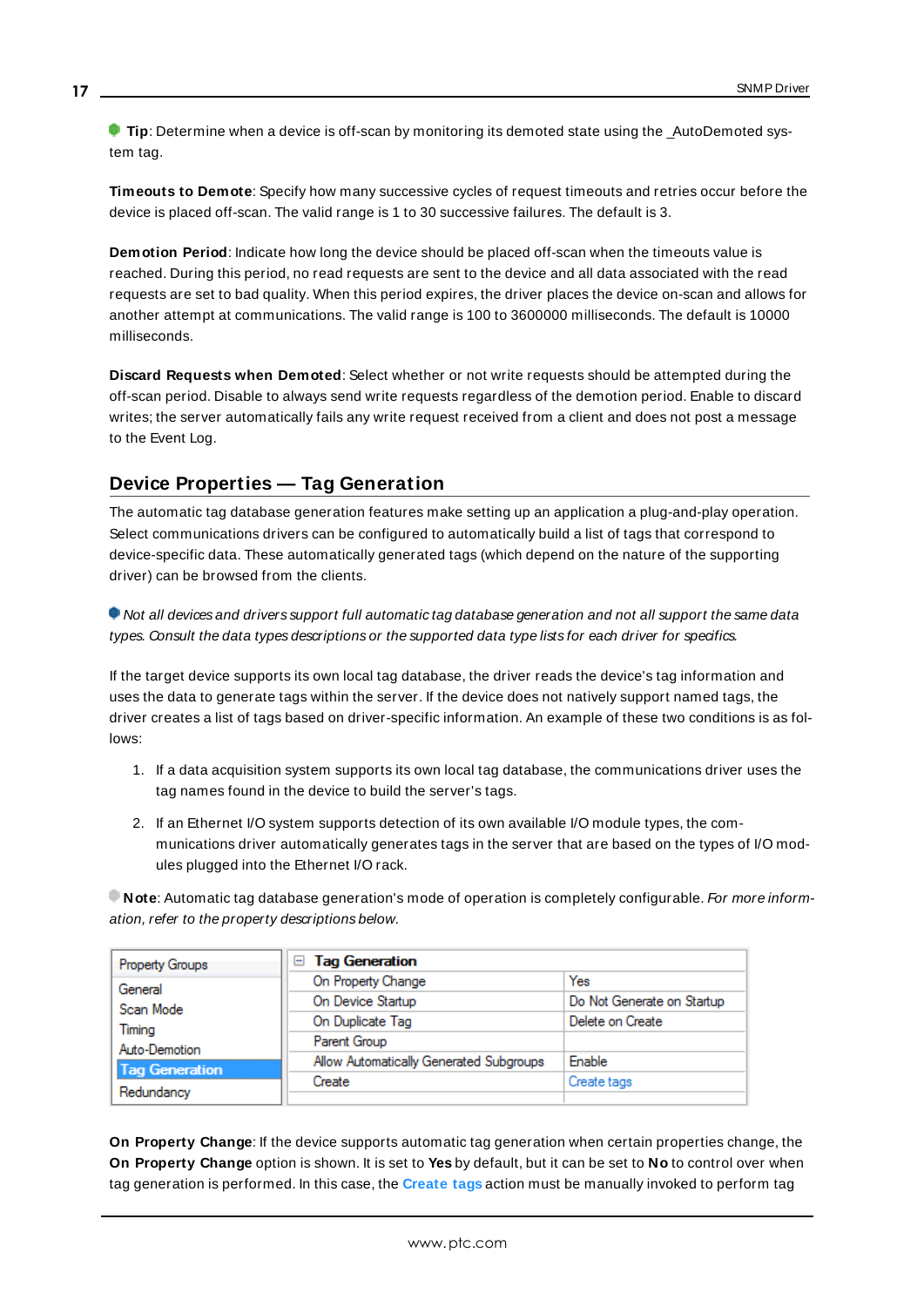**Tip**: Determine when a device is off-scan by monitoring its demoted state using the _AutoDemoted system tag.

**Timeouts to Demote**: Specify how many successive cycles of request timeouts and retries occur before the device is placed off-scan. The valid range is 1 to 30 successive failures. The default is 3.

**Demotion Period**: Indicate how long the device should be placed off-scan when the timeouts value is reached. During this period, no read requests are sent to the device and all data associated with the read requests are set to bad quality. When this period expires, the driver places the device on-scan and allows for another attempt at communications. The valid range is 100 to 3600000 milliseconds. The default is 10000 milliseconds.

**Discard Requests when Demoted**: Select whether or not write requests should be attempted during the off-scan period. Disable to always send write requests regardless of the demotion period. Enable to discard writes; the server automatically fails any write request received from a client and does not post a message to the Event Log.

## Device Properties — Tag Generation

The automatic tag database generation features make setting up an application a plug-and-play operation. Select communications drivers can be configured to automatically build a list of tags that correspond to device-specific data. These automatically generated tags (which depend on the nature of the supporting driver) can be browsed from the clients.

*Not all devices and drivers support full automatic tag database generation and not all support the same data types. Consult the data types descriptions or the supported data type lists for each driver for specifics.*

If the target device supports its own local tag database, the driver reads the device's tag information and uses the data to generate tags within the server. If the device does not natively support named tags, the driver creates a list of tags based on driver-specific information. An example of these two conditions is as follows:

1. If a data acquisition system supports its own local tag database, the communications driver uses the tag names found in the device to build the server's tags.
2. If an Ethernet I/O system supports detection of its own available I/O module types, the communications driver automatically generates tags in the server that are based on the types of I/O modules plugged into the Ethernet I/O rack.

**Note**: Automatic tag database generation's mode of operation is completely configurable. *For more information, refer to the property descriptions below.*

| Property Groups | Tag Generation | |
|---|---|---|
| General | On Property Change | Yes |
| Scan Mode | On Device Startup | Do Not Generate on Startup |
| Timing | On Duplicate Tag | Delete on Create |
| Auto-Demotion | Parent Group | |
| **Tag Generation** | Allow Automatically Generated Subgroups | Enable |
| Redundancy | Create | Create tags |

**On Property Change**: If the device supports automatic tag generation when certain properties change, the **On Property Change** option is shown. It is set to **Yes** by default, but it can be set to **No** to control over when tag generation is performed. In this case, the **Create tags** action must be manually invoked to perform tag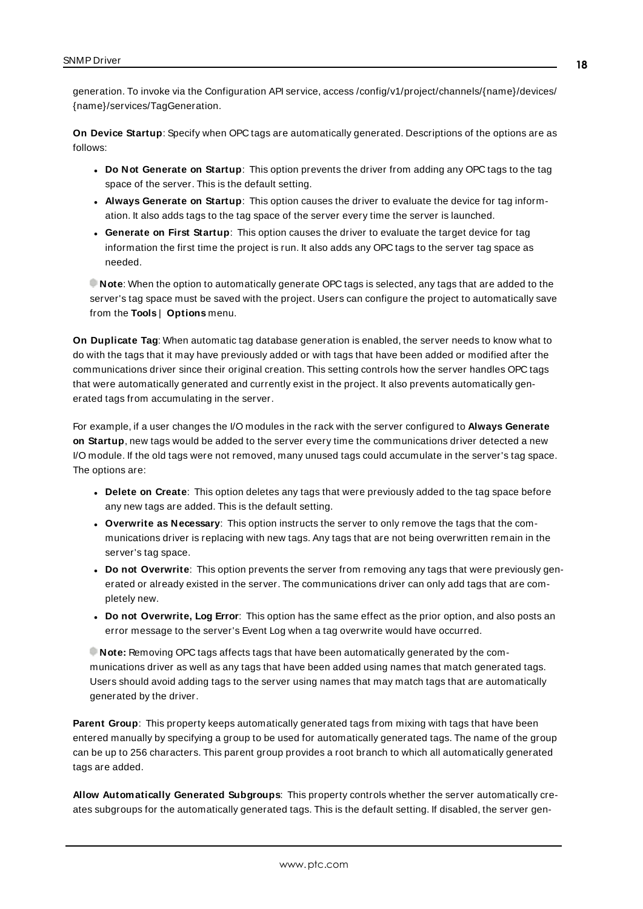generation. To invoke via the Configuration API service, access /config/v1/project/channels/{name}/devices/{name}/services/TagGeneration.

**On Device Startup**: Specify when OPC tags are automatically generated. Descriptions of the options are as follows:

- **Do Not Generate on Startup**: This option prevents the driver from adding any OPC tags to the tag space of the server. This is the default setting.
- **Always Generate on Startup**: This option causes the driver to evaluate the device for tag information. It also adds tags to the tag space of the server every time the server is launched.
- **Generate on First Startup**: This option causes the driver to evaluate the target device for tag information the first time the project is run. It also adds any OPC tags to the server tag space as needed.

**Note**: When the option to automatically generate OPC tags is selected, any tags that are added to the server's tag space must be saved with the project. Users can configure the project to automatically save from the **Tools** | **Options** menu.

**On Duplicate Tag**: When automatic tag database generation is enabled, the server needs to know what to do with the tags that it may have previously added or with tags that have been added or modified after the communications driver since their original creation. This setting controls how the server handles OPC tags that were automatically generated and currently exist in the project. It also prevents automatically generated tags from accumulating in the server.

For example, if a user changes the I/O modules in the rack with the server configured to **Always Generate on Startup**, new tags would be added to the server every time the communications driver detected a new I/O module. If the old tags were not removed, many unused tags could accumulate in the server's tag space. The options are:

- **Delete on Create**: This option deletes any tags that were previously added to the tag space before any new tags are added. This is the default setting.
- **Overwrite as Necessary**: This option instructs the server to only remove the tags that the communications driver is replacing with new tags. Any tags that are not being overwritten remain in the server's tag space.
- **Do not Overwrite**: This option prevents the server from removing any tags that were previously generated or already existed in the server. The communications driver can only add tags that are completely new.
- **Do not Overwrite, Log Error**: This option has the same effect as the prior option, and also posts an error message to the server's Event Log when a tag overwrite would have occurred.

**Note:** Removing OPC tags affects tags that have been automatically generated by the communications driver as well as any tags that have been added using names that match generated tags. Users should avoid adding tags to the server using names that may match tags that are automatically generated by the driver.

**Parent Group**: This property keeps automatically generated tags from mixing with tags that have been entered manually by specifying a group to be used for automatically generated tags. The name of the group can be up to 256 characters. This parent group provides a root branch to which all automatically generated tags are added.

**Allow Automatically Generated Subgroups**: This property controls whether the server automatically creates subgroups for the automatically generated tags. This is the default setting. If disabled, the server gen-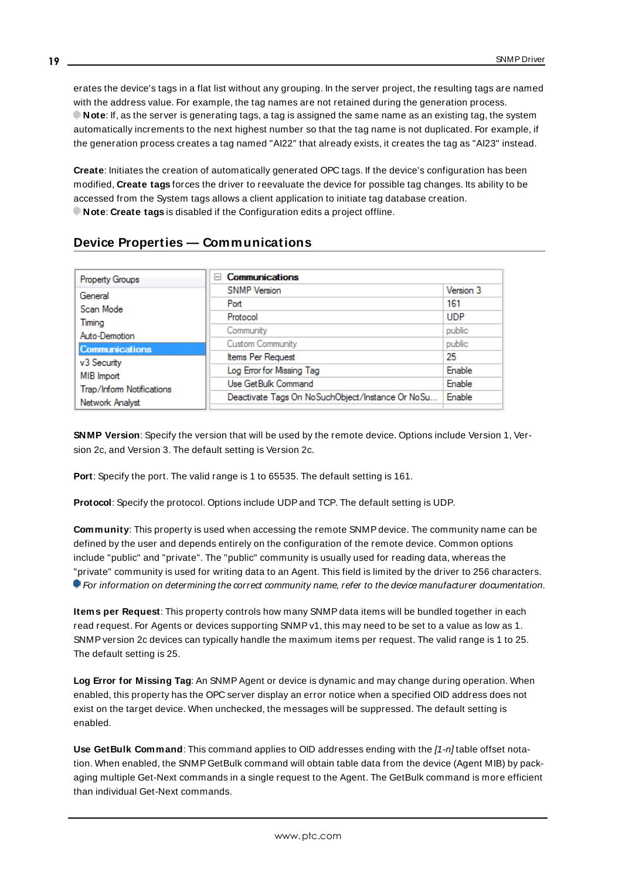erates the device's tags in a flat list without any grouping. In the server project, the resulting tags are named with the address value. For example, the tag names are not retained during the generation process.

**Note**: If, as the server is generating tags, a tag is assigned the same name as an existing tag, the system automatically increments to the next highest number so that the tag name is not duplicated. For example, if the generation process creates a tag named "AI22" that already exists, it creates the tag as "AI23" instead.

**Create**: Initiates the creation of automatically generated OPC tags. If the device's configuration has been modified, **Create tags** forces the driver to reevaluate the device for possible tag changes. Its ability to be accessed from the System tags allows a client application to initiate tag database creation.

**Note**: **Create tags** is disabled if the Configuration edits a project offline.

## Device Properties — Communications

| Property Groups |
|---|
| General |
| Scan Mode |
| Timing |
| Auto-Demotion |
| Communications |
| v3 Security |
| MIB Import |
| Trap/Inform Notifications |
| Network Analyst |

| Communications | |
|---|---|
| SNMP Version | Version 3 |
| Port | 161 |
| Protocol | UDP |
| Community | public |
| Custom Community | public |
| Items Per Request | 25 |
| Log Error for Missing Tag | Enable |
| Use GetBulk Command | Enable |
| Deactivate Tags On NoSuchObject/Instance Or NoSu... | Enable |

**SNMP Version**: Specify the version that will be used by the remote device. Options include Version 1, Version 2c, and Version 3. The default setting is Version 2c.

**Port**: Specify the port. The valid range is 1 to 65535. The default setting is 161.

**Protocol**: Specify the protocol. Options include UDP and TCP. The default setting is UDP.

**Community**: This property is used when accessing the remote SNMP device. The community name can be defined by the user and depends entirely on the configuration of the remote device. Common options include "public" and "private". The "public" community is usually used for reading data, whereas the "private" community is used for writing data to an Agent. This field is limited by the driver to 256 characters.

*For information on determining the correct community name, refer to the device manufacturer documentation.*

**Items per Request**: This property controls how many SNMP data items will be bundled together in each read request. For Agents or devices supporting SNMP v1, this may need to be set to a value as low as 1. SNMP version 2c devices can typically handle the maximum items per request. The valid range is 1 to 25. The default setting is 25.

**Log Error for Missing Tag**: An SNMP Agent or device is dynamic and may change during operation. When enabled, this property has the OPC server display an error notice when a specified OID address does not exist on the target device. When unchecked, the messages will be suppressed. The default setting is enabled.

**Use GetBulk Command**: This command applies to OID addresses ending with the *[1-n]* table offset notation. When enabled, the SNMP GetBulk command will obtain table data from the device (Agent MIB) by packaging multiple Get-Next commands in a single request to the Agent. The GetBulk command is more efficient than individual Get-Next commands.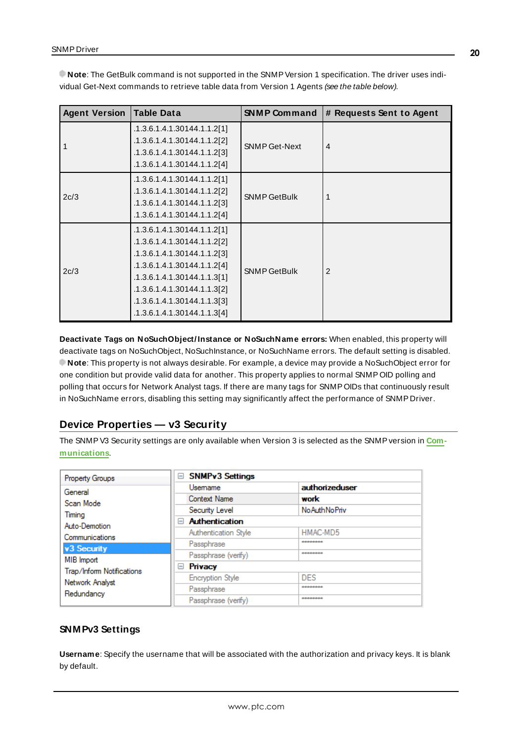**Note**: The GetBulk command is not supported in the SNMP Version 1 specification. The driver uses individual Get-Next commands to retrieve table data from Version 1 Agents *(see the table below)*.

| Agent Version | Table Data | SNMP Command | # Requests Sent to Agent |
|---|---|---|---|
| 1 | .1.3.6.1.4.1.30144.1.1.2[1]<br>.1.3.6.1.4.1.30144.1.1.2[2]<br>.1.3.6.1.4.1.30144.1.1.2[3]<br>.1.3.6.1.4.1.30144.1.1.2[4] | SNMP Get-Next | 4 |
| 2c/3 | .1.3.6.1.4.1.30144.1.1.2[1]<br>.1.3.6.1.4.1.30144.1.1.2[2]<br>.1.3.6.1.4.1.30144.1.1.2[3]<br>.1.3.6.1.4.1.30144.1.1.2[4] | SNMP GetBulk | 1 |
| 2c/3 | .1.3.6.1.4.1.30144.1.1.2[1]<br>.1.3.6.1.4.1.30144.1.1.2[2]<br>.1.3.6.1.4.1.30144.1.1.2[3]<br>.1.3.6.1.4.1.30144.1.1.2[4]<br>.1.3.6.1.4.1.30144.1.1.3[1]<br>.1.3.6.1.4.1.30144.1.1.3[2]<br>.1.3.6.1.4.1.30144.1.1.3[3]<br>.1.3.6.1.4.1.30144.1.1.3[4] | SNMP GetBulk | 2 |

**Deactivate Tags on NoSuchObject/Instance or NoSuchName errors:** When enabled, this property will deactivate tags on NoSuchObject, NoSuchInstance, or NoSuchName errors. The default setting is disabled.
**Note**: This property is not always desirable. For example, a device may provide a NoSuchObject error for one condition but provide valid data for another. This property applies to normal SNMP OID polling and polling that occurs for Network Analyst tags. If there are many tags for SNMP OIDs that continuously result in NoSuchName errors, disabling this setting may significantly affect the performance of SNMP Driver.

## Device Properties — v3 Security

The SNMP V3 Security settings are only available when Version 3 is selected as the SNMP version in **Communications**.

| Property Groups | |
|---|---|
| General | |
| Scan Mode | |
| Timing | |
| Auto-Demotion | |
| Communications | |
| **v3 Security** | |
| MIB Import | |
| Trap/Inform Notifications | |
| Network Analyst | |
| Redundancy | |

| SNMPv3 Settings | |
|---|---|
| Username | authorizeduser |
| Context Name | work |
| Security Level | NoAuthNoPriv |
| **Authentication** | |
| Authentication Style | HMAC-MD5 |
| Passphrase | ******** |
| Passphrase (verify) | ******** |
| **Privacy** | |
| Encryption Style | DES |
| Passphrase | ******** |
| Passphrase (verify) | ******** |

### SNMPv3 Settings

**Username**: Specify the username that will be associated with the authorization and privacy keys. It is blank by default.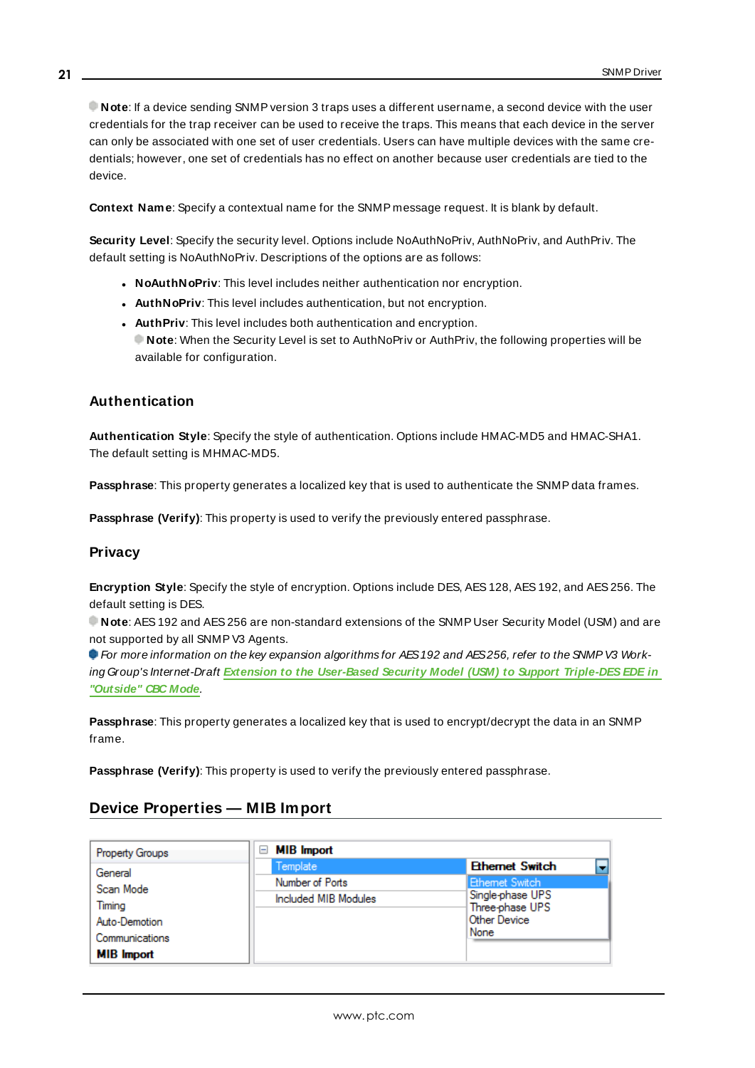**Note**: If a device sending SNMP version 3 traps uses a different username, a second device with the user credentials for the trap receiver can be used to receive the traps. This means that each device in the server can only be associated with one set of user credentials. Users can have multiple devices with the same credentials; however, one set of credentials has no effect on another because user credentials are tied to the device.

**Context Name**: Specify a contextual name for the SNMP message request. It is blank by default.

**Security Level**: Specify the security level. Options include NoAuthNoPriv, AuthNoPriv, and AuthPriv. The default setting is NoAuthNoPriv. Descriptions of the options are as follows:

- **NoAuthNoPriv**: This level includes neither authentication nor encryption.
- **AuthNoPriv**: This level includes authentication, but not encryption.
- **AuthPriv**: This level includes both authentication and encryption.
  **Note**: When the Security Level is set to AuthNoPriv or AuthPriv, the following properties will be available for configuration.

### Authentication

**Authentication Style**: Specify the style of authentication. Options include HMAC-MD5 and HMAC-SHA1. The default setting is MHMAC-MD5.

**Passphrase**: This property generates a localized key that is used to authenticate the SNMP data frames.

**Passphrase (Verify)**: This property is used to verify the previously entered passphrase.

### Privacy

**Encryption Style**: Specify the style of encryption. Options include DES, AES 128, AES 192, and AES 256. The default setting is DES.

**Note**: AES 192 and AES 256 are non-standard extensions of the SNMP User Security Model (USM) and are not supported by all SNMP V3 Agents.

*For more information on the key expansion algorithms for AES 192 and AES 256, refer to the SNMP V3 Working Group's Internet-Draft* ***Extension to the User-Based Security Model (USM) to Support Triple-DES EDE in "Outside" CBC Mode****.*

**Passphrase**: This property generates a localized key that is used to encrypt/decrypt the data in an SNMP frame.

**Passphrase (Verify)**: This property is used to verify the previously entered passphrase.

## Device Properties — MIB Import

| Property Groups | MIB Import | |
|---|---|---|
| General | Template | Ethernet Switch |
| Scan Mode | Number of Ports | Ethernet Switch / Single-phase UPS / Three-phase UPS / Other Device / None |
| Timing | Included MIB Modules | |
| Auto-Demotion | | |
| Communications | | |
| **MIB Import** | | |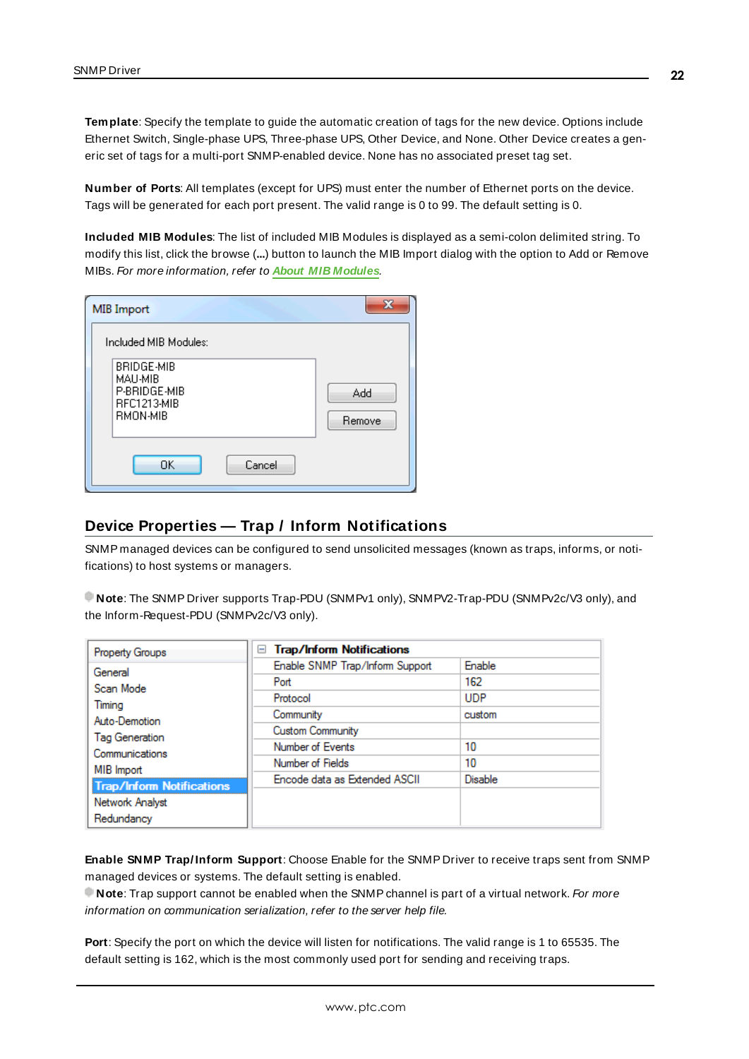**Template**: Specify the template to guide the automatic creation of tags for the new device. Options include Ethernet Switch, Single-phase UPS, Three-phase UPS, Other Device, and None. Other Device creates a generic set of tags for a multi-port SNMP-enabled device. None has no associated preset tag set.

**Number of Ports**: All templates (except for UPS) must enter the number of Ethernet ports on the device. Tags will be generated for each port present. The valid range is 0 to 99. The default setting is 0.

**Included MIB Modules**: The list of included MIB Modules is displayed as a semi-colon delimited string. To modify this list, click the browse (**...**) button to launch the MIB Import dialog with the option to Add or Remove MIBs. *For more information, refer to* ***About MIB Modules****.*

## Device Properties — Trap / Inform Notifications

SNMP managed devices can be configured to send unsolicited messages (known as traps, informs, or notifications) to host systems or managers.

**Note**: The SNMP Driver supports Trap-PDU (SNMPv1 only), SNMPV2-Trap-PDU (SNMPv2c/V3 only), and the Inform-Request-PDU (SNMPv2c/V3 only).

**Enable SNMP Trap/Inform Support**: Choose Enable for the SNMP Driver to receive traps sent from SNMP managed devices or systems. The default setting is enabled.

**Note**: Trap support cannot be enabled when the SNMP channel is part of a virtual network. *For more information on communication serialization, refer to the server help file.*

**Port**: Specify the port on which the device will listen for notifications. The valid range is 1 to 65535. The default setting is 162, which is the most commonly used port for sending and receiving traps.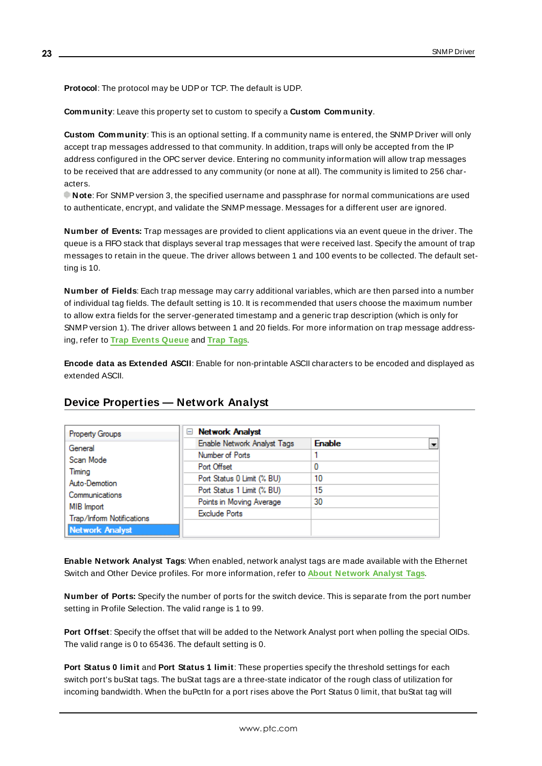**Protocol**: The protocol may be UDP or TCP. The default is UDP.

**Community**: Leave this property set to custom to specify a **Custom Community**.

**Custom Community**: This is an optional setting. If a community name is entered, the SNMP Driver will only accept trap messages addressed to that community. In addition, traps will only be accepted from the IP address configured in the OPC server device. Entering no community information will allow trap messages to be received that are addressed to any community (or none at all). The community is limited to 256 characters.

**Note**: For SNMP version 3, the specified username and passphrase for normal communications are used to authenticate, encrypt, and validate the SNMP message. Messages for a different user are ignored.

**Number of Events:** Trap messages are provided to client applications via an event queue in the driver. The queue is a FIFO stack that displays several trap messages that were received last. Specify the amount of trap messages to retain in the queue. The driver allows between 1 and 100 events to be collected. The default setting is 10.

**Number of Fields**: Each trap message may carry additional variables, which are then parsed into a number of individual tag fields. The default setting is 10. It is recommended that users choose the maximum number to allow extra fields for the server-generated timestamp and a generic trap description (which is only for SNMP version 1). The driver allows between 1 and 20 fields. For more information on trap message addressing, refer to **Trap Events Queue** and **Trap Tags**.

**Encode data as Extended ASCII**: Enable for non-printable ASCII characters to be encoded and displayed as extended ASCII.

## Device Properties — Network Analyst

| Property Groups |
|---|
| General |
| Scan Mode |
| Timing |
| Auto-Demotion |
| Communications |
| MIB Import |
| Trap/Inform Notifications |
| **Network Analyst** |

| Network Analyst | |
|---|---|
| Enable Network Analyst Tags | Enable |
| Number of Ports | 1 |
| Port Offset | 0 |
| Port Status 0 Limit (% BU) | 10 |
| Port Status 1 Limit (% BU) | 15 |
| Points in Moving Average | 30 |
| Exclude Ports | |

**Enable Network Analyst Tags**: When enabled, network analyst tags are made available with the Ethernet Switch and Other Device profiles. For more information, refer to **About Network Analyst Tags**.

**Number of Ports:** Specify the number of ports for the switch device. This is separate from the port number setting in Profile Selection. The valid range is 1 to 99.

**Port Offset**: Specify the offset that will be added to the Network Analyst port when polling the special OIDs. The valid range is 0 to 65436. The default setting is 0.

**Port Status 0 limit** and **Port Status 1 limit**: These properties specify the threshold settings for each switch port's buStat tags. The buStat tags are a three-state indicator of the rough class of utilization for incoming bandwidth. When the buPctIn for a port rises above the Port Status 0 limit, that buStat tag will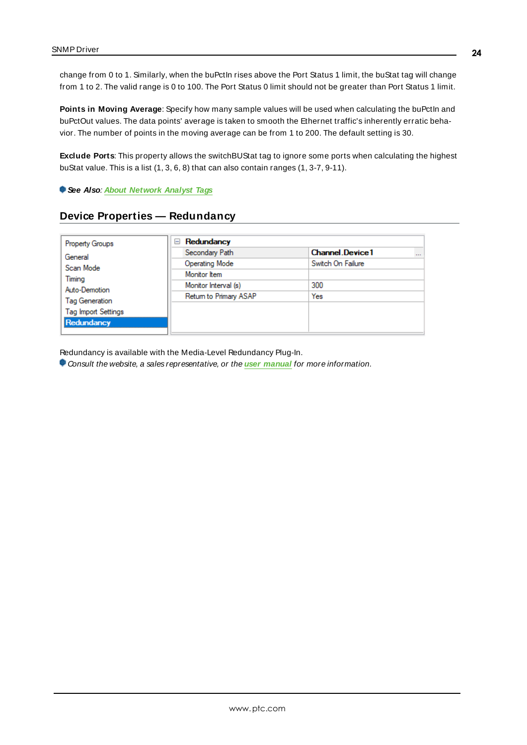change from 0 to 1. Similarly, when the buPctIn rises above the Port Status 1 limit, the buStat tag will change from 1 to 2. The valid range is 0 to 100. The Port Status 0 limit should not be greater than Port Status 1 limit.

**Points in Moving Average**: Specify how many sample values will be used when calculating the buPctIn and buPctOut values. The data points' average is taken to smooth the Ethernet traffic's inherently erratic behavior. The number of points in the moving average can be from 1 to 200. The default setting is 30.

**Exclude Ports**: This property allows the switchBUStat tag to ignore some ports when calculating the highest buStat value. This is a list (1, 3, 6, 8) that can also contain ranges (1, 3-7, 9-11).

***See Also**: About Network Analyst Tags*

## Device Properties — Redundancy

| Property Groups | Redundancy | |
|---|---|---|
| General | Secondary Path | Channel.Device1 |
| Scan Mode | Operating Mode | Switch On Failure |
| Timing | Monitor Item | |
| Auto-Demotion | Monitor Interval (s) | 300 |
| Tag Generation | Return to Primary ASAP | Yes |
| Tag Import Settings | | |
| Redundancy | | |

Redundancy is available with the Media-Level Redundancy Plug-In.

*Consult the website, a sales representative, or the **user manual** for more information.*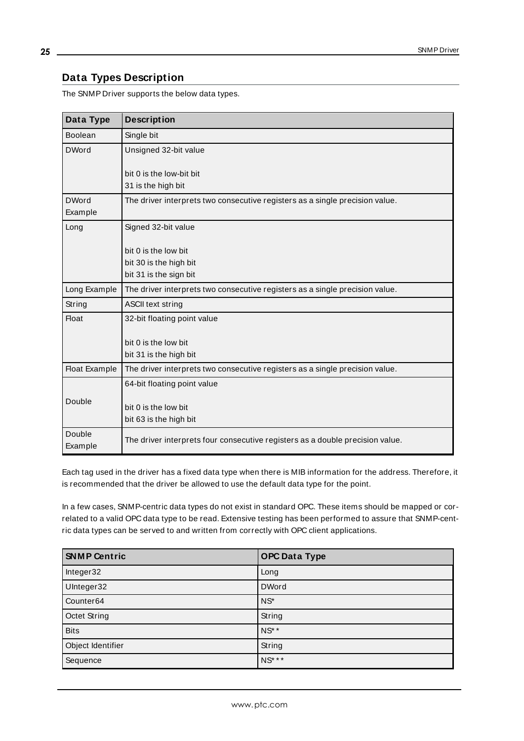## Data Types Description

The SNMP Driver supports the below data types.

| Data Type | Description |
|---|---|
| Boolean | Single bit |
| DWord | Unsigned 32-bit value<br><br>bit 0 is the low-bit bit<br>31 is the high bit |
| DWord Example | The driver interprets two consecutive registers as a single precision value. |
| Long | Signed 32-bit value<br><br>bit 0 is the low bit<br>bit 30 is the high bit<br>bit 31 is the sign bit |
| Long Example | The driver interprets two consecutive registers as a single precision value. |
| String | ASCII text string |
| Float | 32-bit floating point value<br><br>bit 0 is the low bit<br>bit 31 is the high bit |
| Float Example | The driver interprets two consecutive registers as a single precision value. |
| Double | 64-bit floating point value<br><br>bit 0 is the low bit<br>bit 63 is the high bit |
| Double Example | The driver interprets four consecutive registers as a double precision value. |

Each tag used in the driver has a fixed data type when there is MIB information for the address. Therefore, it is recommended that the driver be allowed to use the default data type for the point.

In a few cases, SNMP-centric data types do not exist in standard OPC. These items should be mapped or correlated to a valid OPC data type to be read. Extensive testing has been performed to assure that SNMP-centric data types can be served to and written from correctly with OPC client applications.

| SNMP Centric | OPC Data Type |
|---|---|
| Integer32 | Long |
| UInteger32 | DWord |
| Counter64 | NS* |
| Octet String | String |
| Bits | NS** |
| Object Identifier | String |
| Sequence | NS*** |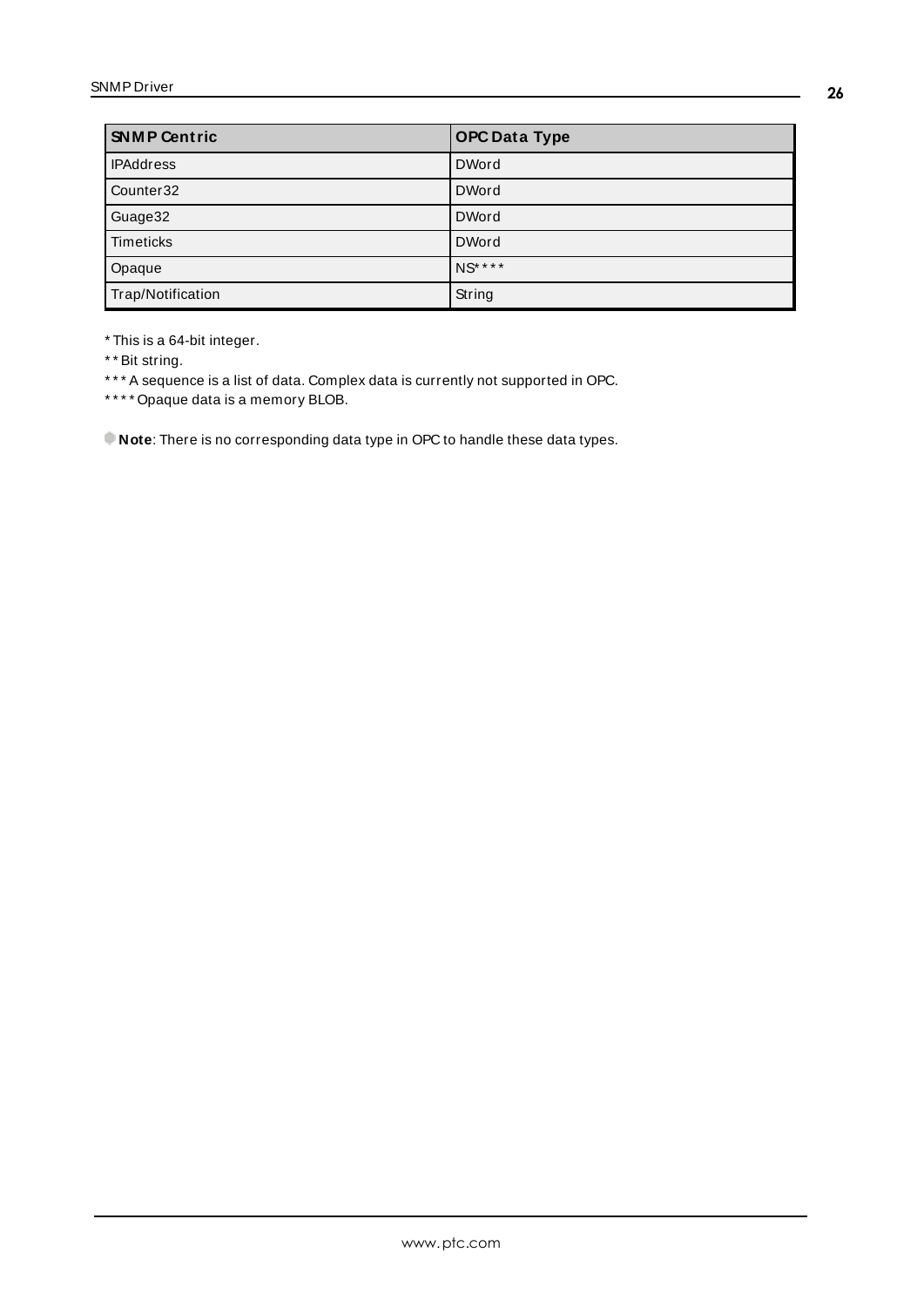| SNMP Centric | OPC Data Type |
| --- | --- |
| IPAddress | DWord |
| Counter32 | DWord |
| Guage32 | DWord |
| Timeticks | DWord |
| Opaque | NS**** |
| Trap/Notification | String |

* This is a 64-bit integer.

** Bit string.

*** A sequence is a list of data. Complex data is currently not supported in OPC.

**** Opaque data is a memory BLOB.

**Note**: There is no corresponding data type in OPC to handle these data types.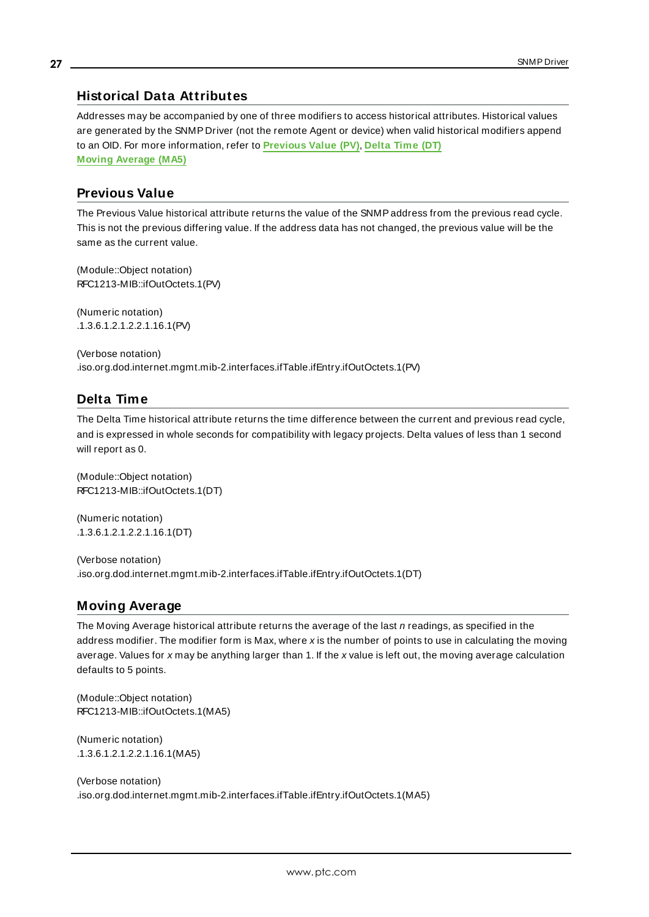## Historical Data Attributes

Addresses may be accompanied by one of three modifiers to access historical attributes. Historical values are generated by the SNMP Driver (not the remote Agent or device) when valid historical modifiers append to an OID. For more information, refer to **Previous Value (PV)**, **Delta Time (DT)** **Moving Average (MA5)**

## Previous Value

The Previous Value historical attribute returns the value of the SNMP address from the previous read cycle. This is not the previous differing value. If the address data has not changed, the previous value will be the same as the current value.

(Module::Object notation)
RFC1213-MIB::ifOutOctets.1(PV)

(Numeric notation)
.1.3.6.1.2.1.2.2.1.16.1(PV)

(Verbose notation)
.iso.org.dod.internet.mgmt.mib-2.interfaces.ifTable.ifEntry.ifOutOctets.1(PV)

## Delta Time

The Delta Time historical attribute returns the time difference between the current and previous read cycle, and is expressed in whole seconds for compatibility with legacy projects. Delta values of less than 1 second will report as 0.

(Module::Object notation)
RFC1213-MIB::ifOutOctets.1(DT)

(Numeric notation)
.1.3.6.1.2.1.2.2.1.16.1(DT)

(Verbose notation)
.iso.org.dod.internet.mgmt.mib-2.interfaces.ifTable.ifEntry.ifOutOctets.1(DT)

## Moving Average

The Moving Average historical attribute returns the average of the last *n* readings, as specified in the address modifier. The modifier form is Max, where *x* is the number of points to use in calculating the moving average. Values for *x* may be anything larger than 1. If the *x* value is left out, the moving average calculation defaults to 5 points.

(Module::Object notation)
RFC1213-MIB::ifOutOctets.1(MA5)

(Numeric notation)
.1.3.6.1.2.1.2.2.1.16.1(MA5)

(Verbose notation)
.iso.org.dod.internet.mgmt.mib-2.interfaces.ifTable.ifEntry.ifOutOctets.1(MA5)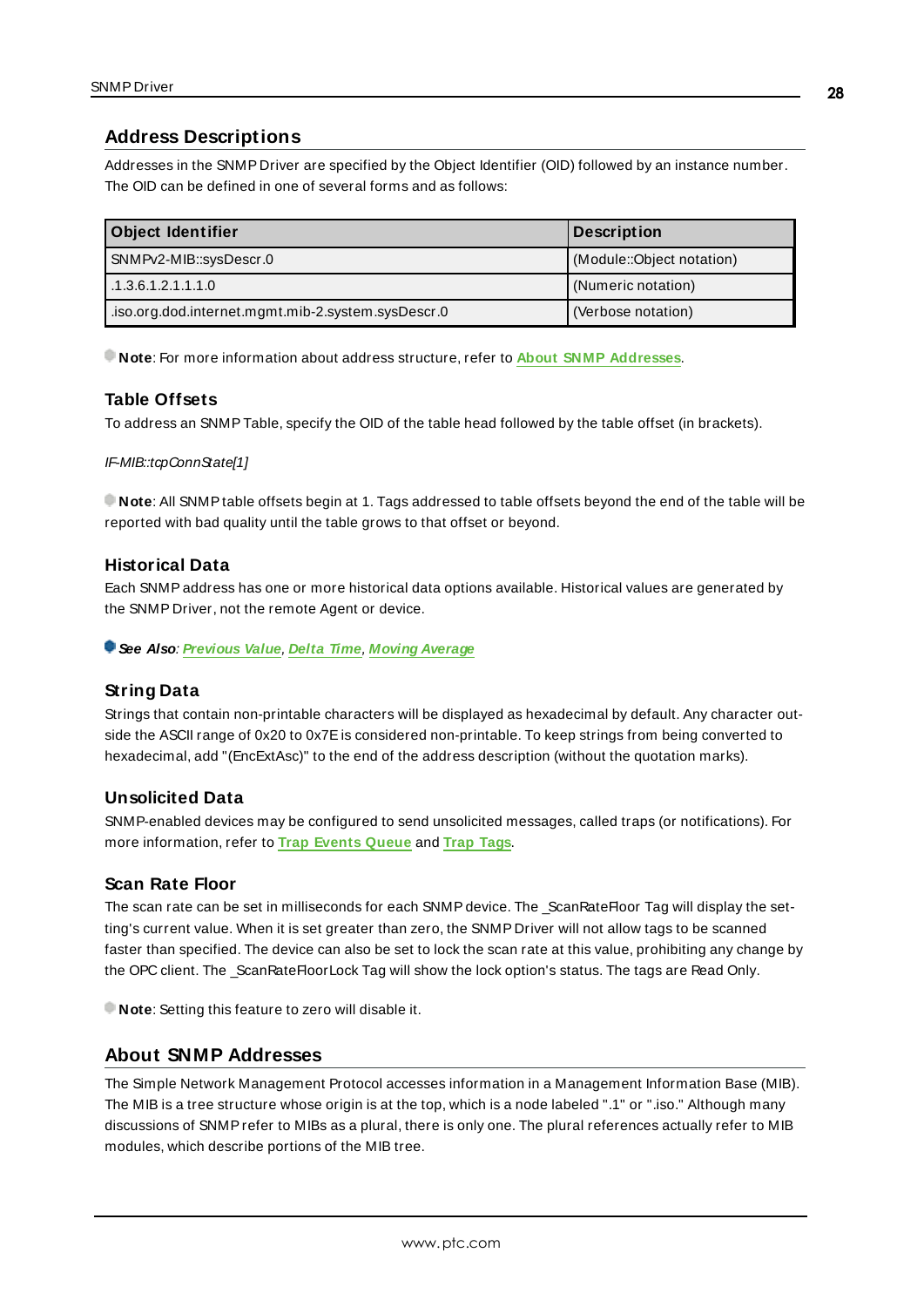## Address Descriptions

Addresses in the SNMP Driver are specified by the Object Identifier (OID) followed by an instance number. The OID can be defined in one of several forms and as follows:

| Object Identifier | Description |
| --- | --- |
| SNMPv2-MIB::sysDescr.0 | (Module::Object notation) |
| .1.3.6.1.2.1.1.1.0 | (Numeric notation) |
| .iso.org.dod.internet.mgmt.mib-2.system.sysDescr.0 | (Verbose notation) |

**Note**: For more information about address structure, refer to **About SNMP Addresses**.

### Table Offsets

To address an SNMP Table, specify the OID of the table head followed by the table offset (in brackets).

*IF-MIB::tcpConnState[1]*

**Note**: All SNMP table offsets begin at 1. Tags addressed to table offsets beyond the end of the table will be reported with bad quality until the table grows to that offset or beyond.

### Historical Data

Each SNMP address has one or more historical data options available. Historical values are generated by the SNMP Driver, not the remote Agent or device.

***See Also***: ***Previous Value***, ***Delta Time***, ***Moving Average***

### String Data

Strings that contain non-printable characters will be displayed as hexadecimal by default. Any character outside the ASCII range of 0x20 to 0x7E is considered non-printable. To keep strings from being converted to hexadecimal, add "(EncExtAsc)" to the end of the address description (without the quotation marks).

### Unsolicited Data

SNMP-enabled devices may be configured to send unsolicited messages, called traps (or notifications). For more information, refer to **Trap Events Queue** and **Trap Tags**.

### Scan Rate Floor

The scan rate can be set in milliseconds for each SNMP device. The _ScanRateFloor Tag will display the setting's current value. When it is set greater than zero, the SNMP Driver will not allow tags to be scanned faster than specified. The device can also be set to lock the scan rate at this value, prohibiting any change by the OPC client. The _ScanRateFloorLock Tag will show the lock option's status. The tags are Read Only.

**Note**: Setting this feature to zero will disable it.

## About SNMP Addresses

The Simple Network Management Protocol accesses information in a Management Information Base (MIB). The MIB is a tree structure whose origin is at the top, which is a node labeled ".1" or ".iso." Although many discussions of SNMP refer to MIBs as a plural, there is only one. The plural references actually refer to MIB modules, which describe portions of the MIB tree.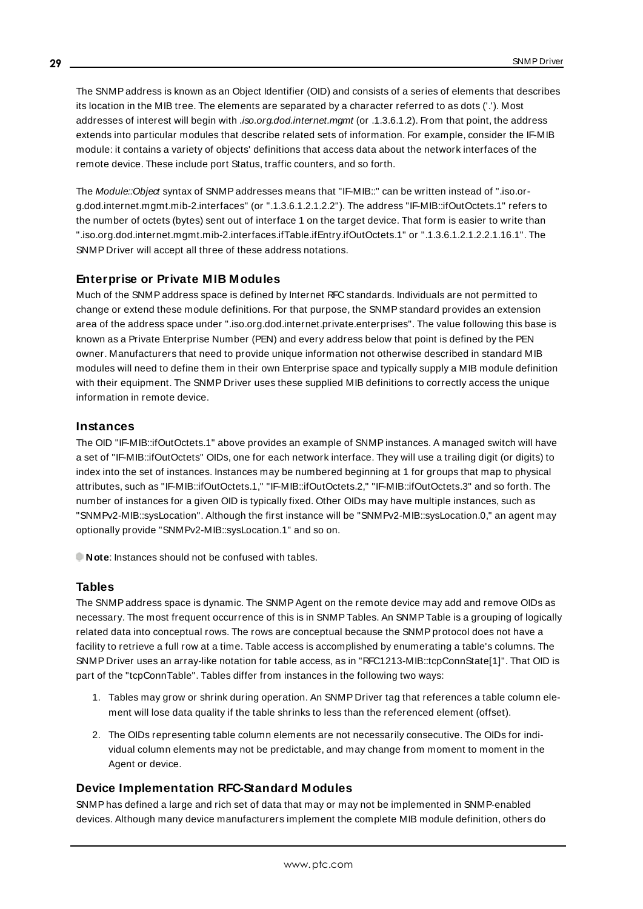The SNMP address is known as an Object Identifier (OID) and consists of a series of elements that describes its location in the MIB tree. The elements are separated by a character referred to as dots ('.'). Most addresses of interest will begin with *.iso.org.dod.internet.mgmt* (or .1.3.6.1.2). From that point, the address extends into particular modules that describe related sets of information. For example, consider the IF-MIB module: it contains a variety of objects' definitions that access data about the network interfaces of the remote device. These include port Status, traffic counters, and so forth.

The *Module::Object* syntax of SNMP addresses means that "IF-MIB::" can be written instead of ".iso.org.dod.internet.mgmt.mib-2.interfaces" (or ".1.3.6.1.2.1.2.2"). The address "IF-MIB::ifOutOctets.1" refers to the number of octets (bytes) sent out of interface 1 on the target device. That form is easier to write than ".iso.org.dod.internet.mgmt.mib-2.interfaces.ifTable.ifEntry.ifOutOctets.1" or ".1.3.6.1.2.1.2.2.1.16.1". The SNMP Driver will accept all three of these address notations.

## Enterprise or Private MIB Modules

Much of the SNMP address space is defined by Internet RFC standards. Individuals are not permitted to change or extend these module definitions. For that purpose, the SNMP standard provides an extension area of the address space under ".iso.org.dod.internet.private.enterprises". The value following this base is known as a Private Enterprise Number (PEN) and every address below that point is defined by the PEN owner. Manufacturers that need to provide unique information not otherwise described in standard MIB modules will need to define them in their own Enterprise space and typically supply a MIB module definition with their equipment. The SNMP Driver uses these supplied MIB definitions to correctly access the unique information in remote device.

## Instances

The OID "IF-MIB::ifOutOctets.1" above provides an example of SNMP instances. A managed switch will have a set of "IF-MIB::ifOutOctets" OIDs, one for each network interface. They will use a trailing digit (or digits) to index into the set of instances. Instances may be numbered beginning at 1 for groups that map to physical attributes, such as "IF-MIB::ifOutOctets.1," "IF-MIB::ifOutOctets.2," "IF-MIB::ifOutOctets.3" and so forth. The number of instances for a given OID is typically fixed. Other OIDs may have multiple instances, such as "SNMPv2-MIB::sysLocation". Although the first instance will be "SNMPv2-MIB::sysLocation.0," an agent may optionally provide "SNMPv2-MIB::sysLocation.1" and so on.

**Note**: Instances should not be confused with tables.

## Tables

The SNMP address space is dynamic. The SNMP Agent on the remote device may add and remove OIDs as necessary. The most frequent occurrence of this is in SNMP Tables. An SNMP Table is a grouping of logically related data into conceptual rows. The rows are conceptual because the SNMP protocol does not have a facility to retrieve a full row at a time. Table access is accomplished by enumerating a table's columns. The SNMP Driver uses an array-like notation for table access, as in "RFC1213-MIB::tcpConnState[1]". That OID is part of the "tcpConnTable". Tables differ from instances in the following two ways:

1. Tables may grow or shrink during operation. An SNMP Driver tag that references a table column element will lose data quality if the table shrinks to less than the referenced element (offset).
2. The OIDs representing table column elements are not necessarily consecutive. The OIDs for individual column elements may not be predictable, and may change from moment to moment in the Agent or device.

## Device Implementation RFC-Standard Modules

SNMP has defined a large and rich set of data that may or may not be implemented in SNMP-enabled devices. Although many device manufacturers implement the complete MIB module definition, others do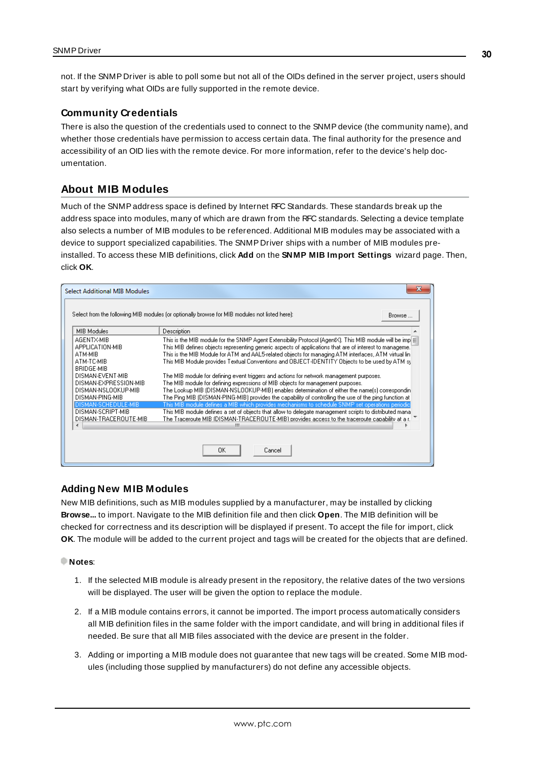not. If the SNMP Driver is able to poll some but not all of the OIDs defined in the server project, users should start by verifying what OIDs are fully supported in the remote device.

### Community Credentials

There is also the question of the credentials used to connect to the SNMP device (the community name), and whether those credentials have permission to access certain data. The final authority for the presence and accessibility of an OID lies with the remote device. For more information, refer to the device's help documentation.

## About MIB Modules

Much of the SNMP address space is defined by Internet RFC Standards. These standards break up the address space into modules, many of which are drawn from the RFC standards. Selecting a device template also selects a number of MIB modules to be referenced. Additional MIB modules may be associated with a device to support specialized capabilities. The SNMP Driver ships with a number of MIB modules pre-installed. To access these MIB definitions, click **Add** on the **SNMP MIB Import Settings** wizard page. Then, click **OK**.

### Adding New MIB Modules

New MIB definitions, such as MIB modules supplied by a manufacturer, may be installed by clicking **Browse...** to import. Navigate to the MIB definition file and then click **Open**. The MIB definition will be checked for correctness and its description will be displayed if present. To accept the file for import, click **OK**. The module will be added to the current project and tags will be created for the objects that are defined.

**Notes**:

1. If the selected MIB module is already present in the repository, the relative dates of the two versions will be displayed. The user will be given the option to replace the module.
2. If a MIB module contains errors, it cannot be imported. The import process automatically considers all MIB definition files in the same folder with the import candidate, and will bring in additional files if needed. Be sure that all MIB files associated with the device are present in the folder.
3. Adding or importing a MIB module does not guarantee that new tags will be created. Some MIB modules (including those supplied by manufacturers) do not define any accessible objects.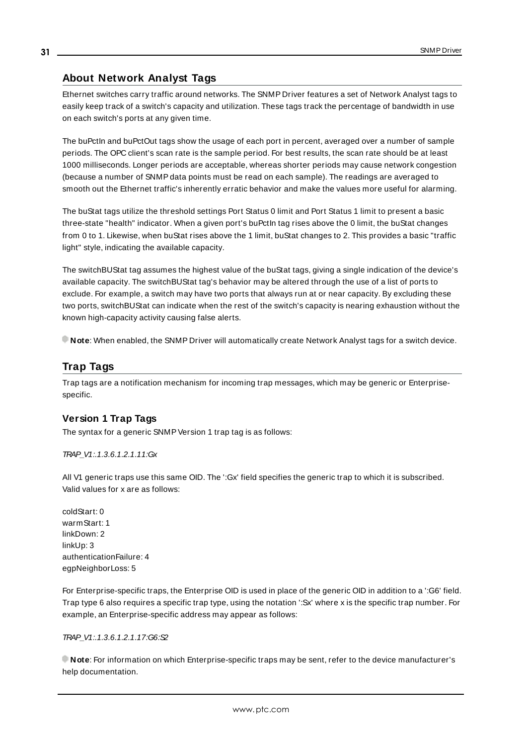## About Network Analyst Tags

Ethernet switches carry traffic around networks. The SNMP Driver features a set of Network Analyst tags to easily keep track of a switch's capacity and utilization. These tags track the percentage of bandwidth in use on each switch's ports at any given time.

The buPctIn and buPctOut tags show the usage of each port in percent, averaged over a number of sample periods. The OPC client's scan rate is the sample period. For best results, the scan rate should be at least 1000 milliseconds. Longer periods are acceptable, whereas shorter periods may cause network congestion (because a number of SNMP data points must be read on each sample). The readings are averaged to smooth out the Ethernet traffic's inherently erratic behavior and make the values more useful for alarming.

The buStat tags utilize the threshold settings Port Status 0 limit and Port Status 1 limit to present a basic three-state "health" indicator. When a given port's buPctIn tag rises above the 0 limit, the buStat changes from 0 to 1. Likewise, when buStat rises above the 1 limit, buStat changes to 2. This provides a basic "traffic light" style, indicating the available capacity.

The switchBUStat tag assumes the highest value of the buStat tags, giving a single indication of the device's available capacity. The switchBUStat tag's behavior may be altered through the use of a list of ports to exclude. For example, a switch may have two ports that always run at or near capacity. By excluding these two ports, switchBUStat can indicate when the rest of the switch's capacity is nearing exhaustion without the known high-capacity activity causing false alerts.

**Note**: When enabled, the SNMP Driver will automatically create Network Analyst tags for a switch device.

## Trap Tags

Trap tags are a notification mechanism for incoming trap messages, which may be generic or Enterprise-specific.

### Version 1 Trap Tags

The syntax for a generic SNMP Version 1 trap tag is as follows:

*TRAP_V1:.1.3.6.1.2.1.11:Gx*

All V1 generic traps use this same OID. The ':Gx' field specifies the generic trap to which it is subscribed. Valid values for x are as follows:

coldStart: 0
warmStart: 1
linkDown: 2
linkUp: 3
authenticationFailure: 4
egpNeighborLoss: 5

For Enterprise-specific traps, the Enterprise OID is used in place of the generic OID in addition to a ':G6' field. Trap type 6 also requires a specific trap type, using the notation ':Sx' where x is the specific trap number. For example, an Enterprise-specific address may appear as follows:

*TRAP_V1:.1.3.6.1.2.1.17:G6:S2*

**Note**: For information on which Enterprise-specific traps may be sent, refer to the device manufacturer's help documentation.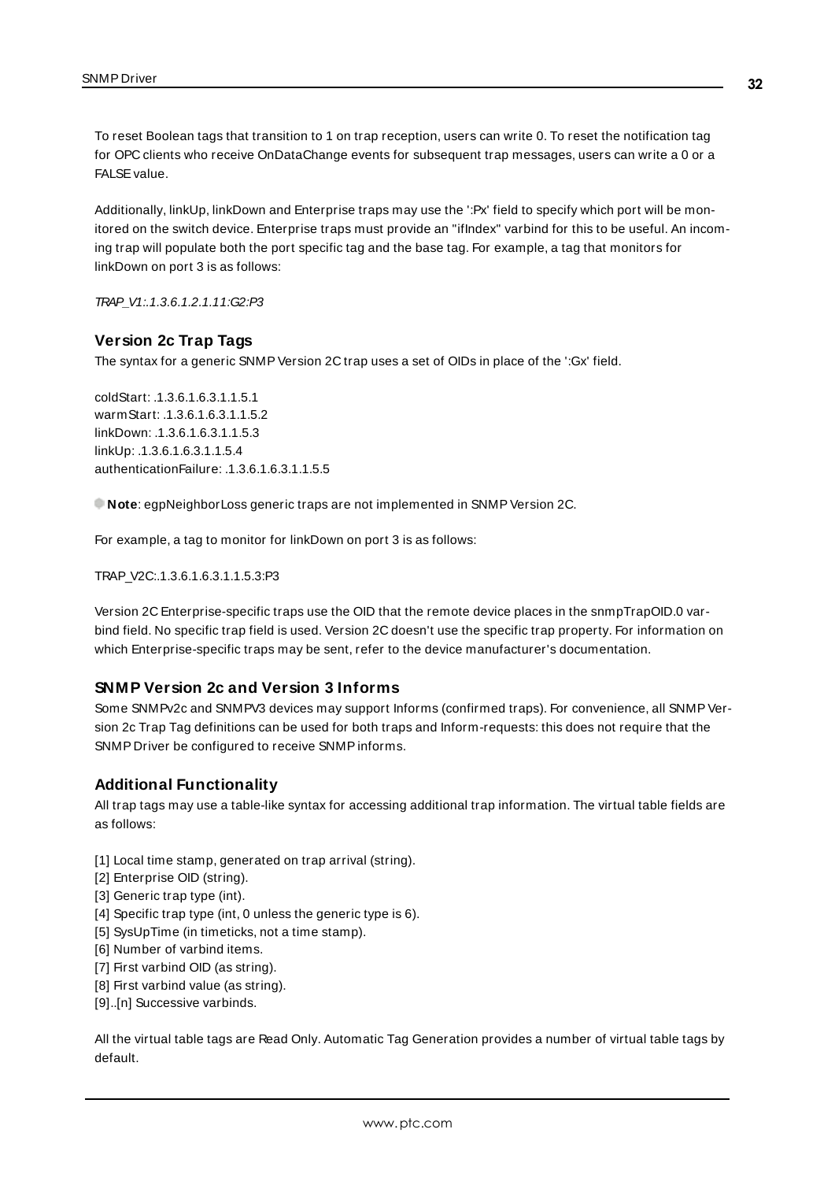To reset Boolean tags that transition to 1 on trap reception, users can write 0. To reset the notification tag for OPC clients who receive OnDataChange events for subsequent trap messages, users can write a 0 or a FALSE value.

Additionally, linkUp, linkDown and Enterprise traps may use the ':Px' field to specify which port will be monitored on the switch device. Enterprise traps must provide an "ifIndex" varbind for this to be useful. An incoming trap will populate both the port specific tag and the base tag. For example, a tag that monitors for linkDown on port 3 is as follows:

*TRAP_V1:.1.3.6.1.2.1.11:G2:P3*

### Version 2c Trap Tags

The syntax for a generic SNMP Version 2C trap uses a set of OIDs in place of the ':Gx' field.

coldStart: .1.3.6.1.6.3.1.1.5.1
warmStart: .1.3.6.1.6.3.1.1.5.2
linkDown: .1.3.6.1.6.3.1.1.5.3
linkUp: .1.3.6.1.6.3.1.1.5.4
authenticationFailure: .1.3.6.1.6.3.1.1.5.5

**Note**: egpNeighborLoss generic traps are not implemented in SNMP Version 2C.

For example, a tag to monitor for linkDown on port 3 is as follows:

TRAP_V2C:.1.3.6.1.6.3.1.1.5.3:P3

Version 2C Enterprise-specific traps use the OID that the remote device places in the snmpTrapOID.0 varbind field. No specific trap field is used. Version 2C doesn't use the specific trap property. For information on which Enterprise-specific traps may be sent, refer to the device manufacturer's documentation.

### SNMP Version 2c and Version 3 Informs

Some SNMPv2c and SNMPV3 devices may support Informs (confirmed traps). For convenience, all SNMP Version 2c Trap Tag definitions can be used for both traps and Inform-requests: this does not require that the SNMP Driver be configured to receive SNMP informs.

### Additional Functionality

All trap tags may use a table-like syntax for accessing additional trap information. The virtual table fields are as follows:

[1] Local time stamp, generated on trap arrival (string).
[2] Enterprise OID (string).
[3] Generic trap type (int).
[4] Specific trap type (int, 0 unless the generic type is 6).
[5] SysUpTime (in timeticks, not a time stamp).
[6] Number of varbind items.
[7] First varbind OID (as string).
[8] First varbind value (as string).
[9]..[n] Successive varbinds.

All the virtual table tags are Read Only. Automatic Tag Generation provides a number of virtual table tags by default.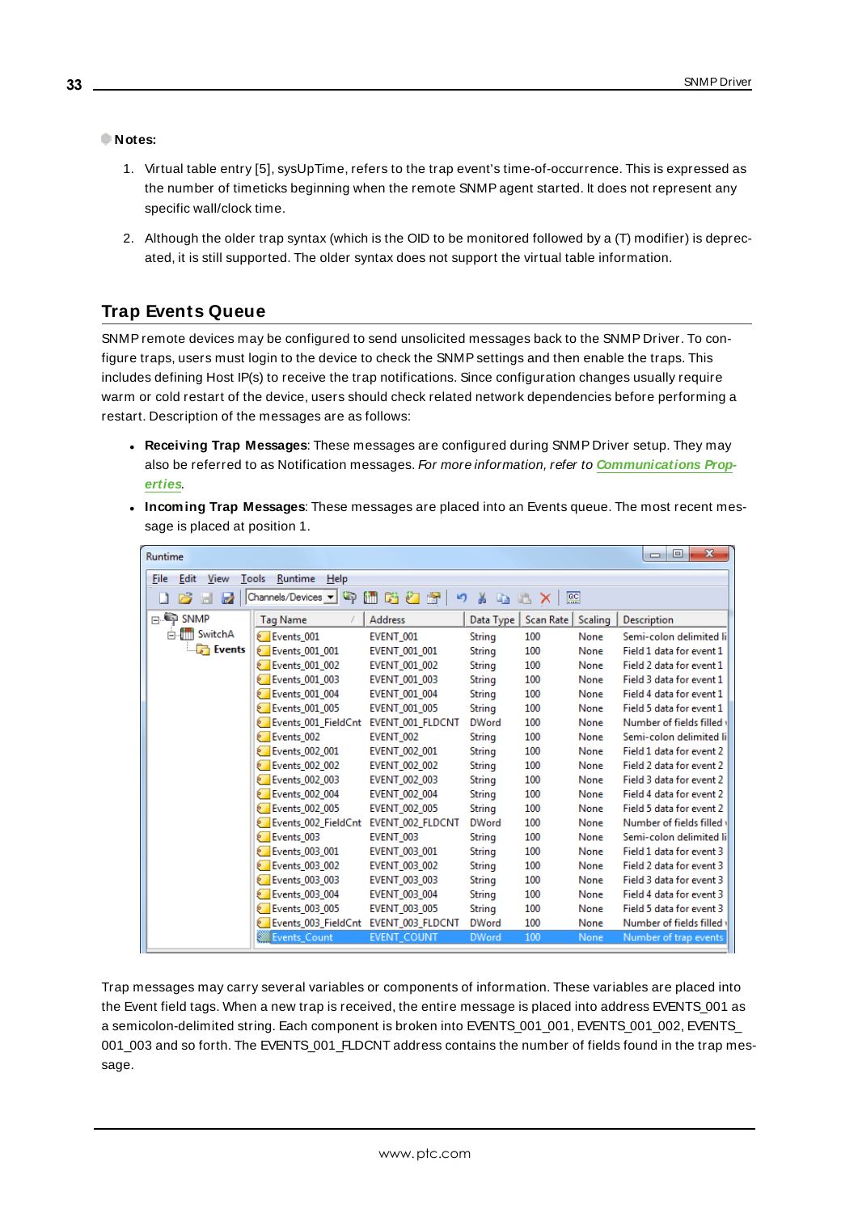**Notes:**

1. Virtual table entry [5], sysUpTime, refers to the trap event's time-of-occurrence. This is expressed as the number of timeticks beginning when the remote SNMP agent started. It does not represent any specific wall/clock time.
2. Although the older trap syntax (which is the OID to be monitored followed by a (T) modifier) is deprecated, it is still supported. The older syntax does not support the virtual table information.

## Trap Events Queue

SNMP remote devices may be configured to send unsolicited messages back to the SNMP Driver. To configure traps, users must login to the device to check the SNMP settings and then enable the traps. This includes defining Host IP(s) to receive the trap notifications. Since configuration changes usually require warm or cold restart of the device, users should check related network dependencies before performing a restart. Description of the messages are as follows:

- **Receiving Trap Messages**: These messages are configured during SNMP Driver setup. They may also be referred to as Notification messages. *For more information, refer to* ***Communications Properties***.
- **Incoming Trap Messages**: These messages are placed into an Events queue. The most recent message is placed at position 1.

| Tag Name | Address | Data Type | Scan Rate | Scaling | Description |
|---|---|---|---|---|---|
| Events_001 | EVENT_001 | String | 100 | None | Semi-colon delimited li |
| Events_001_001 | EVENT_001_001 | String | 100 | None | Field 1 data for event 1 |
| Events_001_002 | EVENT_001_002 | String | 100 | None | Field 2 data for event 1 |
| Events_001_003 | EVENT_001_003 | String | 100 | None | Field 3 data for event 1 |
| Events_001_004 | EVENT_001_004 | String | 100 | None | Field 4 data for event 1 |
| Events_001_005 | EVENT_001_005 | String | 100 | None | Field 5 data for event 1 |
| Events_001_FieldCnt | EVENT_001_FLDCNT | DWord | 100 | None | Number of fields filled |
| Events_002 | EVENT_002 | String | 100 | None | Semi-colon delimited li |
| Events_002_001 | EVENT_002_001 | String | 100 | None | Field 1 data for event 2 |
| Events_002_002 | EVENT_002_002 | String | 100 | None | Field 2 data for event 2 |
| Events_002_003 | EVENT_002_003 | String | 100 | None | Field 3 data for event 2 |
| Events_002_004 | EVENT_002_004 | String | 100 | None | Field 4 data for event 2 |
| Events_002_005 | EVENT_002_005 | String | 100 | None | Field 5 data for event 2 |
| Events_002_FieldCnt | EVENT_002_FLDCNT | DWord | 100 | None | Number of fields filled |
| Events_003 | EVENT_003 | String | 100 | None | Semi-colon delimited li |
| Events_003_001 | EVENT_003_001 | String | 100 | None | Field 1 data for event 3 |
| Events_003_002 | EVENT_003_002 | String | 100 | None | Field 2 data for event 3 |
| Events_003_003 | EVENT_003_003 | String | 100 | None | Field 3 data for event 3 |
| Events_003_004 | EVENT_003_004 | String | 100 | None | Field 4 data for event 3 |
| Events_003_005 | EVENT_003_005 | String | 100 | None | Field 5 data for event 3 |
| Events_003_FieldCnt | EVENT_003_FLDCNT | DWord | 100 | None | Number of fields filled |
| Events_Count | EVENT_COUNT | DWord | 100 | None | Number of trap events |

Trap messages may carry several variables or components of information. These variables are placed into the Event field tags. When a new trap is received, the entire message is placed into address EVENTS_001 as a semicolon-delimited string. Each component is broken into EVENTS_001_001, EVENTS_001_002, EVENTS_001_003 and so forth. The EVENTS_001_FLDCNT address contains the number of fields found in the trap message.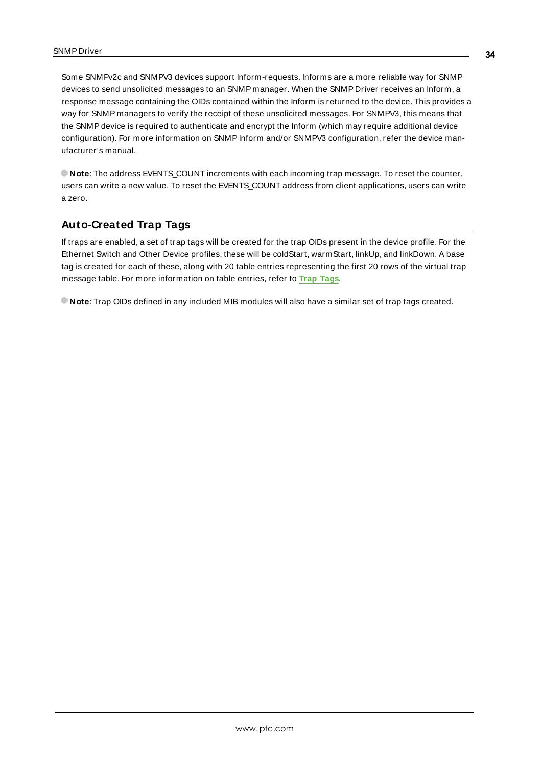Some SNMPv2c and SNMPV3 devices support Inform-requests. Informs are a more reliable way for SNMP devices to send unsolicited messages to an SNMP manager. When the SNMP Driver receives an Inform, a response message containing the OIDs contained within the Inform is returned to the device. This provides a way for SNMP managers to verify the receipt of these unsolicited messages. For SNMPV3, this means that the SNMP device is required to authenticate and encrypt the Inform (which may require additional device configuration). For more information on SNMP Inform and/or SNMPV3 configuration, refer the device manufacturer's manual.

**Note**: The address EVENTS_COUNT increments with each incoming trap message. To reset the counter, users can write a new value. To reset the EVENTS_COUNT address from client applications, users can write a zero.

## Auto-Created Trap Tags

If traps are enabled, a set of trap tags will be created for the trap OIDs present in the device profile. For the Ethernet Switch and Other Device profiles, these will be coldStart, warmStart, linkUp, and linkDown. A base tag is created for each of these, along with 20 table entries representing the first 20 rows of the virtual trap message table. For more information on table entries, refer to **Trap Tags**.

**Note**: Trap OIDs defined in any included MIB modules will also have a similar set of trap tags created.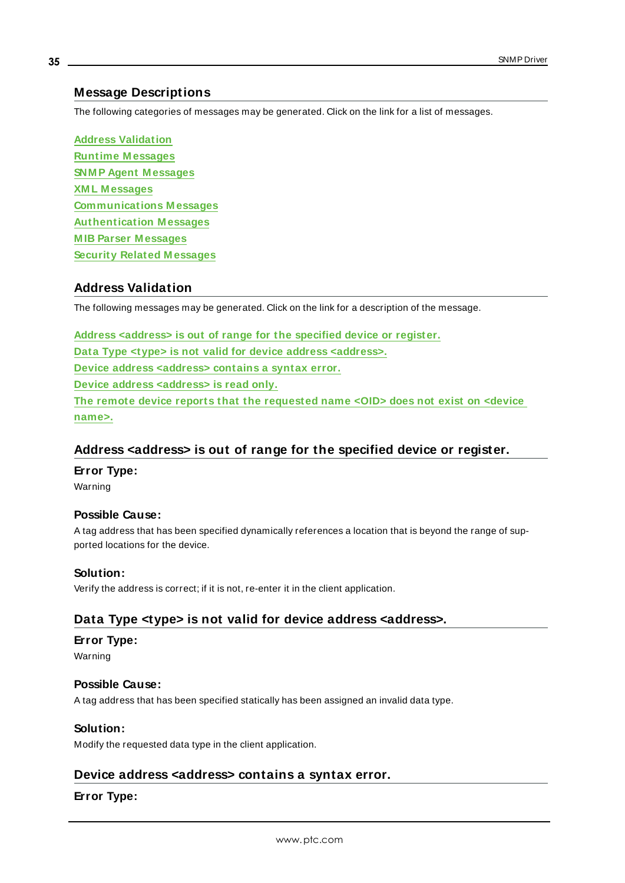## Message Descriptions

The following categories of messages may be generated. Click on the link for a list of messages.

Address Validation
Runtime Messages
SNMP Agent Messages
XML Messages
Communications Messages
Authentication Messages
MIB Parser Messages
Security Related Messages

## Address Validation

The following messages may be generated. Click on the link for a description of the message.

Address <address> is out of range for the specified device or register.
Data Type <type> is not valid for device address <address>.
Device address <address> contains a syntax error.
Device address <address> is read only.
The remote device reports that the requested name <OID> does not exist on <device name>.

### Address <address> is out of range for the specified device or register.

**Error Type:**
Warning

**Possible Cause:**
A tag address that has been specified dynamically references a location that is beyond the range of supported locations for the device.

**Solution:**
Verify the address is correct; if it is not, re-enter it in the client application.

### Data Type <type> is not valid for device address <address>.

**Error Type:**
Warning

**Possible Cause:**
A tag address that has been specified statically has been assigned an invalid data type.

**Solution:**
Modify the requested data type in the client application.

### Device address <address> contains a syntax error.

**Error Type:**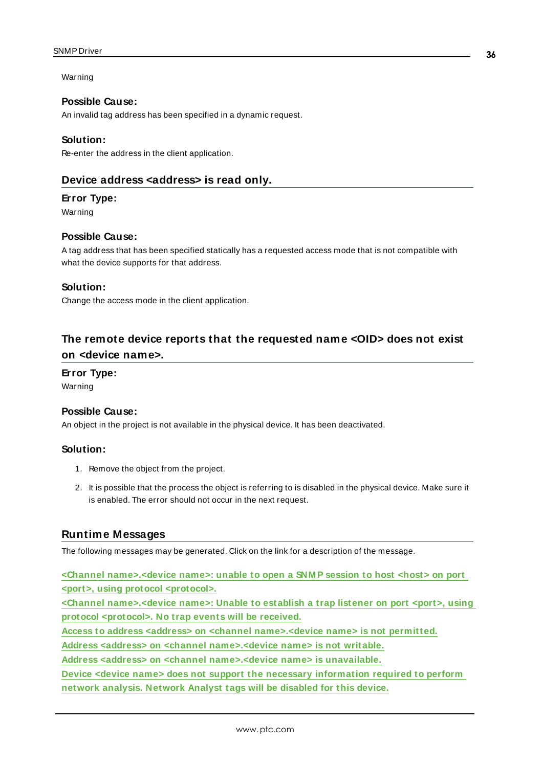Warning

**Possible Cause:**
An invalid tag address has been specified in a dynamic request.

**Solution:**
Re-enter the address in the client application.

### Device address <address> is read only.

**Error Type:**
Warning

**Possible Cause:**
A tag address that has been specified statically has a requested access mode that is not compatible with what the device supports for that address.

**Solution:**
Change the access mode in the client application.

### The remote device reports that the requested name <OID> does not exist on <device name>.

**Error Type:**
Warning

**Possible Cause:**
An object in the project is not available in the physical device. It has been deactivated.

**Solution:**

1. Remove the object from the project.
2. It is possible that the process the object is referring to is disabled in the physical device. Make sure it is enabled. The error should not occur in the next request.

## Runtime Messages

The following messages may be generated. Click on the link for a description of the message.

**<Channel name>.<device name>: unable to open a SNMP session to host <host> on port <port>, using protocol <protocol>.**
**<Channel name>.<device name>: Unable to establish a trap listener on port <port>, using protocol <protocol>. No trap events will be received.**
**Access to address <address> on <channel name>.<device name> is not permitted.**
**Address <address> on <channel name>.<device name> is not writable.**
**Address <address> on <channel name>.<device name> is unavailable.**
**Device <device name> does not support the necessary information required to perform network analysis. Network Analyst tags will be disabled for this device.**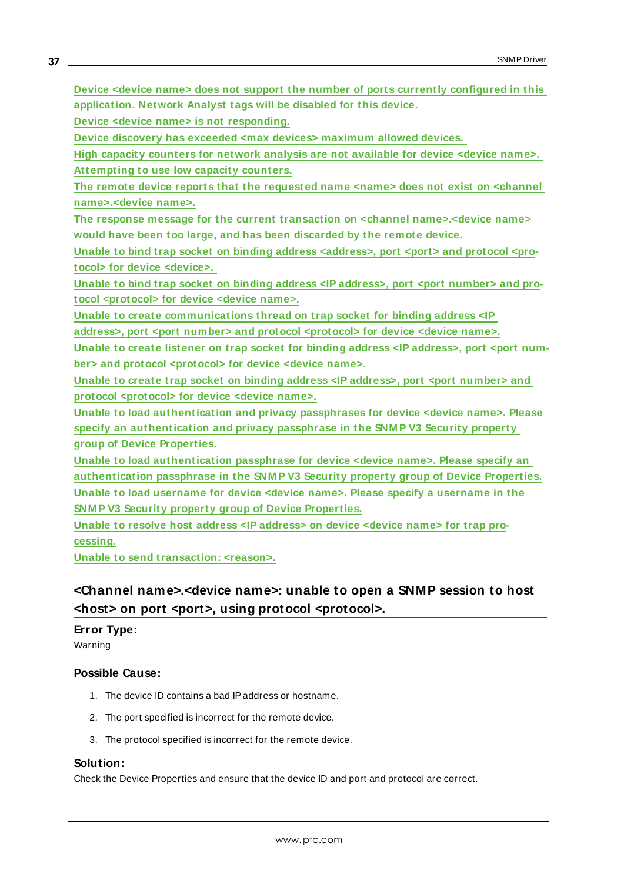[Device <device name> does not support the number of ports currently configured in this application. Network Analyst tags will be disabled for this device.]

[Device <device name> is not responding.]

[Device discovery has exceeded <max devices> maximum allowed devices.]

[High capacity counters for network analysis are not available for device <device name>. Attempting to use low capacity counters.]

[The remote device reports that the requested name <name> does not exist on <channel name>.<device name>.]

[The response message for the current transaction on <channel name>.<device name> would have been too large, and has been discarded by the remote device.]

[Unable to bind trap socket on binding address <address>, port <port> and protocol <protocol> for device <device>.]

[Unable to bind trap socket on binding address <IP address>, port <port number> and protocol <protocol> for device <device name>.]

[Unable to create communications thread on trap socket for binding address <IP address>, port <port number> and protocol <protocol> for device <device name>.]

[Unable to create listener on trap socket for binding address <IP address>, port <port number> and protocol <protocol> for device <device name>.]

[Unable to create trap socket on binding address <IP address>, port <port number> and protocol <protocol> for device <device name>.]

[Unable to load authentication and privacy passphrases for device <device name>. Please specify an authentication and privacy passphrase in the SNMP V3 Security property group of Device Properties.]

[Unable to load authentication passphrase for device <device name>. Please specify an authentication passphrase in the SNMP V3 Security property group of Device Properties.]

[Unable to load username for device <device name>. Please specify a username in the SNMP V3 Security property group of Device Properties.]

[Unable to resolve host address <IP address> on device <device name> for trap processing.]

[Unable to send transaction: <reason>.]

## <Channel name>.<device name>: unable to open a SNMP session to host <host> on port <port>, using protocol <protocol>.

**Error Type:**

Warning

**Possible Cause:**

1. The device ID contains a bad IP address or hostname.
2. The port specified is incorrect for the remote device.
3. The protocol specified is incorrect for the remote device.

**Solution:**

Check the Device Properties and ensure that the device ID and port and protocol are correct.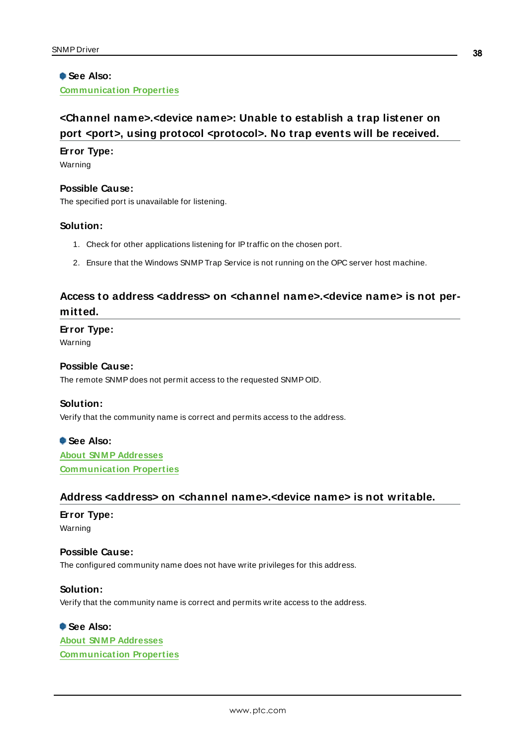**See Also:**
Communication Properties

## <Channel name>.<device name>: Unable to establish a trap listener on port <port>, using protocol <protocol>. No trap events will be received.

**Error Type:**
Warning

**Possible Cause:**
The specified port is unavailable for listening.

**Solution:**

1. Check for other applications listening for IP traffic on the chosen port.
2. Ensure that the Windows SNMP Trap Service is not running on the OPC server host machine.

## Access to address <address> on <channel name>.<device name> is not permitted.

**Error Type:**
Warning

**Possible Cause:**
The remote SNMP does not permit access to the requested SNMP OID.

**Solution:**
Verify that the community name is correct and permits access to the address.

**See Also:**
About SNMP Addresses
Communication Properties

## Address <address> on <channel name>.<device name> is not writable.

**Error Type:**
Warning

**Possible Cause:**
The configured community name does not have write privileges for this address.

**Solution:**
Verify that the community name is correct and permits write access to the address.

**See Also:**
About SNMP Addresses
Communication Properties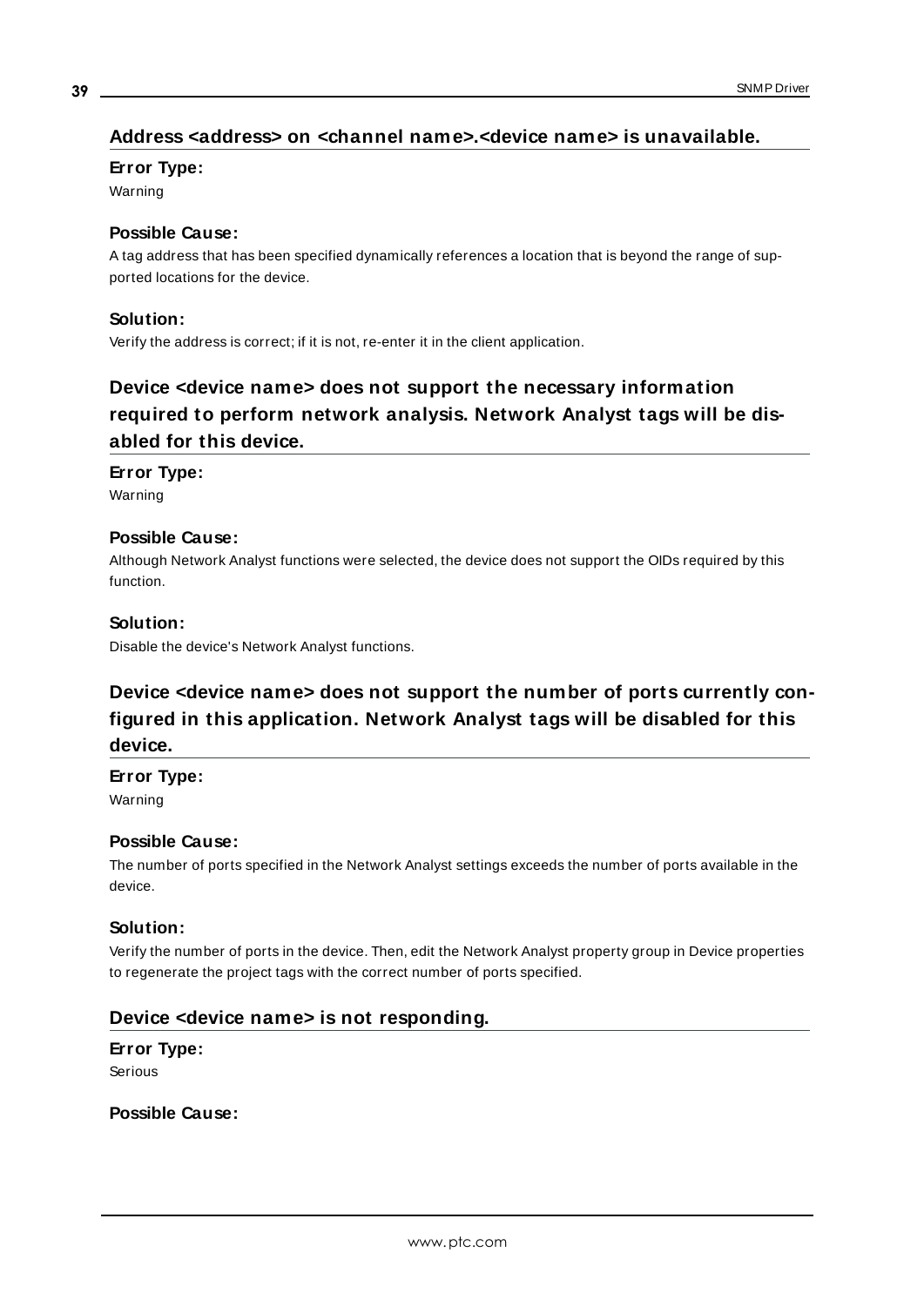## Address <address> on <channel name>.<device name> is unavailable.

**Error Type:**

Warning

**Possible Cause:**

A tag address that has been specified dynamically references a location that is beyond the range of supported locations for the device.

**Solution:**

Verify the address is correct; if it is not, re-enter it in the client application.

## Device <device name> does not support the necessary information required to perform network analysis. Network Analyst tags will be disabled for this device.

**Error Type:**

Warning

**Possible Cause:**

Although Network Analyst functions were selected, the device does not support the OIDs required by this function.

**Solution:**

Disable the device's Network Analyst functions.

## Device <device name> does not support the number of ports currently configured in this application. Network Analyst tags will be disabled for this device.

**Error Type:**

Warning

**Possible Cause:**

The number of ports specified in the Network Analyst settings exceeds the number of ports available in the device.

**Solution:**

Verify the number of ports in the device. Then, edit the Network Analyst property group in Device properties to regenerate the project tags with the correct number of ports specified.

## Device <device name> is not responding.

**Error Type:**

Serious

**Possible Cause:**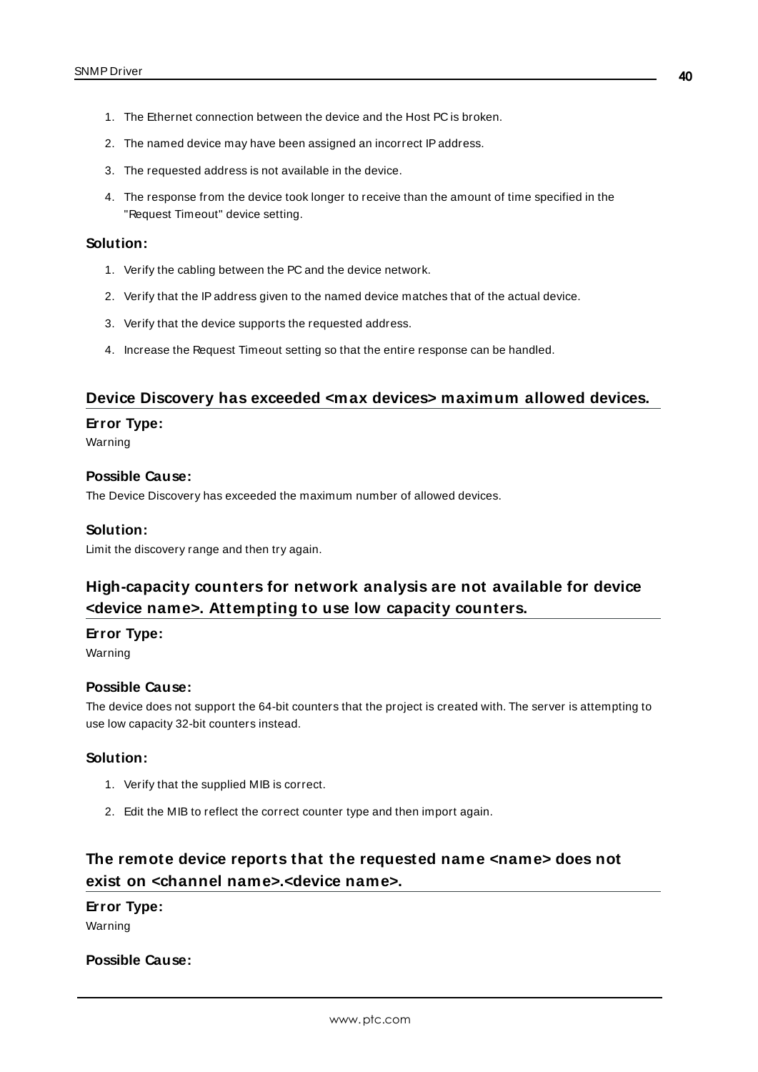1. The Ethernet connection between the device and the Host PC is broken.
2. The named device may have been assigned an incorrect IP address.
3. The requested address is not available in the device.
4. The response from the device took longer to receive than the amount of time specified in the "Request Timeout" device setting.

### Solution:

1. Verify the cabling between the PC and the device network.
2. Verify that the IP address given to the named device matches that of the actual device.
3. Verify that the device supports the requested address.
4. Increase the Request Timeout setting so that the entire response can be handled.

## Device Discovery has exceeded <max devices> maximum allowed devices.

### Error Type:

Warning

### Possible Cause:

The Device Discovery has exceeded the maximum number of allowed devices.

### Solution:

Limit the discovery range and then try again.

## High-capacity counters for network analysis are not available for device <device name>. Attempting to use low capacity counters.

### Error Type:

Warning

### Possible Cause:

The device does not support the 64-bit counters that the project is created with. The server is attempting to use low capacity 32-bit counters instead.

### Solution:

1. Verify that the supplied MIB is correct.
2. Edit the MIB to reflect the correct counter type and then import again.

## The remote device reports that the requested name <name> does not exist on <channel name>.<device name>.

### Error Type:

Warning

### Possible Cause: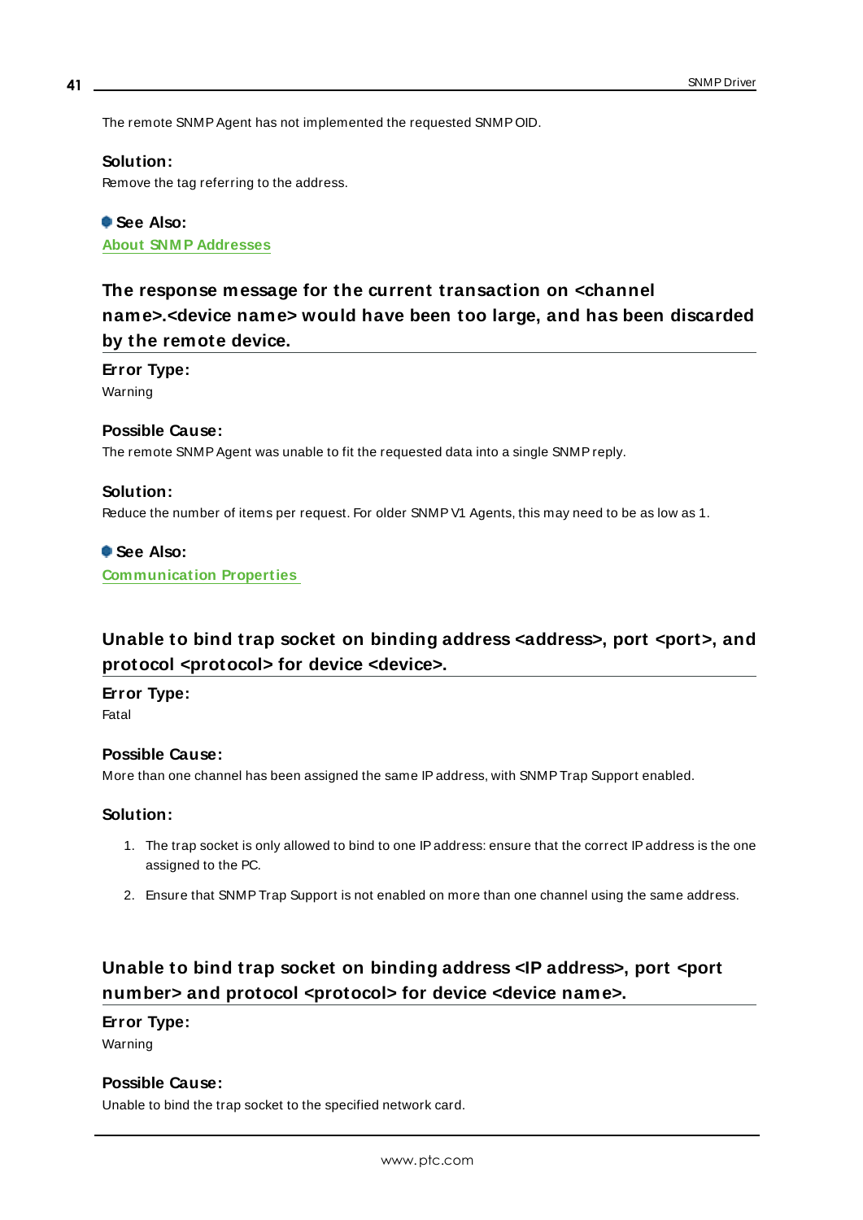The remote SNMP Agent has not implemented the requested SNMP OID.

**Solution:**
Remove the tag referring to the address.

**See Also:**
About SNMP Addresses

## The response message for the current transaction on <channel name>.<device name> would have been too large, and has been discarded by the remote device.

**Error Type:**
Warning

**Possible Cause:**
The remote SNMP Agent was unable to fit the requested data into a single SNMP reply.

**Solution:**
Reduce the number of items per request. For older SNMP V1 Agents, this may need to be as low as 1.

**See Also:**
Communication Properties

## Unable to bind trap socket on binding address <address>, port <port>, and protocol <protocol> for device <device>.

**Error Type:**
Fatal

**Possible Cause:**
More than one channel has been assigned the same IP address, with SNMP Trap Support enabled.

**Solution:**

1. The trap socket is only allowed to bind to one IP address: ensure that the correct IP address is the one assigned to the PC.
2. Ensure that SNMP Trap Support is not enabled on more than one channel using the same address.

## Unable to bind trap socket on binding address <IP address>, port <port number> and protocol <protocol> for device <device name>.

**Error Type:**
Warning

**Possible Cause:**
Unable to bind the trap socket to the specified network card.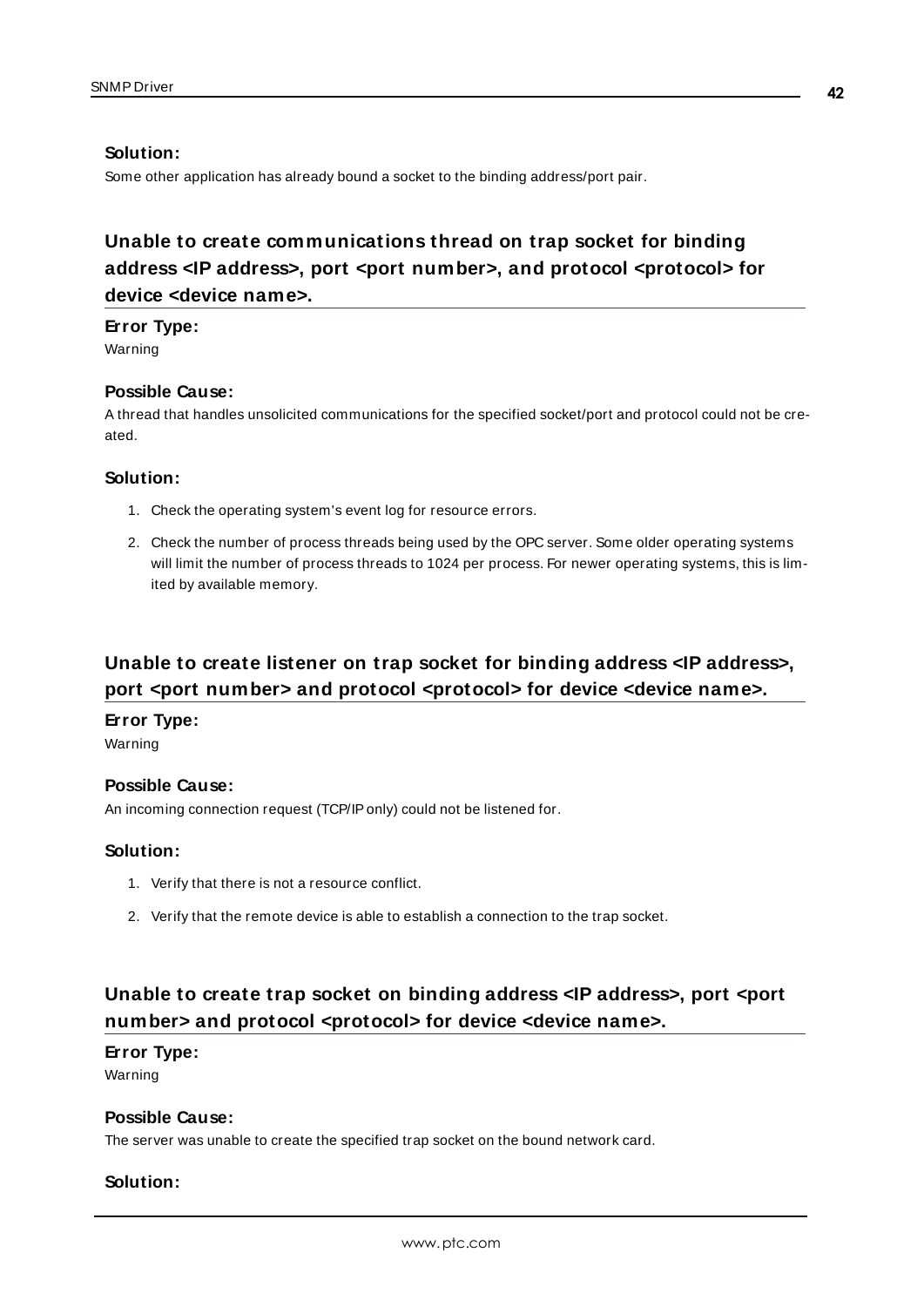**Solution:**

Some other application has already bound a socket to the binding address/port pair.

## Unable to create communications thread on trap socket for binding address <IP address>, port <port number>, and protocol <protocol> for device <device name>.

**Error Type:**

Warning

**Possible Cause:**

A thread that handles unsolicited communications for the specified socket/port and protocol could not be created.

**Solution:**

1. Check the operating system's event log for resource errors.
2. Check the number of process threads being used by the OPC server. Some older operating systems will limit the number of process threads to 1024 per process. For newer operating systems, this is limited by available memory.

## Unable to create listener on trap socket for binding address <IP address>, port <port number> and protocol <protocol> for device <device name>.

**Error Type:**

Warning

**Possible Cause:**

An incoming connection request (TCP/IP only) could not be listened for.

**Solution:**

1. Verify that there is not a resource conflict.
2. Verify that the remote device is able to establish a connection to the trap socket.

## Unable to create trap socket on binding address <IP address>, port <port number> and protocol <protocol> for device <device name>.

**Error Type:**

Warning

**Possible Cause:**

The server was unable to create the specified trap socket on the bound network card.

**Solution:**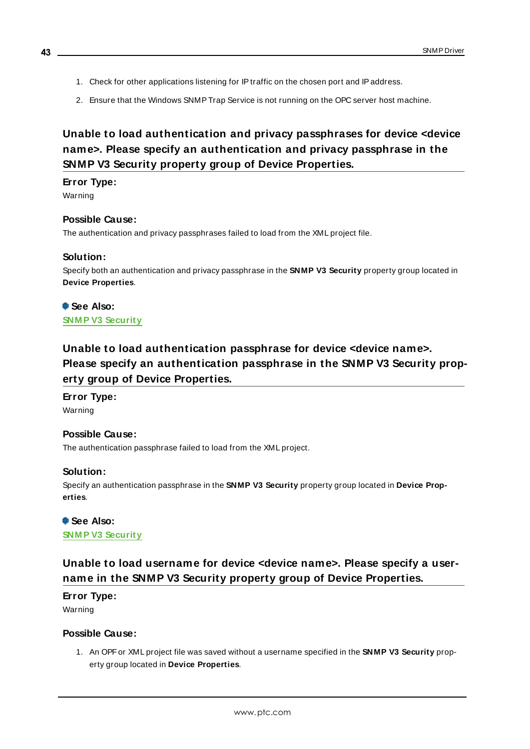1. Check for other applications listening for IP traffic on the chosen port and IP address.
2. Ensure that the Windows SNMP Trap Service is not running on the OPC server host machine.

## Unable to load authentication and privacy passphrases for device <device name>. Please specify an authentication and privacy passphrase in the SNMP V3 Security property group of Device Properties.

**Error Type:**
Warning

**Possible Cause:**
The authentication and privacy passphrases failed to load from the XML project file.

**Solution:**
Specify both an authentication and privacy passphrase in the **SNMP V3 Security** property group located in **Device Properties**.

**See Also:**
SNMP V3 Security

## Unable to load authentication passphrase for device <device name>. Please specify an authentication passphrase in the SNMP V3 Security property group of Device Properties.

**Error Type:**
Warning

**Possible Cause:**
The authentication passphrase failed to load from the XML project.

**Solution:**
Specify an authentication passphrase in the **SNMP V3 Security** property group located in **Device Properties**.

**See Also:**
SNMP V3 Security

## Unable to load username for device <device name>. Please specify a username in the SNMP V3 Security property group of Device Properties.

**Error Type:**
Warning

**Possible Cause:**

1. An OPF or XML project file was saved without a username specified in the **SNMP V3 Security** property group located in **Device Properties**.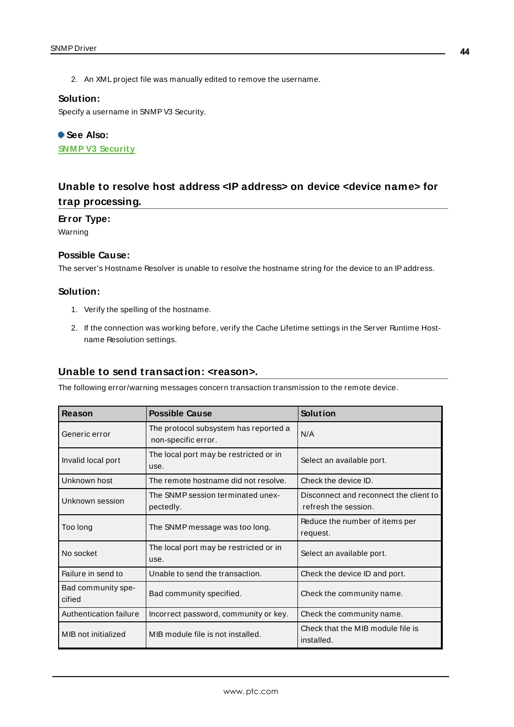2. An XML project file was manually edited to remove the username.

### Solution:

Specify a username in SNMP V3 Security.

**See Also:**
SNMP V3 Security

## Unable to resolve host address <IP address> on device <device name> for trap processing.

### Error Type:

Warning

### Possible Cause:

The server's Hostname Resolver is unable to resolve the hostname string for the device to an IP address.

### Solution:

1. Verify the spelling of the hostname.
2. If the connection was working before, verify the Cache Lifetime settings in the Server Runtime Host-name Resolution settings.

## Unable to send transaction: <reason>.

The following error/warning messages concern transaction transmission to the remote device.

| Reason | Possible Cause | Solution |
|---|---|---|
| Generic error | The protocol subsystem has reported a non-specific error. | N/A |
| Invalid local port | The local port may be restricted or in use. | Select an available port. |
| Unknown host | The remote hostname did not resolve. | Check the device ID. |
| Unknown session | The SNMP session terminated unexpectedly. | Disconnect and reconnect the client to refresh the session. |
| Too long | The SNMP message was too long. | Reduce the number of items per request. |
| No socket | The local port may be restricted or in use. | Select an available port. |
| Failure in send to | Unable to send the transaction. | Check the device ID and port. |
| Bad community specified | Bad community specified. | Check the community name. |
| Authentication failure | Incorrect password, community or key. | Check the community name. |
| MIB not initialized | MIB module file is not installed. | Check that the MIB module file is installed. |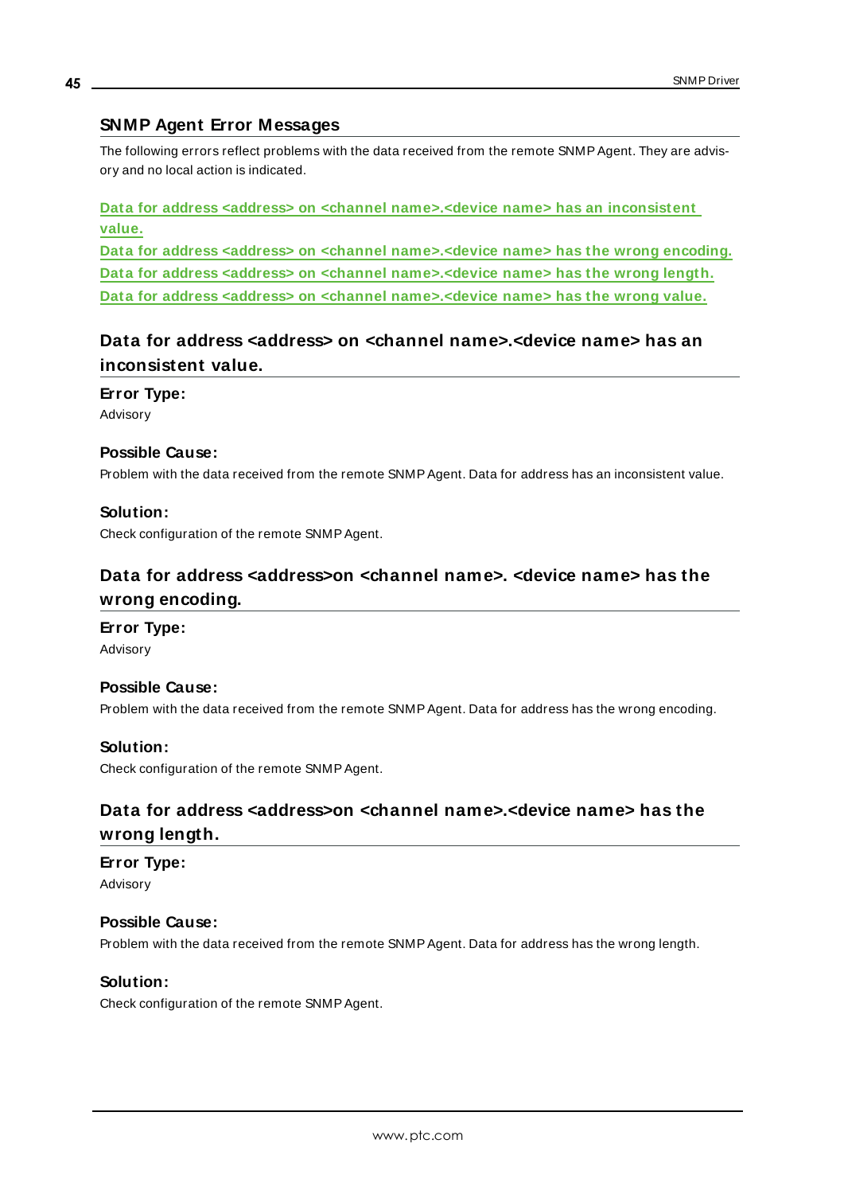## SNMP Agent Error Messages

The following errors reflect problems with the data received from the remote SNMP Agent. They are advisory and no local action is indicated.

Data for address <address> on <channel name>.<device name> has an inconsistent value.
Data for address <address> on <channel name>.<device name> has the wrong encoding.
Data for address <address> on <channel name>.<device name> has the wrong length.
Data for address <address> on <channel name>.<device name> has the wrong value.

### Data for address <address> on <channel name>.<device name> has an inconsistent value.

**Error Type:**
Advisory

**Possible Cause:**
Problem with the data received from the remote SNMP Agent. Data for address has an inconsistent value.

**Solution:**
Check configuration of the remote SNMP Agent.

### Data for address <address>on <channel name>. <device name> has the wrong encoding.

**Error Type:**
Advisory

**Possible Cause:**
Problem with the data received from the remote SNMP Agent. Data for address has the wrong encoding.

**Solution:**
Check configuration of the remote SNMP Agent.

### Data for address <address>on <channel name>.<device name> has the wrong length.

**Error Type:**
Advisory

**Possible Cause:**
Problem with the data received from the remote SNMP Agent. Data for address has the wrong length.

**Solution:**
Check configuration of the remote SNMP Agent.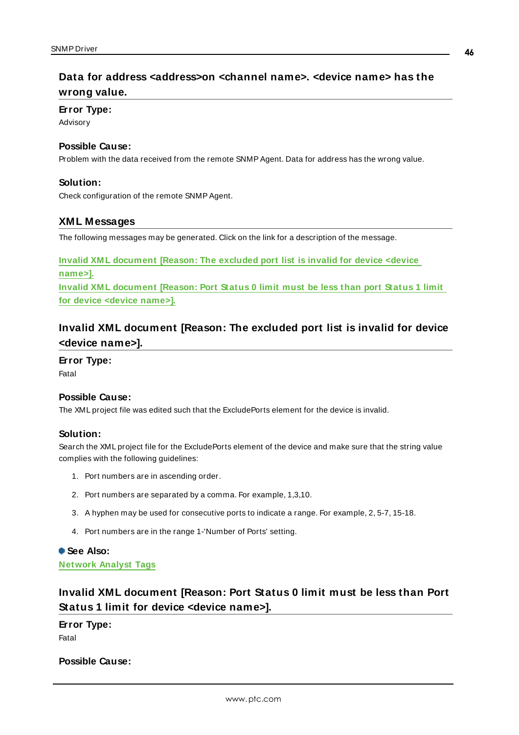## Data for address <address>on <channel name>. <device name> has the wrong value.

**Error Type:**

Advisory

**Possible Cause:**

Problem with the data received from the remote SNMP Agent. Data for address has the wrong value.

**Solution:**

Check configuration of the remote SNMP Agent.

## XML Messages

The following messages may be generated. Click on the link for a description of the message.

**Invalid XML document [Reason: The excluded port list is invalid for device <device name>].**
**Invalid XML document [Reason: Port Status 0 limit must be less than port Status 1 limit for device <device name>].**

## Invalid XML document [Reason: The excluded port list is invalid for device <device name>].

**Error Type:**

Fatal

**Possible Cause:**

The XML project file was edited such that the ExcludePorts element for the device is invalid.

**Solution:**

Search the XML project file for the ExcludePorts element of the device and make sure that the string value complies with the following guidelines:

1. Port numbers are in ascending order.
2. Port numbers are separated by a comma. For example, 1,3,10.
3. A hyphen may be used for consecutive ports to indicate a range. For example, 2, 5-7, 15-18.
4. Port numbers are in the range 1-'Number of Ports' setting.

**See Also:**
**Network Analyst Tags**

## Invalid XML document [Reason: Port Status 0 limit must be less than Port Status 1 limit for device <device name>].

**Error Type:**

Fatal

**Possible Cause:**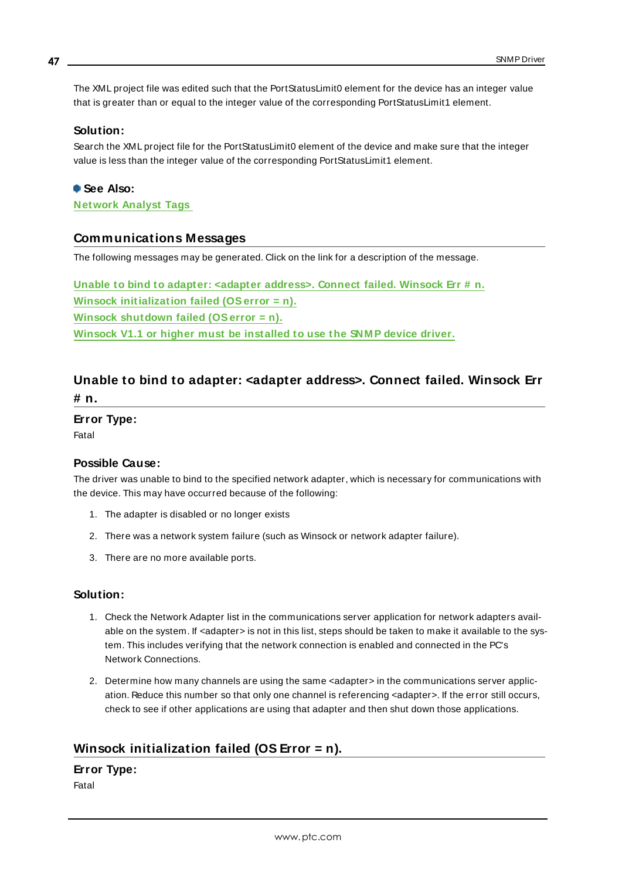The XML project file was edited such that the PortStatusLimit0 element for the device has an integer value that is greater than or equal to the integer value of the corresponding PortStatusLimit1 element.

**Solution:**

Search the XML project file for the PortStatusLimit0 element of the device and make sure that the integer value is less than the integer value of the corresponding PortStatusLimit1 element.

**See Also:**

**Network Analyst Tags**

## Communications Messages

The following messages may be generated. Click on the link for a description of the message.

**Unable to bind to adapter: <adapter address>. Connect failed. Winsock Err # n.**
**Winsock initialization failed (OS error = n).**
**Winsock shutdown failed (OS error = n).**
**Winsock V1.1 or higher must be installed to use the SNMP device driver.**

## Unable to bind to adapter: <adapter address>. Connect failed. Winsock Err # n.

**Error Type:**

Fatal

**Possible Cause:**

The driver was unable to bind to the specified network adapter, which is necessary for communications with the device. This may have occurred because of the following:

1. The adapter is disabled or no longer exists
2. There was a network system failure (such as Winsock or network adapter failure).
3. There are no more available ports.

**Solution:**

1. Check the Network Adapter list in the communications server application for network adapters available on the system. If <adapter> is not in this list, steps should be taken to make it available to the system. This includes verifying that the network connection is enabled and connected in the PC's Network Connections.
2. Determine how many channels are using the same <adapter> in the communications server application. Reduce this number so that only one channel is referencing <adapter>. If the error still occurs, check to see if other applications are using that adapter and then shut down those applications.

## Winsock initialization failed (OS Error = n).

**Error Type:**

Fatal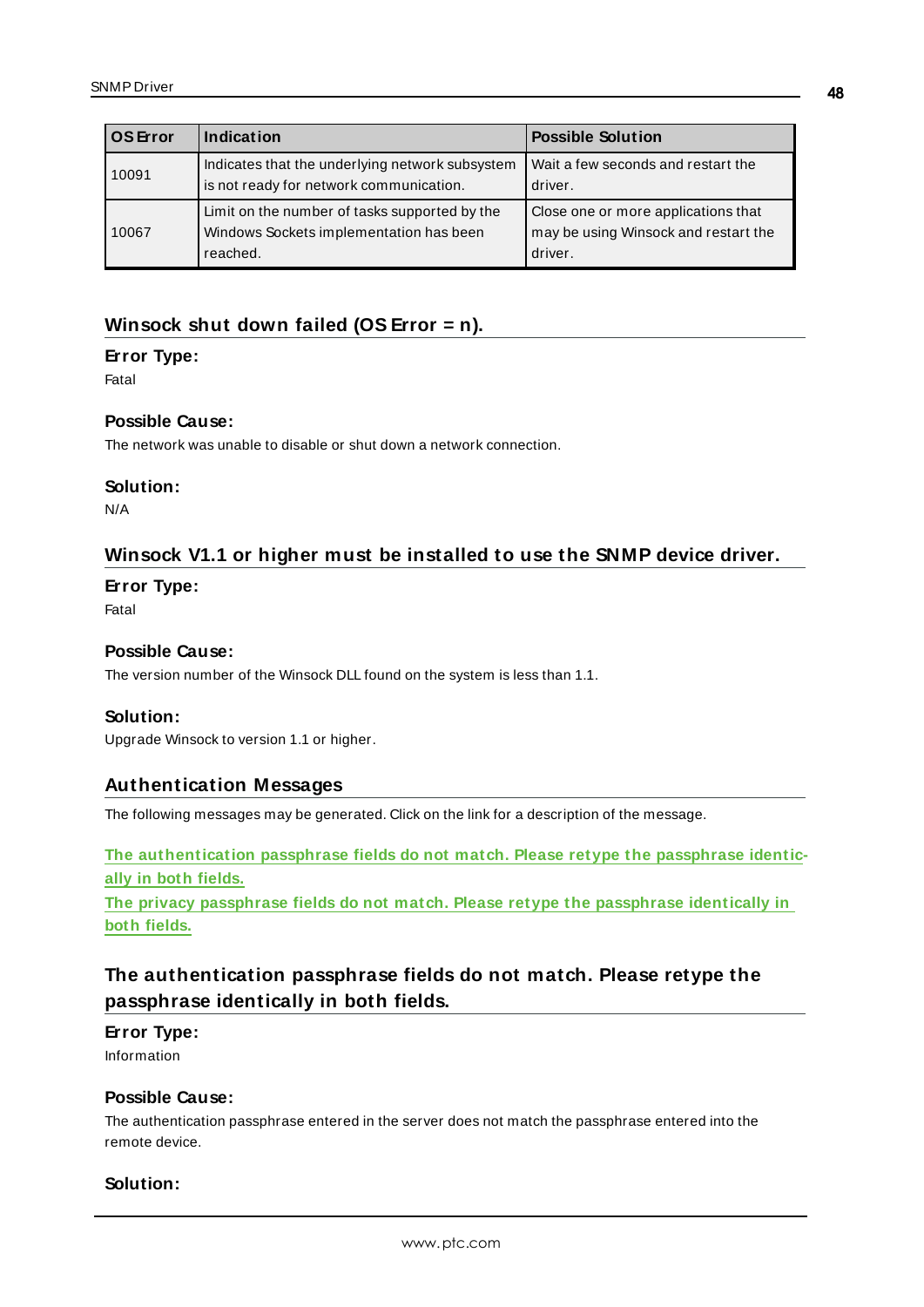| OS Error | Indication | Possible Solution |
| --- | --- | --- |
| 10091 | Indicates that the underlying network subsystem is not ready for network communication. | Wait a few seconds and restart the driver. |
| 10067 | Limit on the number of tasks supported by the Windows Sockets implementation has been reached. | Close one or more applications that may be using Winsock and restart the driver. |

### Winsock shut down failed (OS Error = n).

**Error Type:**
Fatal

**Possible Cause:**
The network was unable to disable or shut down a network connection.

**Solution:**
N/A

### Winsock V1.1 or higher must be installed to use the SNMP device driver.

**Error Type:**
Fatal

**Possible Cause:**
The version number of the Winsock DLL found on the system is less than 1.1.

**Solution:**
Upgrade Winsock to version 1.1 or higher.

## Authentication Messages

The following messages may be generated. Click on the link for a description of the message.

**The authentication passphrase fields do not match. Please retype the passphrase identically in both fields.**
**The privacy passphrase fields do not match. Please retype the passphrase identically in both fields.**

### The authentication passphrase fields do not match. Please retype the passphrase identically in both fields.

**Error Type:**
Information

**Possible Cause:**
The authentication passphrase entered in the server does not match the passphrase entered into the remote device.

**Solution:**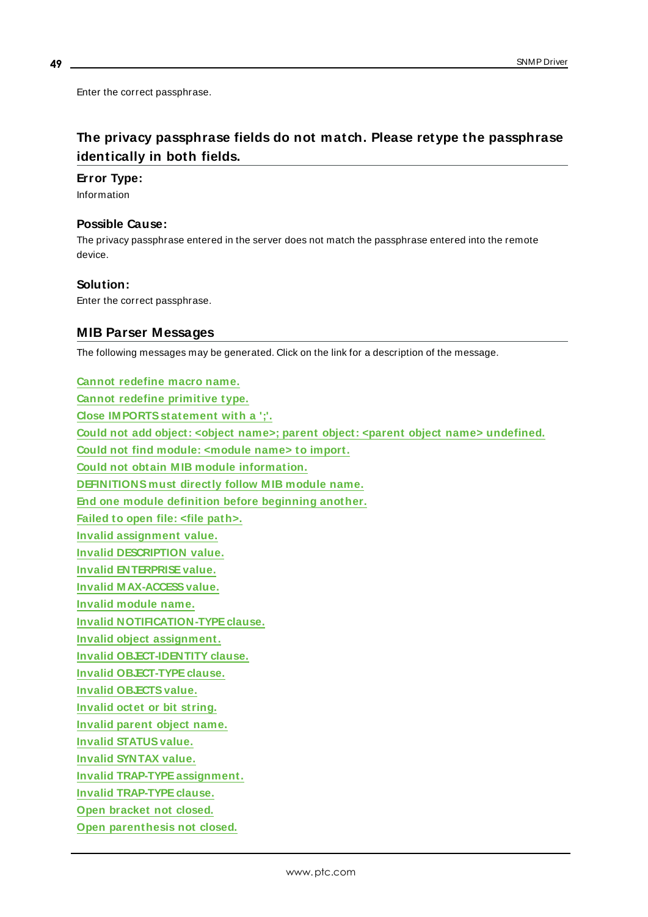Enter the correct passphrase.

### The privacy passphrase fields do not match. Please retype the passphrase identically in both fields.

**Error Type:**

Information

**Possible Cause:**

The privacy passphrase entered in the server does not match the passphrase entered into the remote device.

**Solution:**

Enter the correct passphrase.

## MIB Parser Messages

The following messages may be generated. Click on the link for a description of the message.

**Cannot redefine macro name.**
**Cannot redefine primitive type.**
**Close IMPORTS statement with a ';'.**
**Could not add object: <object name>; parent object: <parent object name> undefined.**
**Could not find module: <module name> to import.**
**Could not obtain MIB module information.**
**DEFINITIONS must directly follow MIB module name.**
**End one module definition before beginning another.**
**Failed to open file: <file path>.**
**Invalid assignment value.**
**Invalid DESCRIPTION value.**
**Invalid ENTERPRISE value.**
**Invalid MAX-ACCESS value.**
**Invalid module name.**
**Invalid NOTIFICATION-TYPE clause.**
**Invalid object assignment.**
**Invalid OBJECT-IDENTITY clause.**
**Invalid OBJECT-TYPE clause.**
**Invalid OBJECTS value.**
**Invalid octet or bit string.**
**Invalid parent object name.**
**Invalid STATUS value.**
**Invalid SYNTAX value.**
**Invalid TRAP-TYPE assignment.**
**Invalid TRAP-TYPE clause.**
**Open bracket not closed.**
**Open parenthesis not closed.**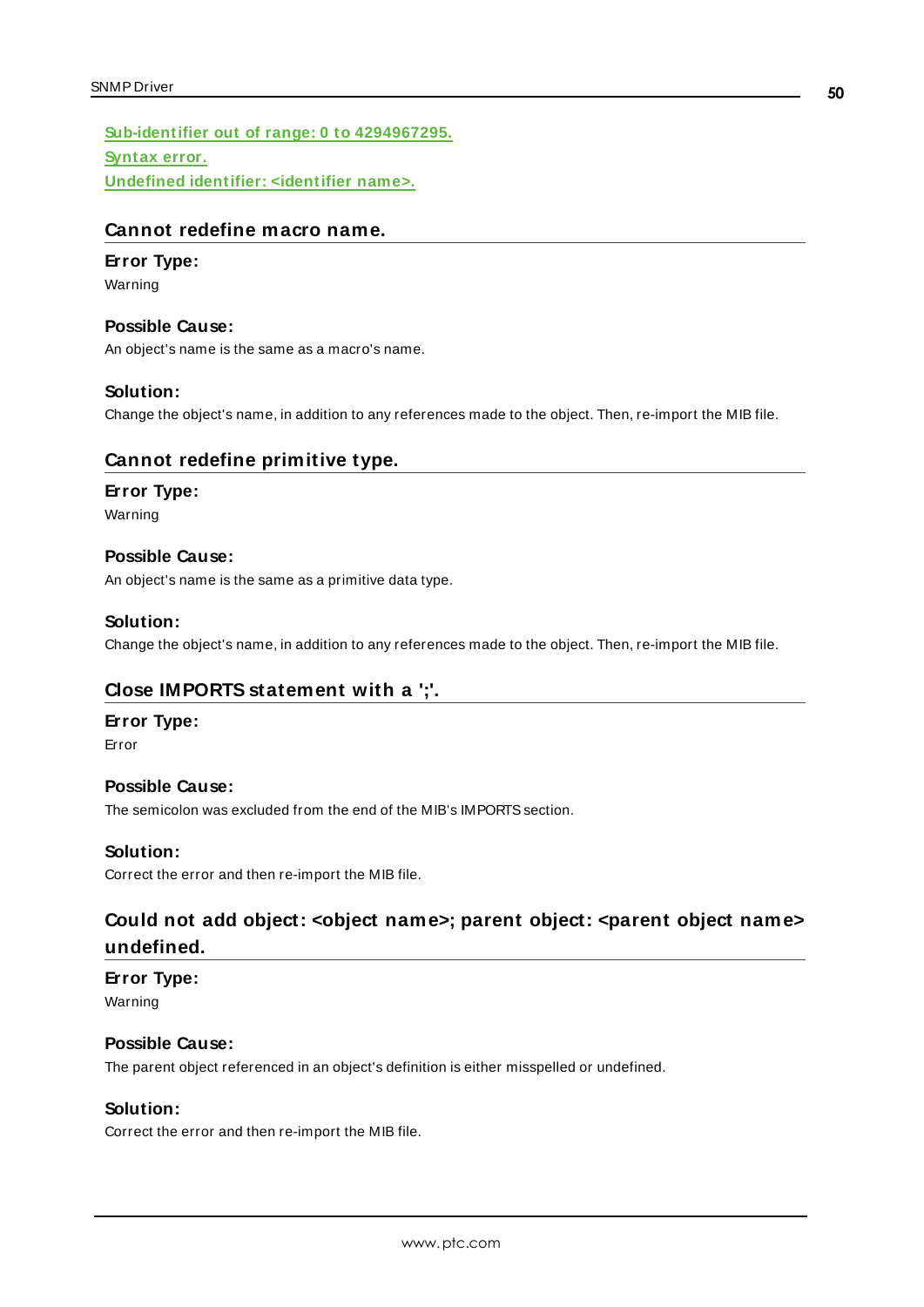[Sub-identifier out of range: 0 to 4294967295.](#)
[Syntax error.](#)
[Undefined identifier: <identifier name>.](#)

## Cannot redefine macro name.

**Error Type:**
Warning

**Possible Cause:**
An object's name is the same as a macro's name.

**Solution:**
Change the object's name, in addition to any references made to the object. Then, re-import the MIB file.

## Cannot redefine primitive type.

**Error Type:**
Warning

**Possible Cause:**
An object's name is the same as a primitive data type.

**Solution:**
Change the object's name, in addition to any references made to the object. Then, re-import the MIB file.

## Close IMPORTS statement with a ';'.

**Error Type:**
Error

**Possible Cause:**
The semicolon was excluded from the end of the MIB's IMPORTS section.

**Solution:**
Correct the error and then re-import the MIB file.

## Could not add object: <object name>; parent object: <parent object name> undefined.

**Error Type:**
Warning

**Possible Cause:**
The parent object referenced in an object's definition is either misspelled or undefined.

**Solution:**
Correct the error and then re-import the MIB file.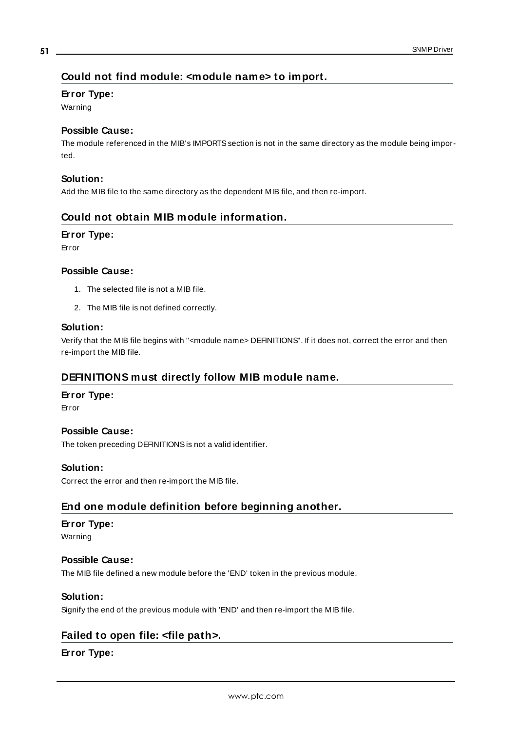## Could not find module: <module name> to import.

### Error Type:

Warning

### Possible Cause:

The module referenced in the MIB's IMPORTS section is not in the same directory as the module being imported.

### Solution:

Add the MIB file to the same directory as the dependent MIB file, and then re-import.

## Could not obtain MIB module information.

### Error Type:

Error

### Possible Cause:

1. The selected file is not a MIB file.
2. The MIB file is not defined correctly.

### Solution:

Verify that the MIB file begins with "<module name> DEFINITIONS". If it does not, correct the error and then re-import the MIB file.

## DEFINITIONS must directly follow MIB module name.

### Error Type:

Error

### Possible Cause:

The token preceding DEFINITIONS is not a valid identifier.

### Solution:

Correct the error and then re-import the MIB file.

## End one module definition before beginning another.

### Error Type:

Warning

### Possible Cause:

The MIB file defined a new module before the 'END' token in the previous module.

### Solution:

Signify the end of the previous module with 'END' and then re-import the MIB file.

## Failed to open file: <file path>.

### Error Type: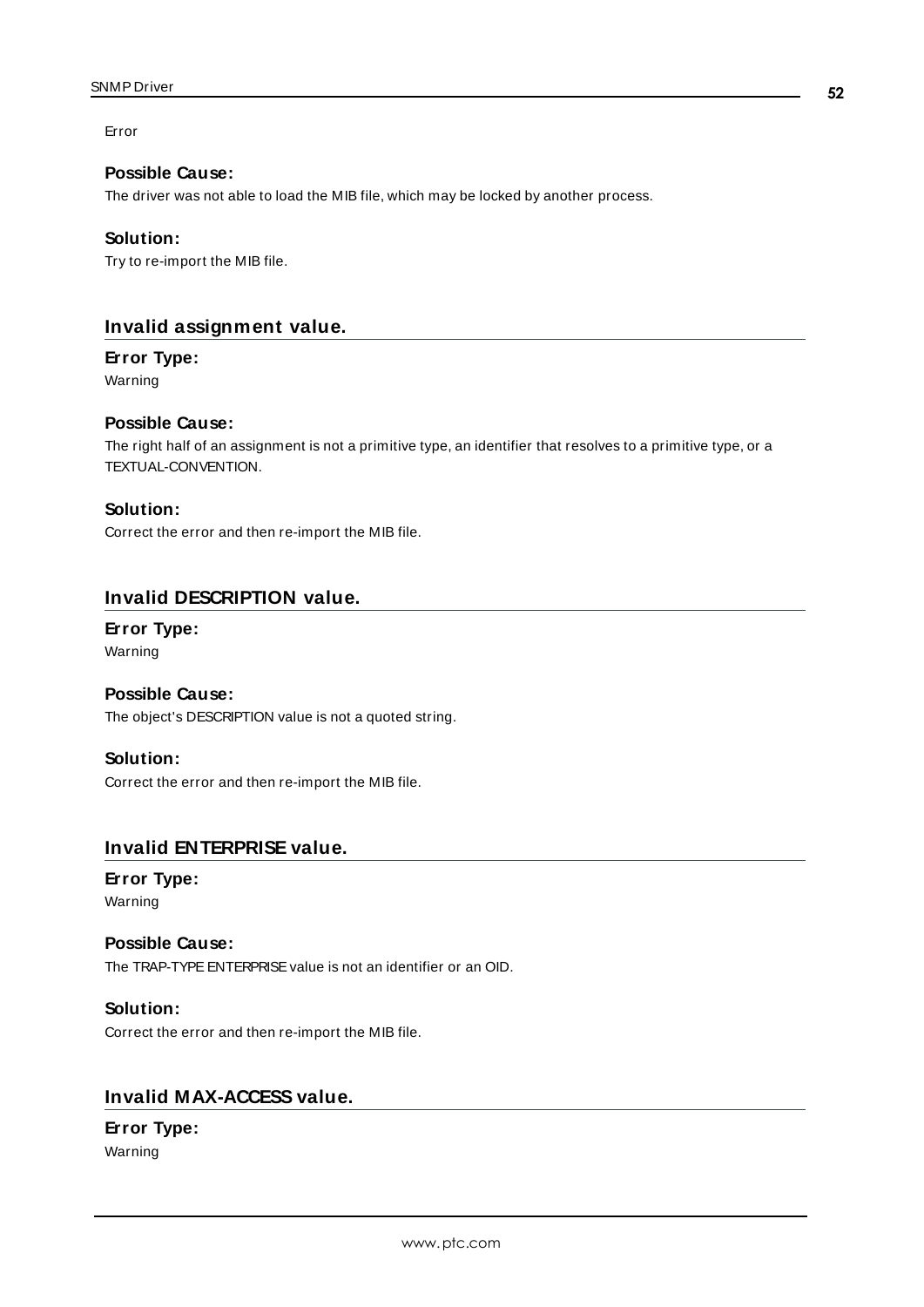Error

**Possible Cause:**
The driver was not able to load the MIB file, which may be locked by another process.

**Solution:**
Try to re-import the MIB file.

## Invalid assignment value.

**Error Type:**
Warning

**Possible Cause:**
The right half of an assignment is not a primitive type, an identifier that resolves to a primitive type, or a TEXTUAL-CONVENTION.

**Solution:**
Correct the error and then re-import the MIB file.

## Invalid DESCRIPTION value.

**Error Type:**
Warning

**Possible Cause:**
The object's DESCRIPTION value is not a quoted string.

**Solution:**
Correct the error and then re-import the MIB file.

## Invalid ENTERPRISE value.

**Error Type:**
Warning

**Possible Cause:**
The TRAP-TYPE ENTERPRISE value is not an identifier or an OID.

**Solution:**
Correct the error and then re-import the MIB file.

## Invalid MAX-ACCESS value.

**Error Type:**
Warning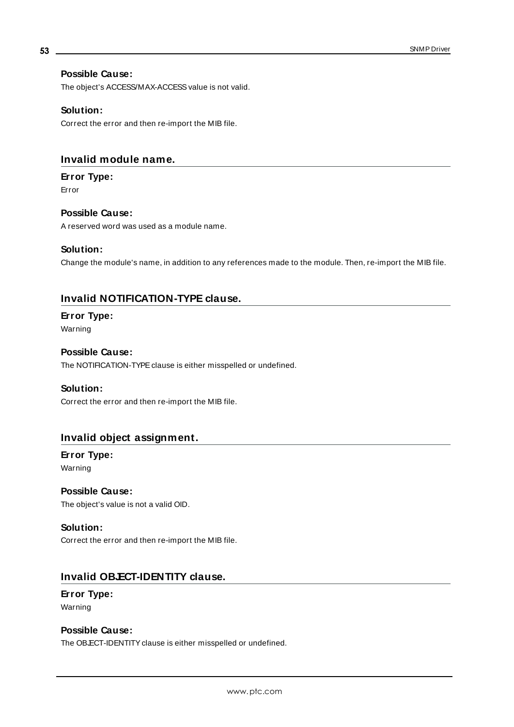**Possible Cause:**
The object's ACCESS/MAX-ACCESS value is not valid.

**Solution:**
Correct the error and then re-import the MIB file.

## Invalid module name.

**Error Type:**
Error

**Possible Cause:**
A reserved word was used as a module name.

**Solution:**
Change the module's name, in addition to any references made to the module. Then, re-import the MIB file.

## Invalid NOTIFICATION-TYPE clause.

**Error Type:**
Warning

**Possible Cause:**
The NOTIFICATION-TYPE clause is either misspelled or undefined.

**Solution:**
Correct the error and then re-import the MIB file.

## Invalid object assignment.

**Error Type:**
Warning

**Possible Cause:**
The object's value is not a valid OID.

**Solution:**
Correct the error and then re-import the MIB file.

## Invalid OBJECT-IDENTITY clause.

**Error Type:**
Warning

**Possible Cause:**
The OBJECT-IDENTITY clause is either misspelled or undefined.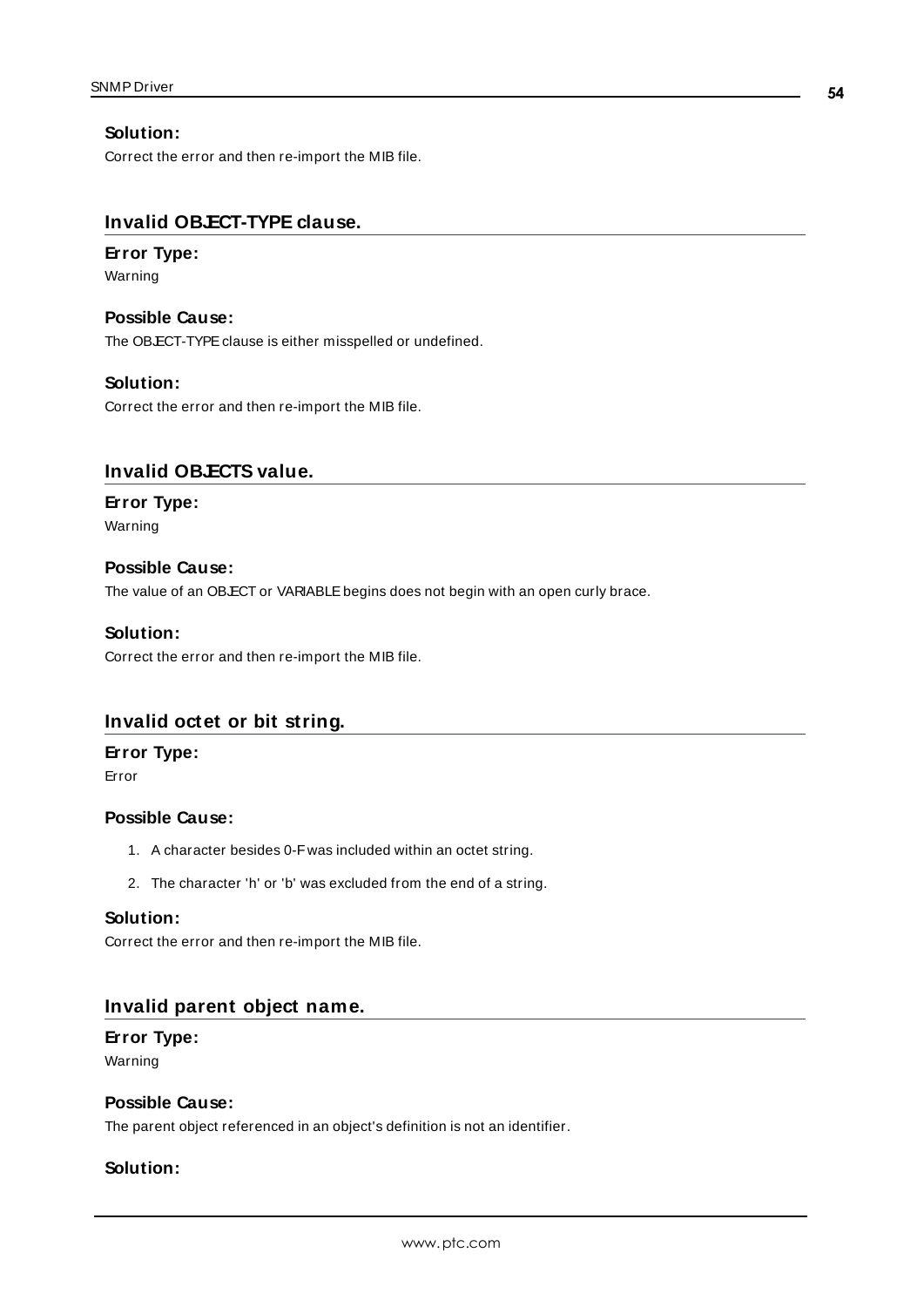**Solution:**

Correct the error and then re-import the MIB file.

## Invalid OBJECT-TYPE clause.

**Error Type:**

Warning

**Possible Cause:**

The OBJECT-TYPE clause is either misspelled or undefined.

**Solution:**

Correct the error and then re-import the MIB file.

## Invalid OBJECTS value.

**Error Type:**

Warning

**Possible Cause:**

The value of an OBJECT or VARIABLE begins does not begin with an open curly brace.

**Solution:**

Correct the error and then re-import the MIB file.

## Invalid octet or bit string.

**Error Type:**

Error

**Possible Cause:**

1. A character besides 0-F was included within an octet string.
2. The character 'h' or 'b' was excluded from the end of a string.

**Solution:**

Correct the error and then re-import the MIB file.

## Invalid parent object name.

**Error Type:**

Warning

**Possible Cause:**

The parent object referenced in an object's definition is not an identifier.

**Solution:**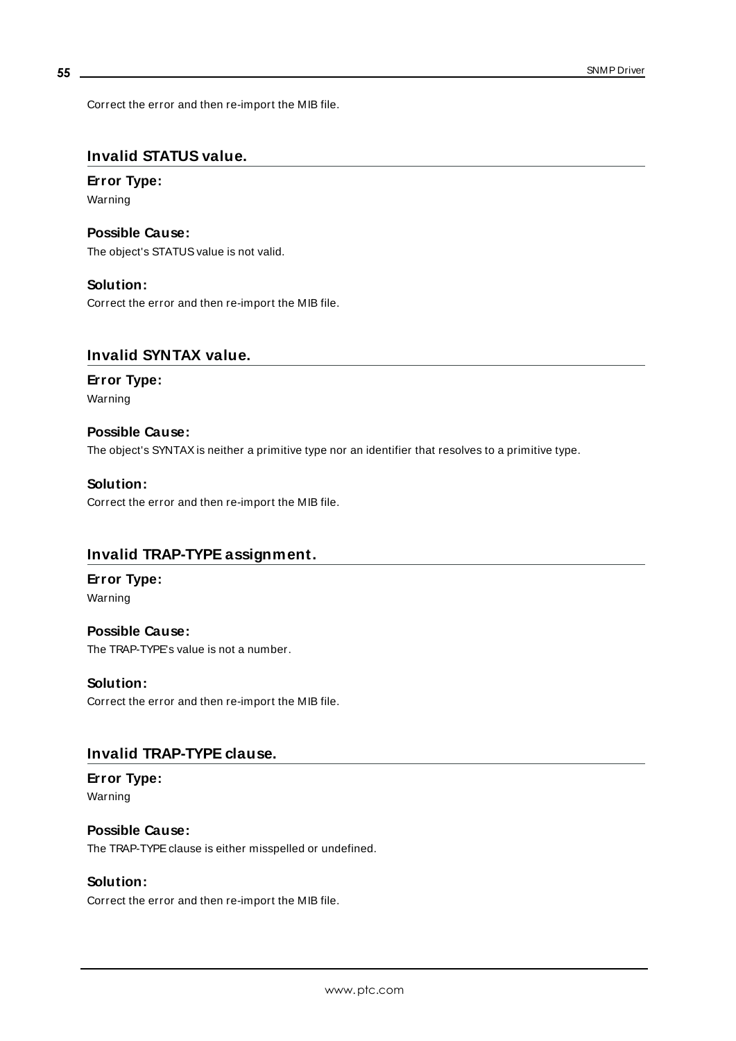Correct the error and then re-import the MIB file.

## Invalid STATUS value.

### Error Type:

Warning

### Possible Cause:

The object's STATUS value is not valid.

### Solution:

Correct the error and then re-import the MIB file.

## Invalid SYNTAX value.

### Error Type:

Warning

### Possible Cause:

The object's SYNTAX is neither a primitive type nor an identifier that resolves to a primitive type.

### Solution:

Correct the error and then re-import the MIB file.

## Invalid TRAP-TYPE assignment.

### Error Type:

Warning

### Possible Cause:

The TRAP-TYPE's value is not a number.

### Solution:

Correct the error and then re-import the MIB file.

## Invalid TRAP-TYPE clause.

### Error Type:

Warning

### Possible Cause:

The TRAP-TYPE clause is either misspelled or undefined.

### Solution:

Correct the error and then re-import the MIB file.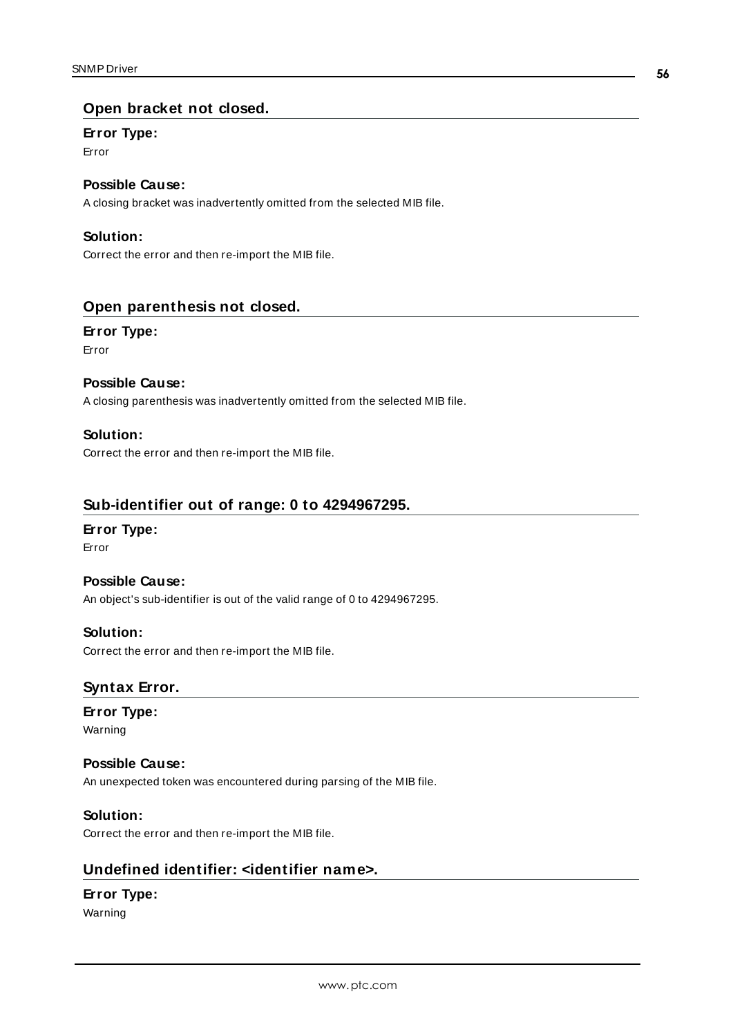## Open bracket not closed.

**Error Type:**

Error

**Possible Cause:**

A closing bracket was inadvertently omitted from the selected MIB file.

**Solution:**

Correct the error and then re-import the MIB file.

## Open parenthesis not closed.

**Error Type:**

Error

**Possible Cause:**

A closing parenthesis was inadvertently omitted from the selected MIB file.

**Solution:**

Correct the error and then re-import the MIB file.

## Sub-identifier out of range: 0 to 4294967295.

**Error Type:**

Error

**Possible Cause:**

An object's sub-identifier is out of the valid range of 0 to 4294967295.

**Solution:**

Correct the error and then re-import the MIB file.

## Syntax Error.

**Error Type:**

Warning

**Possible Cause:**

An unexpected token was encountered during parsing of the MIB file.

**Solution:**

Correct the error and then re-import the MIB file.

## Undefined identifier: <identifier name>.

**Error Type:**

Warning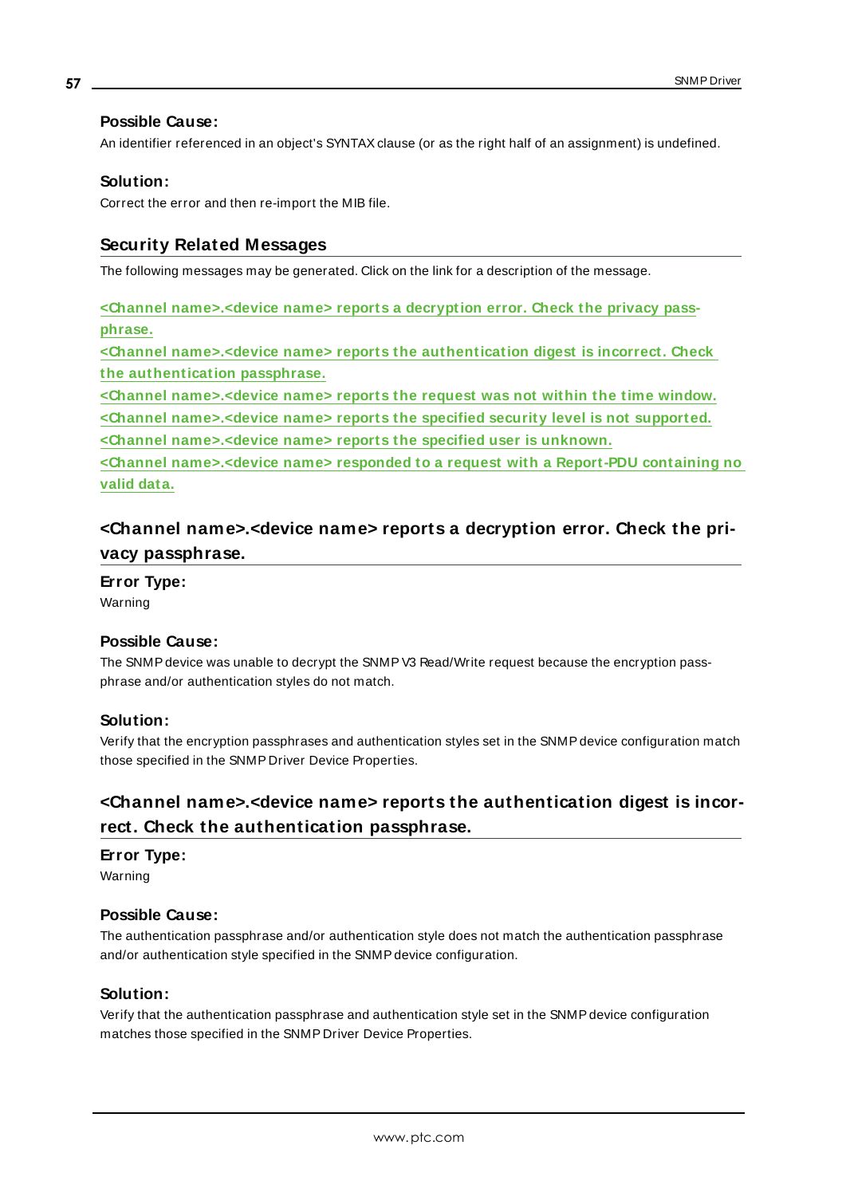### Possible Cause:

An identifier referenced in an object's SYNTAX clause (or as the right half of an assignment) is undefined.

### Solution:

Correct the error and then re-import the MIB file.

## Security Related Messages

The following messages may be generated. Click on the link for a description of the message.

<Channel name>.<device name> reports a decryption error. Check the privacy passphrase.
<Channel name>.<device name> reports the authentication digest is incorrect. Check the authentication passphrase.
<Channel name>.<device name> reports the request was not within the time window.
<Channel name>.<device name> reports the specified security level is not supported.
<Channel name>.<device name> reports the specified user is unknown.
<Channel name>.<device name> responded to a request with a Report-PDU containing no valid data.

## <Channel name>.<device name> reports a decryption error. Check the privacy passphrase.

### Error Type:

Warning

### Possible Cause:

The SNMP device was unable to decrypt the SNMP V3 Read/Write request because the encryption passphrase and/or authentication styles do not match.

### Solution:

Verify that the encryption passphrases and authentication styles set in the SNMP device configuration match those specified in the SNMP Driver Device Properties.

## <Channel name>.<device name> reports the authentication digest is incorrect. Check the authentication passphrase.

### Error Type:

Warning

### Possible Cause:

The authentication passphrase and/or authentication style does not match the authentication passphrase and/or authentication style specified in the SNMP device configuration.

### Solution:

Verify that the authentication passphrase and authentication style set in the SNMP device configuration matches those specified in the SNMP Driver Device Properties.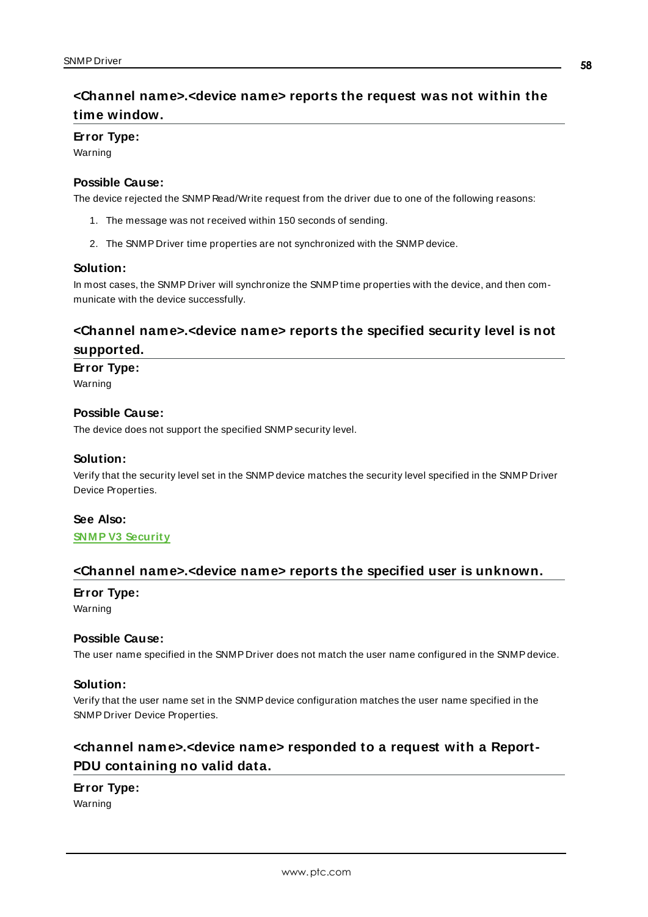## <Channel name>.<device name> reports the request was not within the time window.

**Error Type:**
Warning

**Possible Cause:**
The device rejected the SNMP Read/Write request from the driver due to one of the following reasons:

1. The message was not received within 150 seconds of sending.
2. The SNMP Driver time properties are not synchronized with the SNMP device.

**Solution:**
In most cases, the SNMP Driver will synchronize the SNMP time properties with the device, and then communicate with the device successfully.

## <Channel name>.<device name> reports the specified security level is not supported.

**Error Type:**
Warning

**Possible Cause:**
The device does not support the specified SNMP security level.

**Solution:**
Verify that the security level set in the SNMP device matches the security level specified in the SNMP Driver Device Properties.

**See Also:**
**SNMP V3 Security**

## <Channel name>.<device name> reports the specified user is unknown.

**Error Type:**
Warning

**Possible Cause:**
The user name specified in the SNMP Driver does not match the user name configured in the SNMP device.

**Solution:**
Verify that the user name set in the SNMP device configuration matches the user name specified in the SNMP Driver Device Properties.

## <channel name>.<device name> responded to a request with a Report-PDU containing no valid data.

**Error Type:**
Warning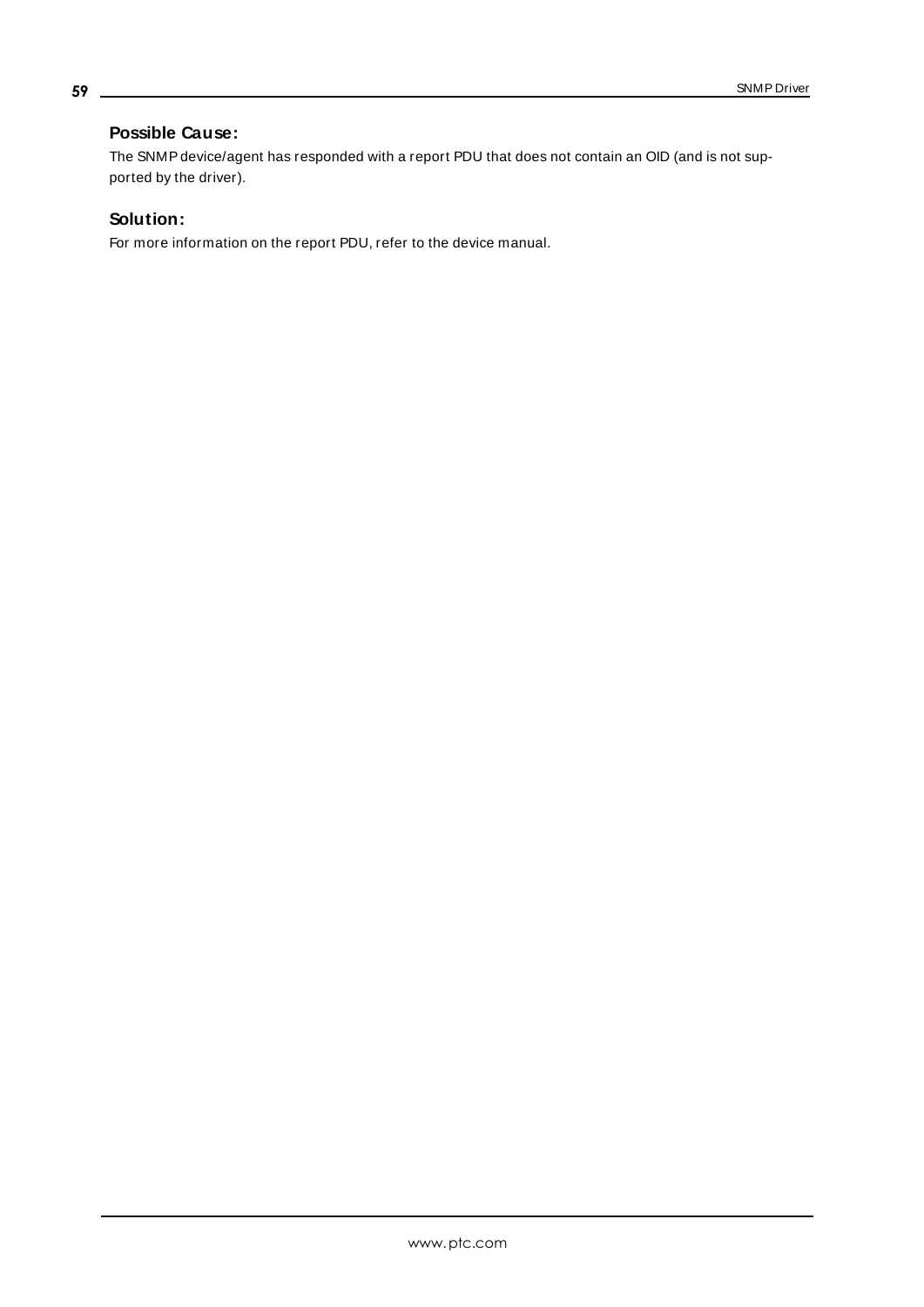#### Possible Cause:

The SNMP device/agent has responded with a report PDU that does not contain an OID (and is not supported by the driver).

#### Solution:

For more information on the report PDU, refer to the device manual.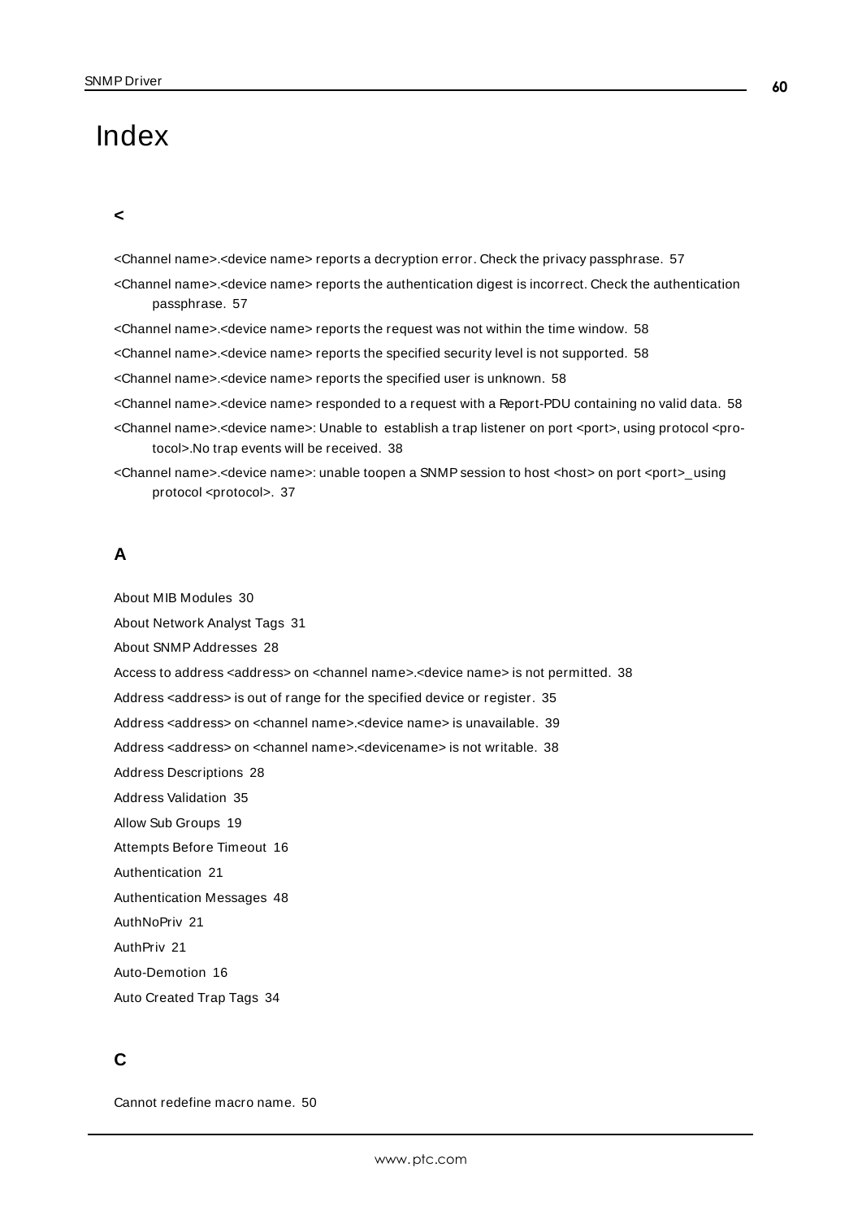# Index

## <

<Channel name>.<device name> reports a decryption error. Check the privacy passphrase. 57

<Channel name>.<device name> reports the authentication digest is incorrect. Check the authentication passphrase. 57

<Channel name>.<device name> reports the request was not within the time window. 58

<Channel name>.<device name> reports the specified security level is not supported. 58

<Channel name>.<device name> reports the specified user is unknown. 58

<Channel name>.<device name> responded to a request with a Report-PDU containing no valid data. 58

<Channel name>.<device name>: Unable to establish a trap listener on port <port>, using protocol <protocol>.No trap events will be received. 38

<Channel name>.<device name>: unable toopen a SNMP session to host <host> on port <port>_using protocol <protocol>. 37

## A

About MIB Modules 30

About Network Analyst Tags 31

About SNMP Addresses 28

Access to address <address> on <channel name>.<device name> is not permitted. 38

Address <address> is out of range for the specified device or register. 35

Address <address> on <channel name>.<device name> is unavailable. 39

Address <address> on <channel name>.<devicename> is not writable. 38

Address Descriptions 28

Address Validation 35

Allow Sub Groups 19

Attempts Before Timeout 16

Authentication 21

Authentication Messages 48

AuthNoPriv 21

AuthPriv 21

Auto-Demotion 16

Auto Created Trap Tags 34

## C

Cannot redefine macro name. 50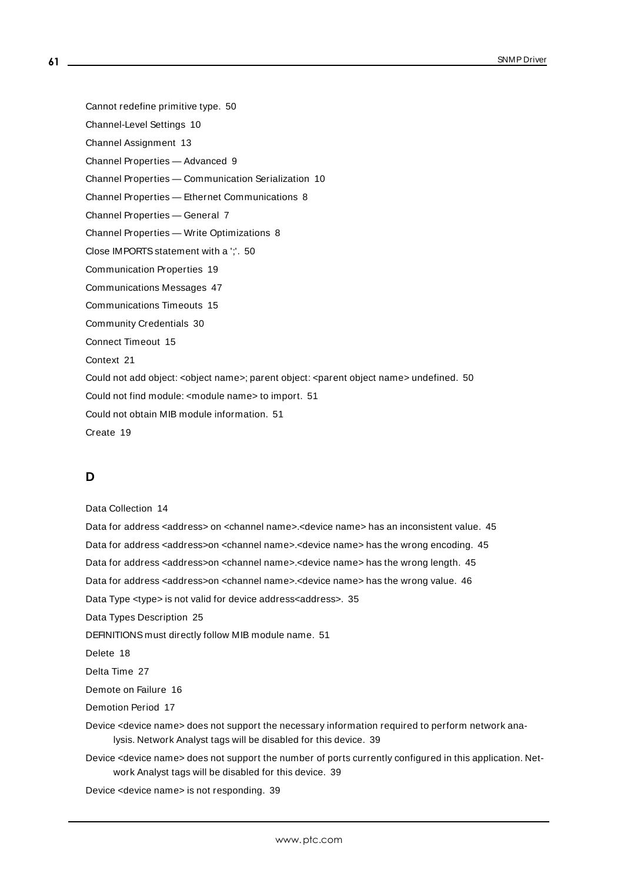Cannot redefine primitive type. 50

Channel-Level Settings 10

Channel Assignment 13

Channel Properties — Advanced 9

Channel Properties — Communication Serialization 10

Channel Properties — Ethernet Communications 8

Channel Properties — General 7

Channel Properties — Write Optimizations 8

Close IMPORTS statement with a ';'. 50

Communication Properties 19

Communications Messages 47

Communications Timeouts 15

Community Credentials 30

Connect Timeout 15

Context 21

Could not add object: <object name>; parent object: <parent object name> undefined. 50

Could not find module: <module name> to import. 51

Could not obtain MIB module information. 51

Create 19

## D

Data Collection 14

Data for address <address> on <channel name>.<device name> has an inconsistent value. 45

Data for address <address>on <channel name>.<device name> has the wrong encoding. 45

Data for address <address>on <channel name>.<device name> has the wrong length. 45

Data for address <address>on <channel name>.<device name> has the wrong value. 46

Data Type <type> is not valid for device address<address>. 35

Data Types Description 25

DEFINITIONS must directly follow MIB module name. 51

Delete 18

Delta Time 27

Demote on Failure 16

Demotion Period 17

Device <device name> does not support the necessary information required to perform network analysis. Network Analyst tags will be disabled for this device. 39

Device <device name> does not support the number of ports currently configured in this application. Network Analyst tags will be disabled for this device. 39

Device <device name> is not responding. 39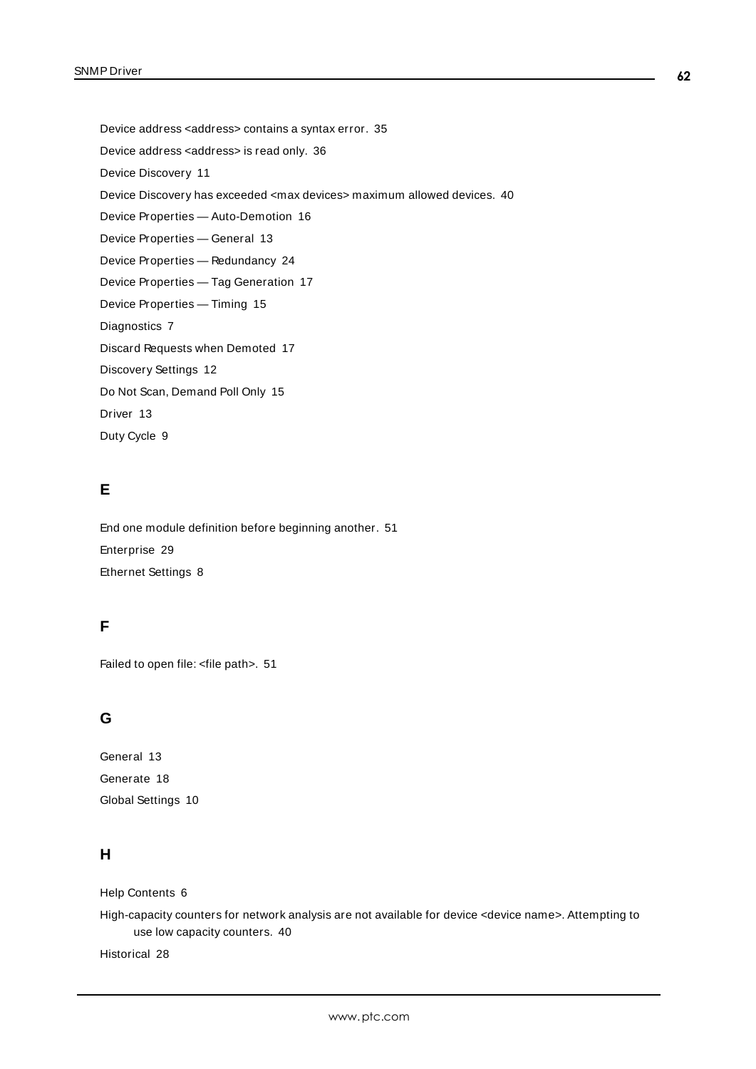Device address <address> contains a syntax error. 35

Device address <address> is read only. 36

Device Discovery 11

Device Discovery has exceeded <max devices> maximum allowed devices. 40

Device Properties — Auto-Demotion 16

Device Properties — General 13

Device Properties — Redundancy 24

Device Properties — Tag Generation 17

Device Properties — Timing 15

Diagnostics 7

Discard Requests when Demoted 17

Discovery Settings 12

Do Not Scan, Demand Poll Only 15

Driver 13

Duty Cycle 9

## E

End one module definition before beginning another. 51

Enterprise 29

Ethernet Settings 8

## F

Failed to open file: <file path>. 51

## G

General 13

Generate 18

Global Settings 10

## H

Help Contents 6

High-capacity counters for network analysis are not available for device <device name>. Attempting to use low capacity counters. 40

Historical 28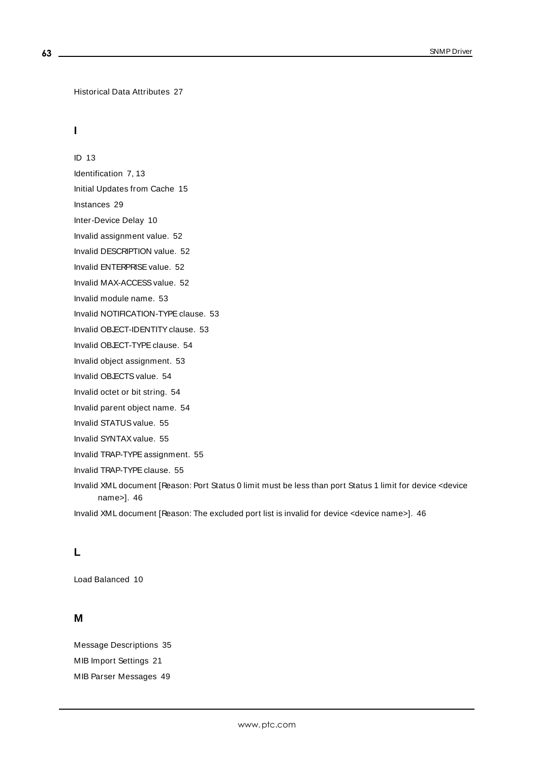Historical Data Attributes 27

## I

ID 13

Identification 7, 13

Initial Updates from Cache 15

Instances 29

Inter-Device Delay 10

Invalid assignment value. 52

Invalid DESCRIPTION value. 52

Invalid ENTERPRISE value. 52

Invalid MAX-ACCESS value. 52

Invalid module name. 53

Invalid NOTIFICATION-TYPE clause. 53

Invalid OBJECT-IDENTITY clause. 53

Invalid OBJECT-TYPE clause. 54

Invalid object assignment. 53

Invalid OBJECTS value. 54

Invalid octet or bit string. 54

Invalid parent object name. 54

Invalid STATUS value. 55

Invalid SYNTAX value. 55

Invalid TRAP-TYPE assignment. 55

Invalid TRAP-TYPE clause. 55

Invalid XML document [Reason: Port Status 0 limit must be less than port Status 1 limit for device <device name>]. 46

Invalid XML document [Reason: The excluded port list is invalid for device <device name>]. 46

## L

Load Balanced 10

## M

Message Descriptions 35

MIB Import Settings 21

MIB Parser Messages 49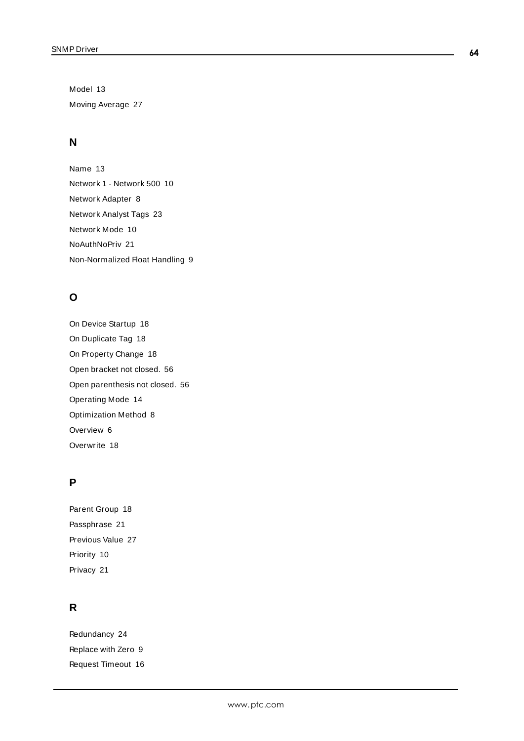Model 13

Moving Average 27

## N

Name 13

Network 1 - Network 500 10

Network Adapter 8

Network Analyst Tags 23

Network Mode 10

NoAuthNoPriv 21

Non-Normalized Float Handling 9

## O

On Device Startup 18

On Duplicate Tag 18

On Property Change 18

Open bracket not closed. 56

Open parenthesis not closed. 56

Operating Mode 14

Optimization Method 8

Overview 6

Overwrite 18

## P

Parent Group 18

Passphrase 21

Previous Value 27

Priority 10

Privacy 21

## R

Redundancy 24

Replace with Zero 9

Request Timeout 16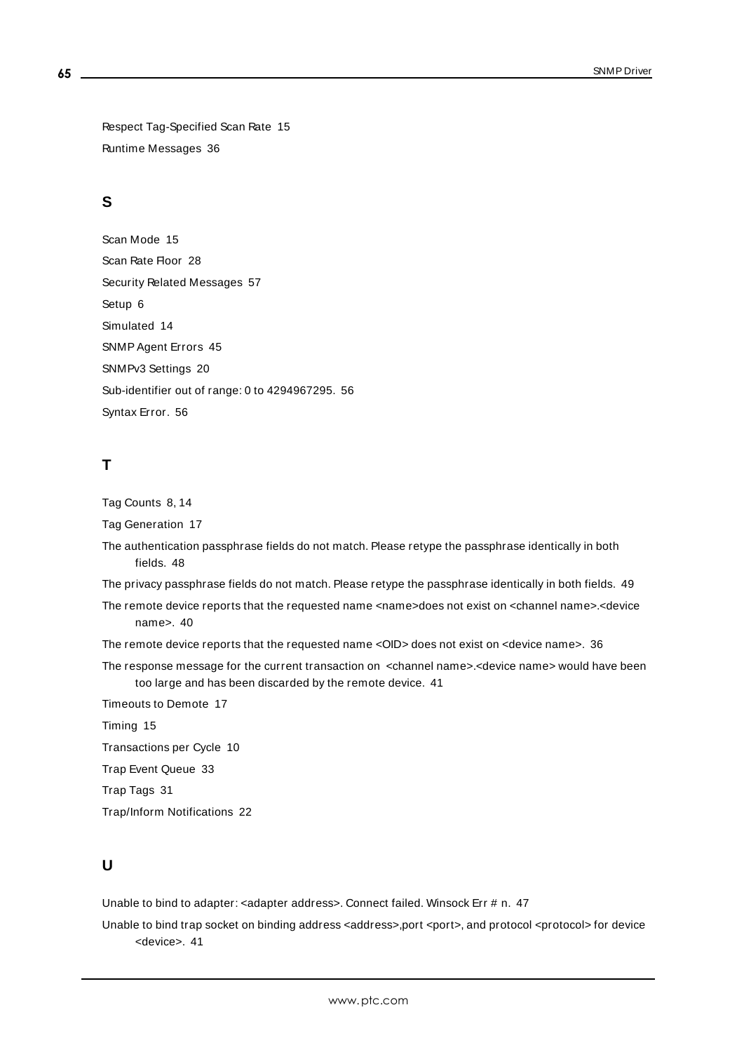Respect Tag-Specified Scan Rate 15

Runtime Messages 36

## S

Scan Mode 15

Scan Rate Floor 28

Security Related Messages 57

Setup 6

Simulated 14

SNMP Agent Errors 45

SNMPv3 Settings 20

Sub-identifier out of range: 0 to 4294967295. 56

Syntax Error. 56

## T

Tag Counts 8, 14

Tag Generation 17

The authentication passphrase fields do not match. Please retype the passphrase identically in both fields. 48

The privacy passphrase fields do not match. Please retype the passphrase identically in both fields. 49

The remote device reports that the requested name <name>does not exist on <channel name>.<device name>. 40

The remote device reports that the requested name <OID> does not exist on <device name>. 36

The response message for the current transaction on <channel name>.<device name> would have been too large and has been discarded by the remote device. 41

Timeouts to Demote 17

Timing 15

Transactions per Cycle 10

Trap Event Queue 33

Trap Tags 31

Trap/Inform Notifications 22

## U

Unable to bind to adapter: <adapter address>. Connect failed. Winsock Err # n. 47

Unable to bind trap socket on binding address <address>,port <port>, and protocol <protocol> for device <device>. 41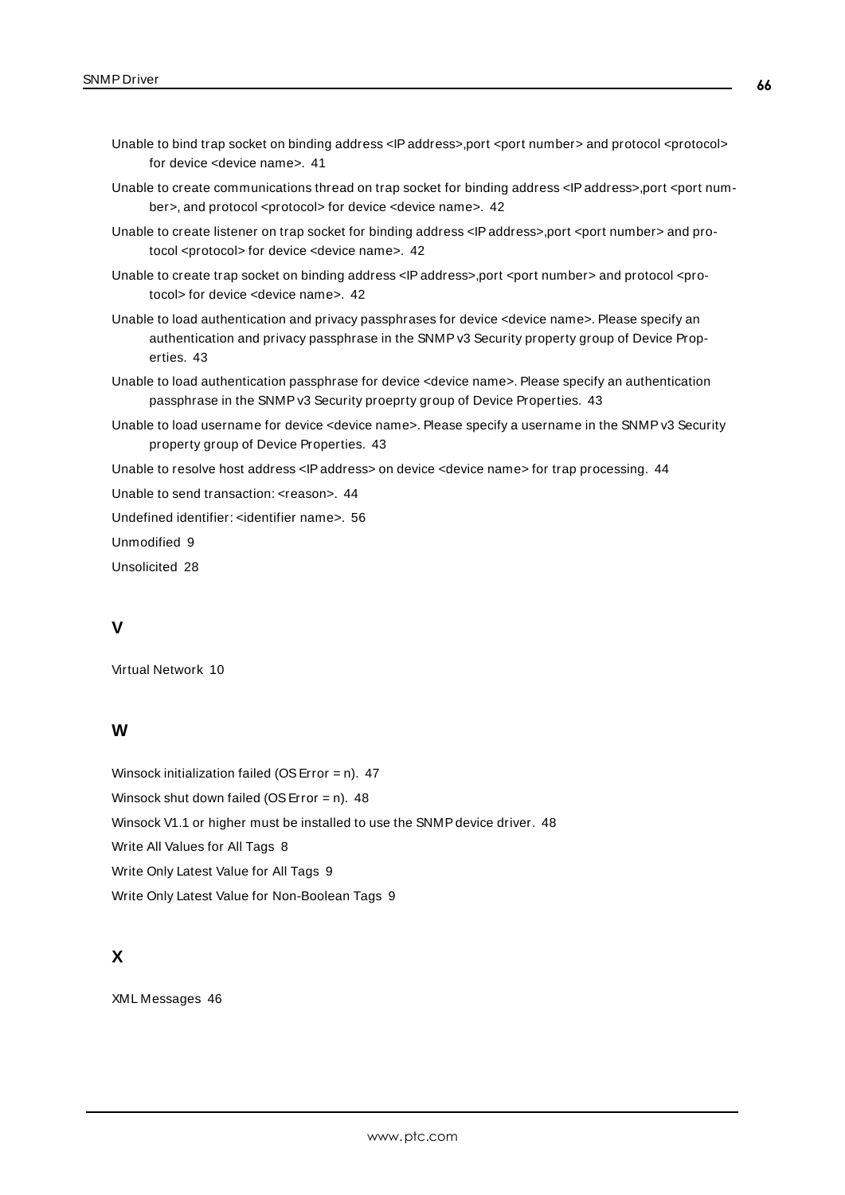Unable to bind trap socket on binding address <IP address>,port <port number> and protocol <protocol> for device <device name>. 41

Unable to create communications thread on trap socket for binding address <IP address>,port <port number>, and protocol <protocol> for device <device name>. 42

Unable to create listener on trap socket for binding address <IP address>,port <port number> and protocol <protocol> for device <device name>. 42

Unable to create trap socket on binding address <IP address>,port <port number> and protocol <protocol> for device <device name>. 42

Unable to load authentication and privacy passphrases for device <device name>. Please specify an authentication and privacy passphrase in the SNMP v3 Security property group of Device Properties. 43

Unable to load authentication passphrase for device <device name>. Please specify an authentication passphrase in the SNMP v3 Security proeprty group of Device Properties. 43

Unable to load username for device <device name>. Please specify a username in the SNMP v3 Security property group of Device Properties. 43

Unable to resolve host address <IP address> on device <device name> for trap processing. 44

Unable to send transaction: <reason>. 44

Undefined identifier: <identifier name>. 56

Unmodified 9

Unsolicited 28

## V

Virtual Network 10

## W

Winsock initialization failed (OS Error = n). 47

Winsock shut down failed (OS Error = n). 48

Winsock V1.1 or higher must be installed to use the SNMP device driver. 48

Write All Values for All Tags 8

Write Only Latest Value for All Tags 9

Write Only Latest Value for Non-Boolean Tags 9

## X

XML Messages 46